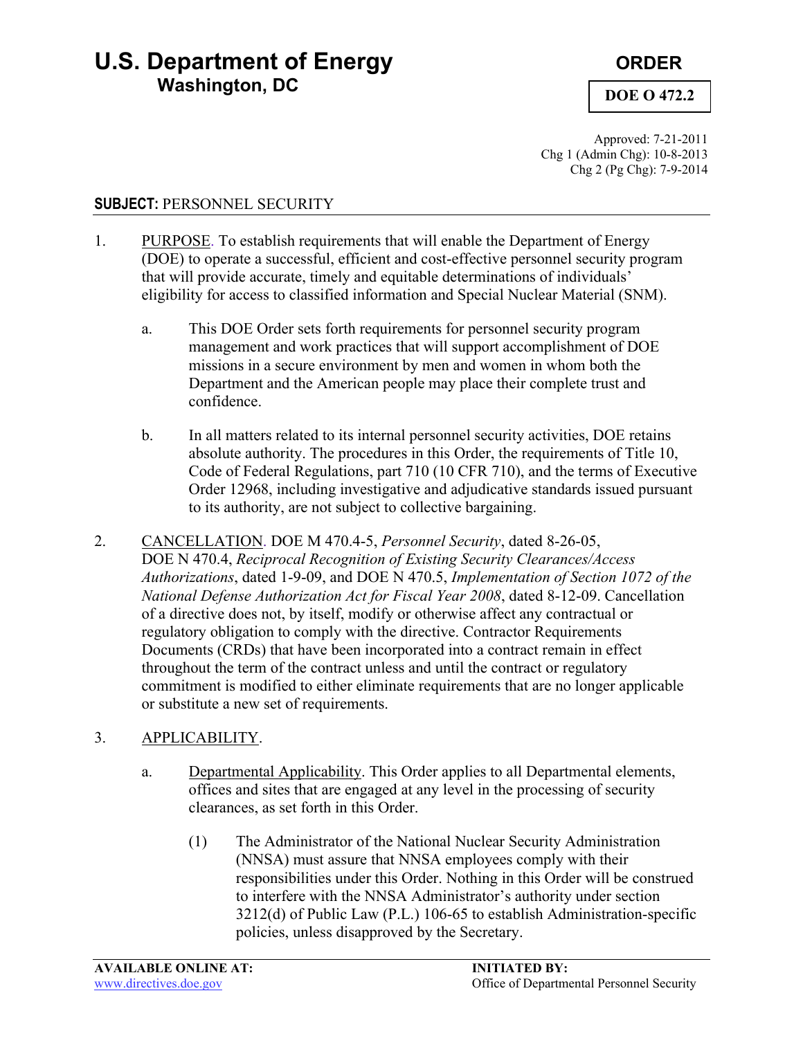# U.S. Department of Energy
## Washington, DC

**ORDER**

**DOE O 472.2**

Approved: 7-21-2011
Chg 1 (Admin Chg): 10-8-2013
Chg 2 (Pg Chg): 7-9-2014

**SUBJECT:** PERSONNEL SECURITY

1. PURPOSE. To establish requirements that will enable the Department of Energy (DOE) to operate a successful, efficient and cost-effective personnel security program that will provide accurate, timely and equitable determinations of individuals' eligibility for access to classified information and Special Nuclear Material (SNM).

   a. This DOE Order sets forth requirements for personnel security program management and work practices that will support accomplishment of DOE missions in a secure environment by men and women in whom both the Department and the American people may place their complete trust and confidence.

   b. In all matters related to its internal personnel security activities, DOE retains absolute authority. The procedures in this Order, the requirements of Title 10, Code of Federal Regulations, part 710 (10 CFR 710), and the terms of Executive Order 12968, including investigative and adjudicative standards issued pursuant to its authority, are not subject to collective bargaining.

2. CANCELLATION. DOE M 470.4-5, *Personnel Security*, dated 8-26-05, DOE N 470.4, *Reciprocal Recognition of Existing Security Clearances/Access Authorizations*, dated 1-9-09, and DOE N 470.5, *Implementation of Section 1072 of the National Defense Authorization Act for Fiscal Year 2008*, dated 8-12-09. Cancellation of a directive does not, by itself, modify or otherwise affect any contractual or regulatory obligation to comply with the directive. Contractor Requirements Documents (CRDs) that have been incorporated into a contract remain in effect throughout the term of the contract unless and until the contract or regulatory commitment is modified to either eliminate requirements that are no longer applicable or substitute a new set of requirements.

3. APPLICABILITY.

   a. Departmental Applicability. This Order applies to all Departmental elements, offices and sites that are engaged at any level in the processing of security clearances, as set forth in this Order.

      (1) The Administrator of the National Nuclear Security Administration (NNSA) must assure that NNSA employees comply with their responsibilities under this Order. Nothing in this Order will be construed to interfere with the NNSA Administrator's authority under section 3212(d) of Public Law (P.L.) 106-65 to establish Administration-specific policies, unless disapproved by the Secretary.

**AVAILABLE ONLINE AT:**
www.directives.doe.gov

**INITIATED BY:**
Office of Departmental Personnel Security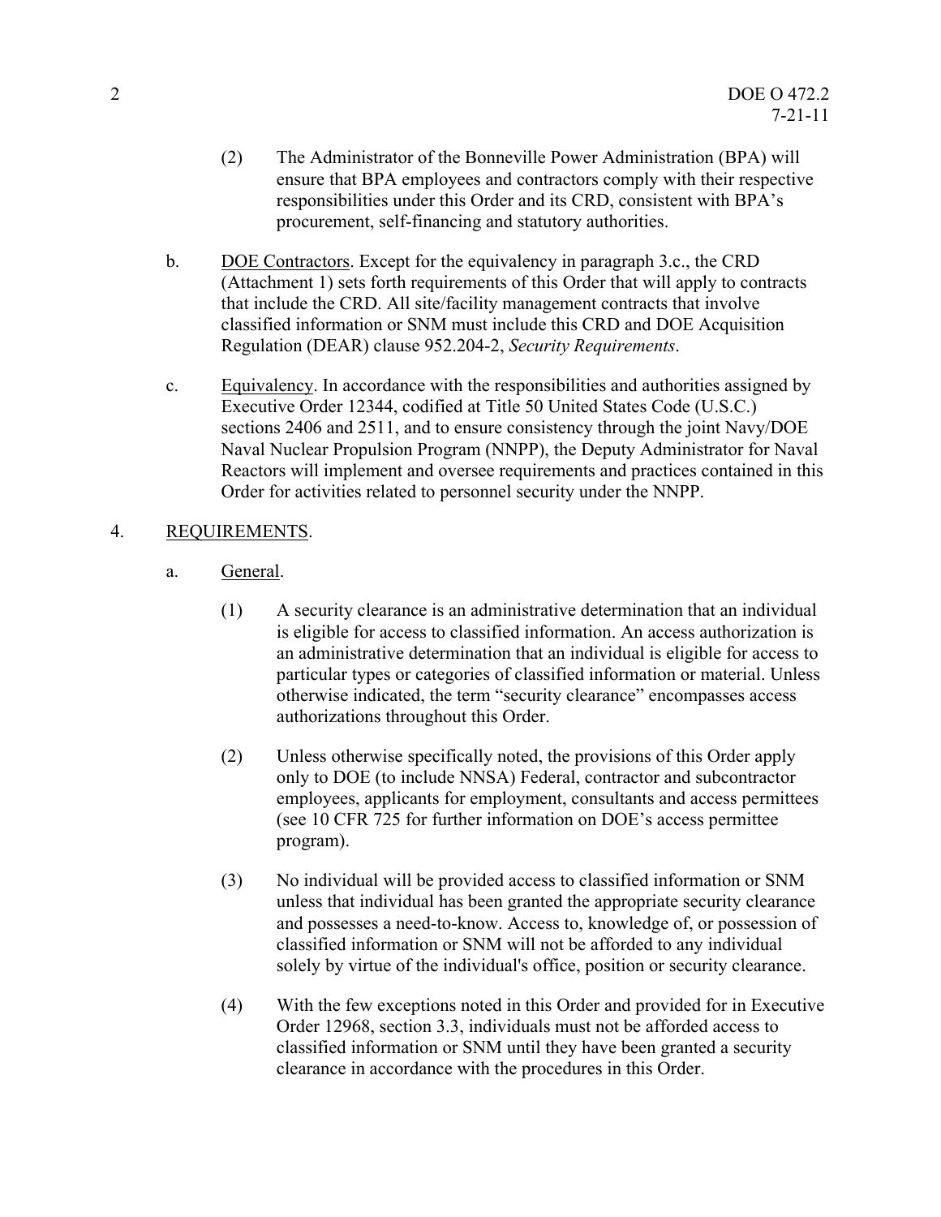(2) The Administrator of the Bonneville Power Administration (BPA) will ensure that BPA employees and contractors comply with their respective responsibilities under this Order and its CRD, consistent with BPA's procurement, self-financing and statutory authorities.

b. DOE Contractors. Except for the equivalency in paragraph 3.c., the CRD (Attachment 1) sets forth requirements of this Order that will apply to contracts that include the CRD. All site/facility management contracts that involve classified information or SNM must include this CRD and DOE Acquisition Regulation (DEAR) clause 952.204-2, *Security Requirements*.

c. Equivalency. In accordance with the responsibilities and authorities assigned by Executive Order 12344, codified at Title 50 United States Code (U.S.C.) sections 2406 and 2511, and to ensure consistency through the joint Navy/DOE Naval Nuclear Propulsion Program (NNPP), the Deputy Administrator for Naval Reactors will implement and oversee requirements and practices contained in this Order for activities related to personnel security under the NNPP.

4. REQUIREMENTS.

a. General.

(1) A security clearance is an administrative determination that an individual is eligible for access to classified information. An access authorization is an administrative determination that an individual is eligible for access to particular types or categories of classified information or material. Unless otherwise indicated, the term "security clearance" encompasses access authorizations throughout this Order.

(2) Unless otherwise specifically noted, the provisions of this Order apply only to DOE (to include NNSA) Federal, contractor and subcontractor employees, applicants for employment, consultants and access permittees (see 10 CFR 725 for further information on DOE's access permittee program).

(3) No individual will be provided access to classified information or SNM unless that individual has been granted the appropriate security clearance and possesses a need-to-know. Access to, knowledge of, or possession of classified information or SNM will not be afforded to any individual solely by virtue of the individual's office, position or security clearance.

(4) With the few exceptions noted in this Order and provided for in Executive Order 12968, section 3.3, individuals must not be afforded access to classified information or SNM until they have been granted a security clearance in accordance with the procedures in this Order.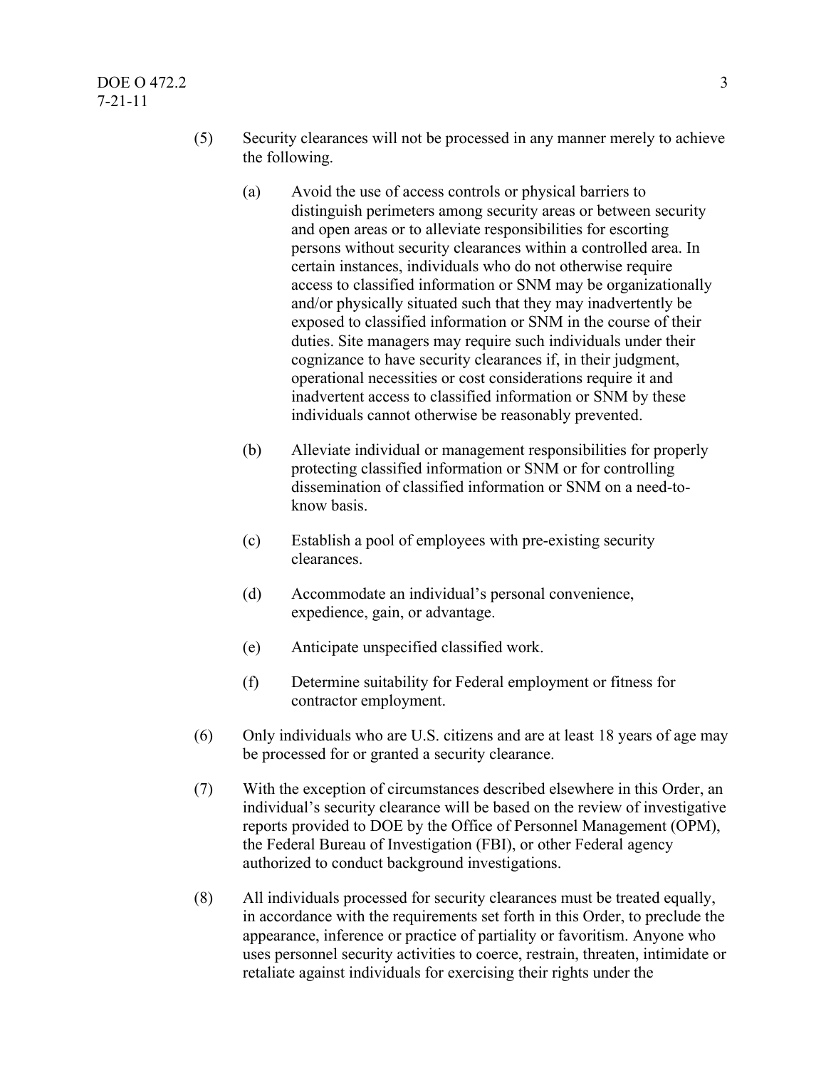(5) Security clearances will not be processed in any manner merely to achieve the following.

(a) Avoid the use of access controls or physical barriers to distinguish perimeters among security areas or between security and open areas or to alleviate responsibilities for escorting persons without security clearances within a controlled area. In certain instances, individuals who do not otherwise require access to classified information or SNM may be organizationally and/or physically situated such that they may inadvertently be exposed to classified information or SNM in the course of their duties. Site managers may require such individuals under their cognizance to have security clearances if, in their judgment, operational necessities or cost considerations require it and inadvertent access to classified information or SNM by these individuals cannot otherwise be reasonably prevented.

(b) Alleviate individual or management responsibilities for properly protecting classified information or SNM or for controlling dissemination of classified information or SNM on a need-to-know basis.

(c) Establish a pool of employees with pre-existing security clearances.

(d) Accommodate an individual's personal convenience, expedience, gain, or advantage.

(e) Anticipate unspecified classified work.

(f) Determine suitability for Federal employment or fitness for contractor employment.

(6) Only individuals who are U.S. citizens and are at least 18 years of age may be processed for or granted a security clearance.

(7) With the exception of circumstances described elsewhere in this Order, an individual's security clearance will be based on the review of investigative reports provided to DOE by the Office of Personnel Management (OPM), the Federal Bureau of Investigation (FBI), or other Federal agency authorized to conduct background investigations.

(8) All individuals processed for security clearances must be treated equally, in accordance with the requirements set forth in this Order, to preclude the appearance, inference or practice of partiality or favoritism. Anyone who uses personnel security activities to coerce, restrain, threaten, intimidate or retaliate against individuals for exercising their rights under the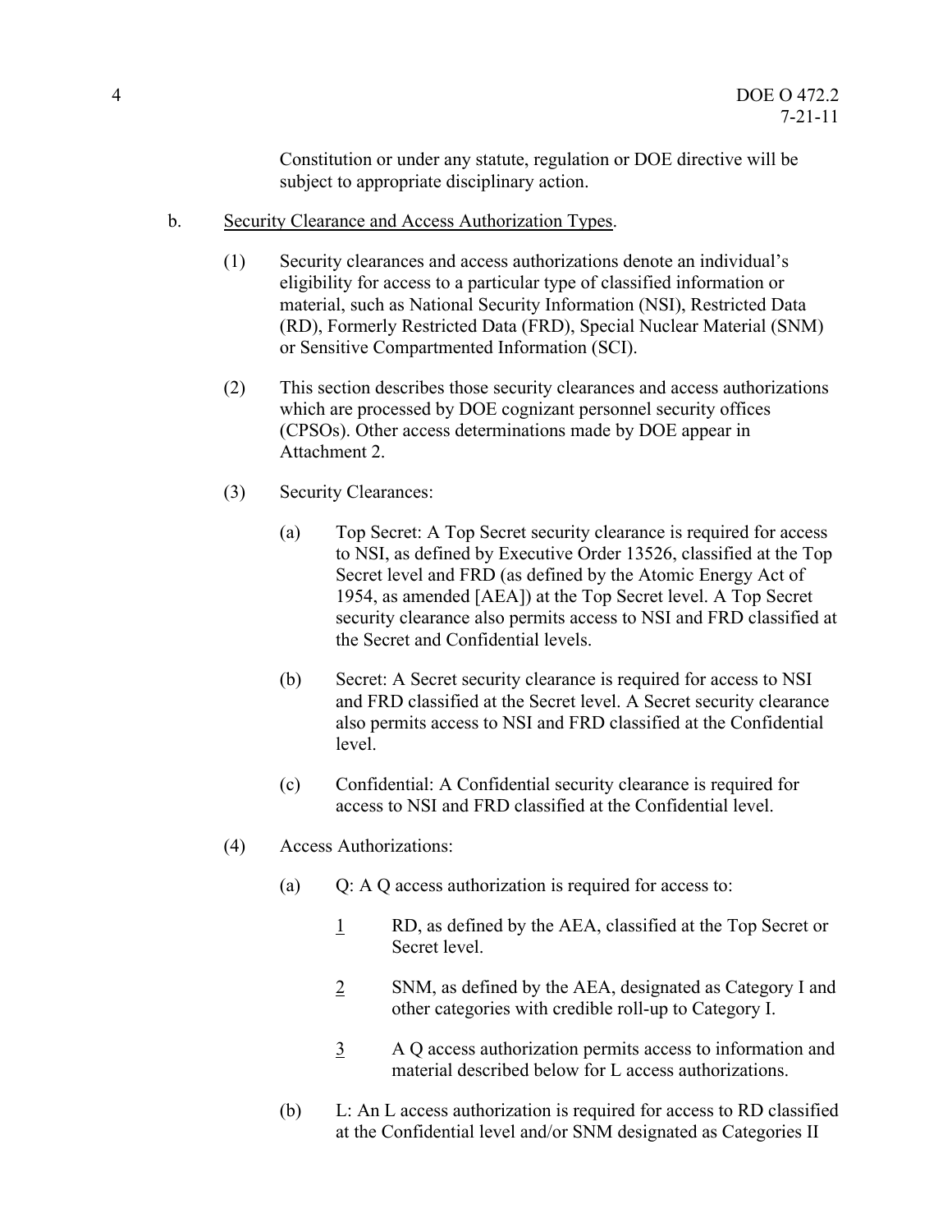Constitution or under any statute, regulation or DOE directive will be subject to appropriate disciplinary action.

b. Security Clearance and Access Authorization Types.

(1) Security clearances and access authorizations denote an individual's eligibility for access to a particular type of classified information or material, such as National Security Information (NSI), Restricted Data (RD), Formerly Restricted Data (FRD), Special Nuclear Material (SNM) or Sensitive Compartmented Information (SCI).

(2) This section describes those security clearances and access authorizations which are processed by DOE cognizant personnel security offices (CPSOs). Other access determinations made by DOE appear in Attachment 2.

(3) Security Clearances:

(a) Top Secret: A Top Secret security clearance is required for access to NSI, as defined by Executive Order 13526, classified at the Top Secret level and FRD (as defined by the Atomic Energy Act of 1954, as amended [AEA]) at the Top Secret level. A Top Secret security clearance also permits access to NSI and FRD classified at the Secret and Confidential levels.

(b) Secret: A Secret security clearance is required for access to NSI and FRD classified at the Secret level. A Secret security clearance also permits access to NSI and FRD classified at the Confidential level.

(c) Confidential: A Confidential security clearance is required for access to NSI and FRD classified at the Confidential level.

(4) Access Authorizations:

(a) Q: A Q access authorization is required for access to:

1 RD, as defined by the AEA, classified at the Top Secret or Secret level.

2 SNM, as defined by the AEA, designated as Category I and other categories with credible roll-up to Category I.

3 A Q access authorization permits access to information and material described below for L access authorizations.

(b) L: An L access authorization is required for access to RD classified at the Confidential level and/or SNM designated as Categories II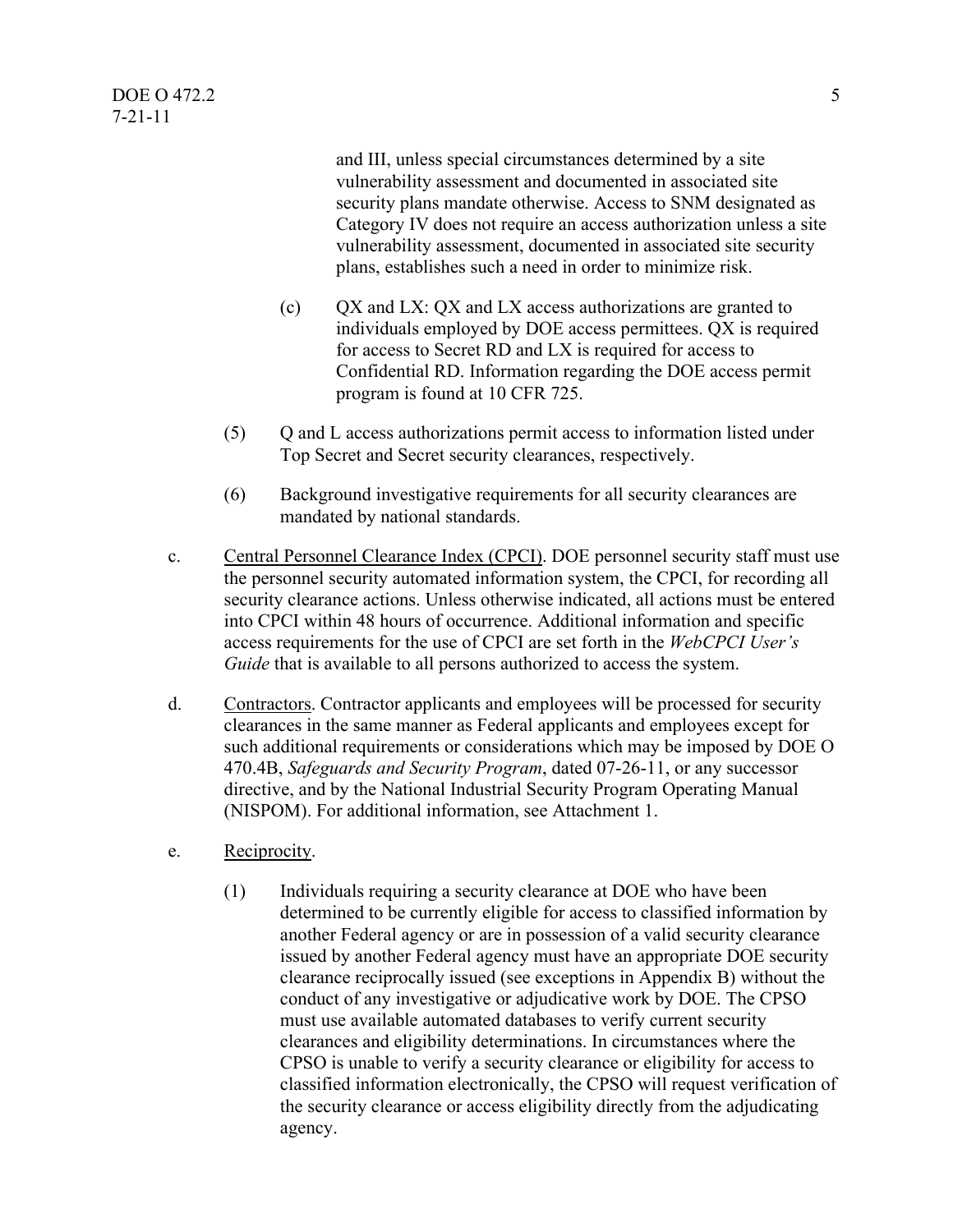and III, unless special circumstances determined by a site vulnerability assessment and documented in associated site security plans mandate otherwise. Access to SNM designated as Category IV does not require an access authorization unless a site vulnerability assessment, documented in associated site security plans, establishes such a need in order to minimize risk.

(c) QX and LX: QX and LX access authorizations are granted to individuals employed by DOE access permittees. QX is required for access to Secret RD and LX is required for access to Confidential RD. Information regarding the DOE access permit program is found at 10 CFR 725.

(5) Q and L access authorizations permit access to information listed under Top Secret and Secret security clearances, respectively.

(6) Background investigative requirements for all security clearances are mandated by national standards.

c. Central Personnel Clearance Index (CPCI). DOE personnel security staff must use the personnel security automated information system, the CPCI, for recording all security clearance actions. Unless otherwise indicated, all actions must be entered into CPCI within 48 hours of occurrence. Additional information and specific access requirements for the use of CPCI are set forth in the *WebCPCI User's Guide* that is available to all persons authorized to access the system.

d. Contractors. Contractor applicants and employees will be processed for security clearances in the same manner as Federal applicants and employees except for such additional requirements or considerations which may be imposed by DOE O 470.4B, *Safeguards and Security Program*, dated 07-26-11, or any successor directive, and by the National Industrial Security Program Operating Manual (NISPOM). For additional information, see Attachment 1.

e. Reciprocity.

(1) Individuals requiring a security clearance at DOE who have been determined to be currently eligible for access to classified information by another Federal agency or are in possession of a valid security clearance issued by another Federal agency must have an appropriate DOE security clearance reciprocally issued (see exceptions in Appendix B) without the conduct of any investigative or adjudicative work by DOE. The CPSO must use available automated databases to verify current security clearances and eligibility determinations. In circumstances where the CPSO is unable to verify a security clearance or eligibility for access to classified information electronically, the CPSO will request verification of the security clearance or access eligibility directly from the adjudicating agency.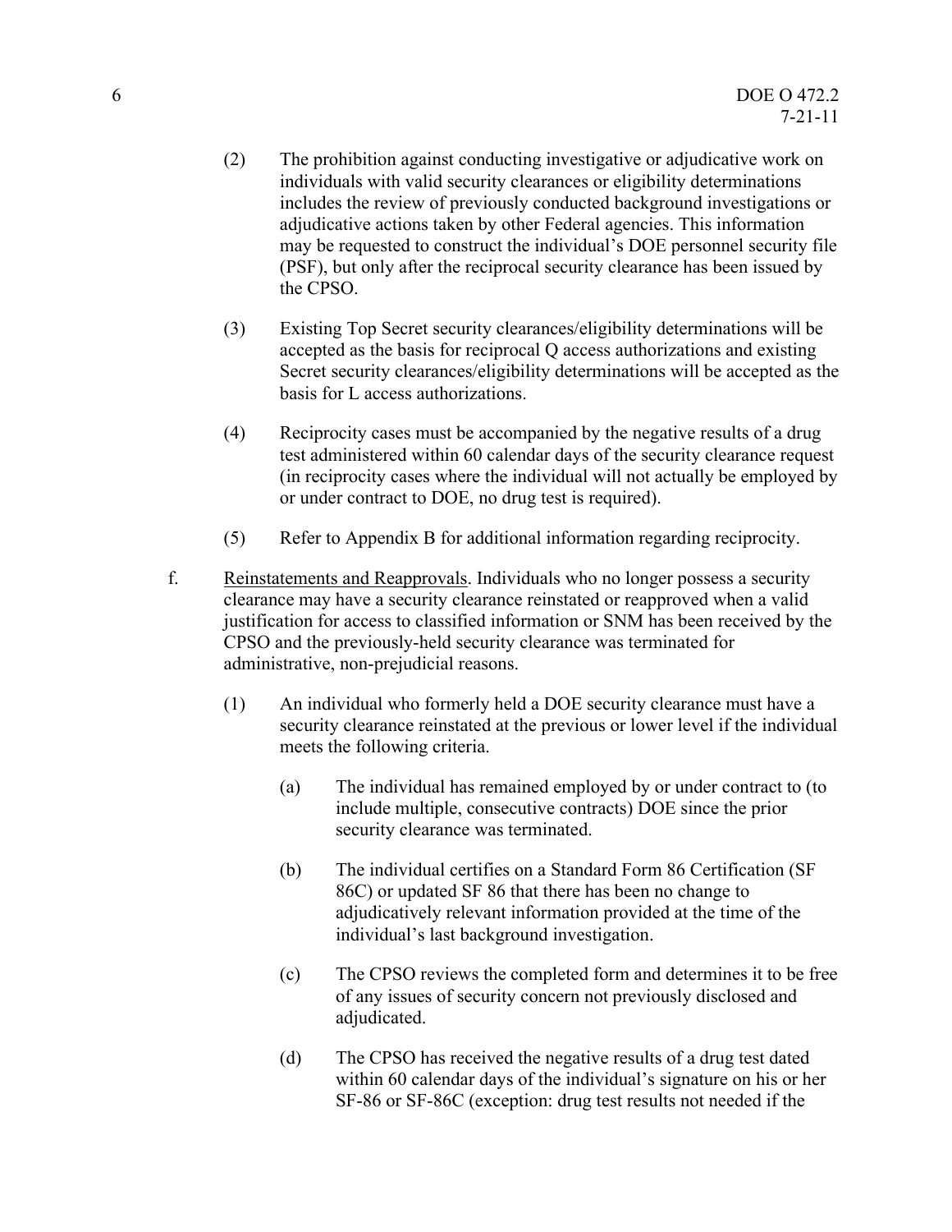(2) The prohibition against conducting investigative or adjudicative work on individuals with valid security clearances or eligibility determinations includes the review of previously conducted background investigations or adjudicative actions taken by other Federal agencies. This information may be requested to construct the individual's DOE personnel security file (PSF), but only after the reciprocal security clearance has been issued by the CPSO.

(3) Existing Top Secret security clearances/eligibility determinations will be accepted as the basis for reciprocal Q access authorizations and existing Secret security clearances/eligibility determinations will be accepted as the basis for L access authorizations.

(4) Reciprocity cases must be accompanied by the negative results of a drug test administered within 60 calendar days of the security clearance request (in reciprocity cases where the individual will not actually be employed by or under contract to DOE, no drug test is required).

(5) Refer to Appendix B for additional information regarding reciprocity.

f. Reinstatements and Reapprovals. Individuals who no longer possess a security clearance may have a security clearance reinstated or reapproved when a valid justification for access to classified information or SNM has been received by the CPSO and the previously-held security clearance was terminated for administrative, non-prejudicial reasons.

(1) An individual who formerly held a DOE security clearance must have a security clearance reinstated at the previous or lower level if the individual meets the following criteria.

(a) The individual has remained employed by or under contract to (to include multiple, consecutive contracts) DOE since the prior security clearance was terminated.

(b) The individual certifies on a Standard Form 86 Certification (SF 86C) or updated SF 86 that there has been no change to adjudicatively relevant information provided at the time of the individual's last background investigation.

(c) The CPSO reviews the completed form and determines it to be free of any issues of security concern not previously disclosed and adjudicated.

(d) The CPSO has received the negative results of a drug test dated within 60 calendar days of the individual's signature on his or her SF-86 or SF-86C (exception: drug test results not needed if the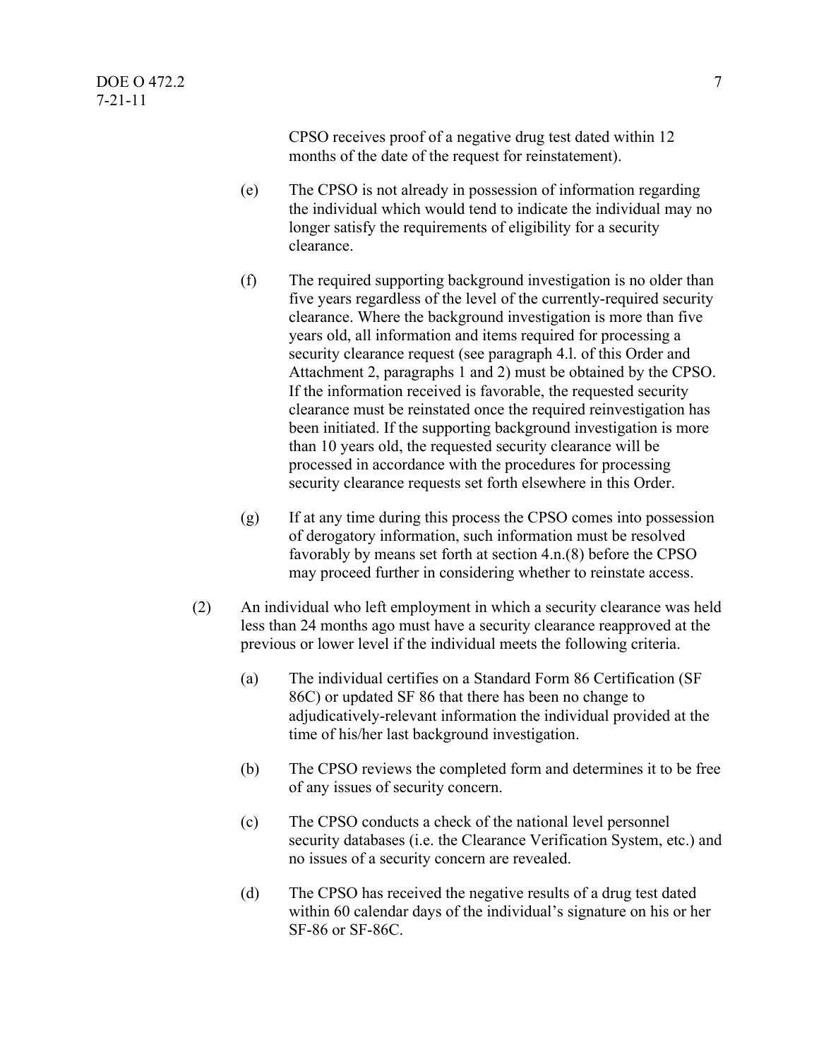CPSO receives proof of a negative drug test dated within 12 months of the date of the request for reinstatement).

(e) The CPSO is not already in possession of information regarding the individual which would tend to indicate the individual may no longer satisfy the requirements of eligibility for a security clearance.

(f) The required supporting background investigation is no older than five years regardless of the level of the currently-required security clearance. Where the background investigation is more than five years old, all information and items required for processing a security clearance request (see paragraph 4.l. of this Order and Attachment 2, paragraphs 1 and 2) must be obtained by the CPSO. If the information received is favorable, the requested security clearance must be reinstated once the required reinvestigation has been initiated. If the supporting background investigation is more than 10 years old, the requested security clearance will be processed in accordance with the procedures for processing security clearance requests set forth elsewhere in this Order.

(g) If at any time during this process the CPSO comes into possession of derogatory information, such information must be resolved favorably by means set forth at section 4.n.(8) before the CPSO may proceed further in considering whether to reinstate access.

(2) An individual who left employment in which a security clearance was held less than 24 months ago must have a security clearance reapproved at the previous or lower level if the individual meets the following criteria.

(a) The individual certifies on a Standard Form 86 Certification (SF 86C) or updated SF 86 that there has been no change to adjudicatively-relevant information the individual provided at the time of his/her last background investigation.

(b) The CPSO reviews the completed form and determines it to be free of any issues of security concern.

(c) The CPSO conducts a check of the national level personnel security databases (i.e. the Clearance Verification System, etc.) and no issues of a security concern are revealed.

(d) The CPSO has received the negative results of a drug test dated within 60 calendar days of the individual's signature on his or her SF-86 or SF-86C.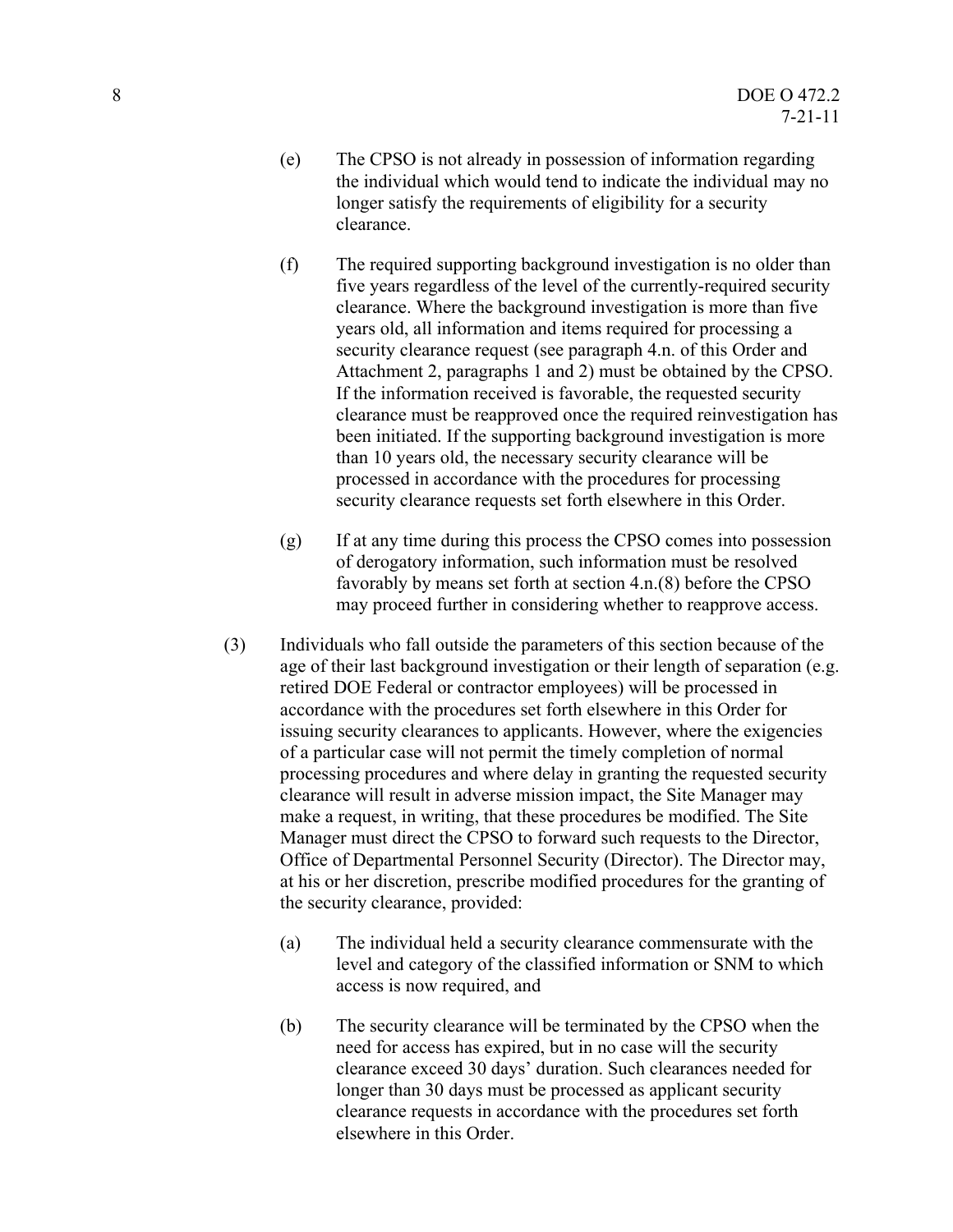(e) The CPSO is not already in possession of information regarding the individual which would tend to indicate the individual may no longer satisfy the requirements of eligibility for a security clearance.

(f) The required supporting background investigation is no older than five years regardless of the level of the currently-required security clearance. Where the background investigation is more than five years old, all information and items required for processing a security clearance request (see paragraph 4.n. of this Order and Attachment 2, paragraphs 1 and 2) must be obtained by the CPSO. If the information received is favorable, the requested security clearance must be reapproved once the required reinvestigation has been initiated. If the supporting background investigation is more than 10 years old, the necessary security clearance will be processed in accordance with the procedures for processing security clearance requests set forth elsewhere in this Order.

(g) If at any time during this process the CPSO comes into possession of derogatory information, such information must be resolved favorably by means set forth at section 4.n.(8) before the CPSO may proceed further in considering whether to reapprove access.

(3) Individuals who fall outside the parameters of this section because of the age of their last background investigation or their length of separation (e.g. retired DOE Federal or contractor employees) will be processed in accordance with the procedures set forth elsewhere in this Order for issuing security clearances to applicants. However, where the exigencies of a particular case will not permit the timely completion of normal processing procedures and where delay in granting the requested security clearance will result in adverse mission impact, the Site Manager may make a request, in writing, that these procedures be modified. The Site Manager must direct the CPSO to forward such requests to the Director, Office of Departmental Personnel Security (Director). The Director may, at his or her discretion, prescribe modified procedures for the granting of the security clearance, provided:

(a) The individual held a security clearance commensurate with the level and category of the classified information or SNM to which access is now required, and

(b) The security clearance will be terminated by the CPSO when the need for access has expired, but in no case will the security clearance exceed 30 days' duration. Such clearances needed for longer than 30 days must be processed as applicant security clearance requests in accordance with the procedures set forth elsewhere in this Order.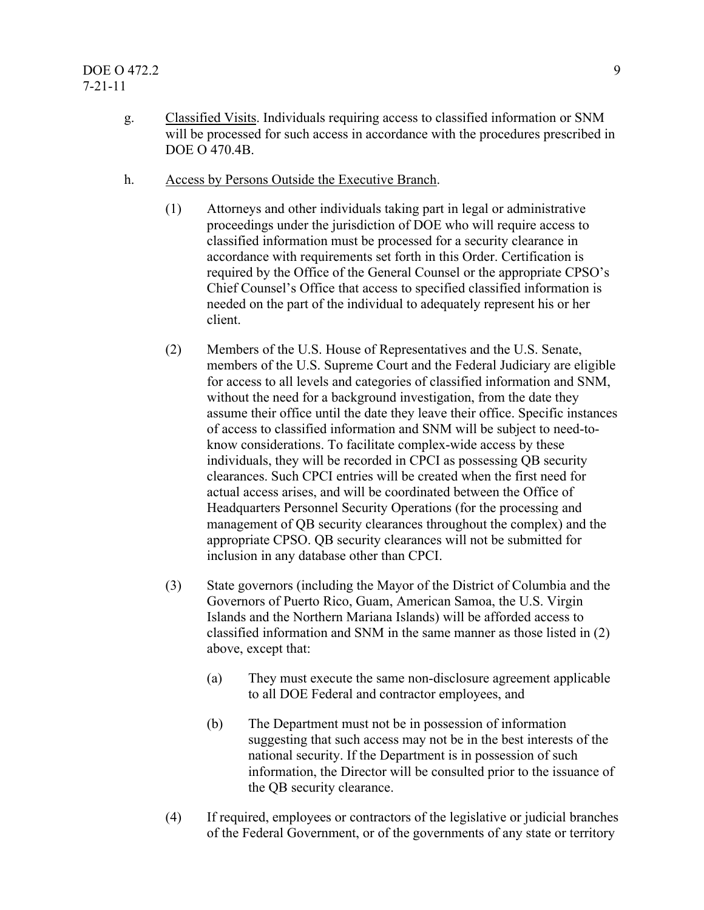g. Classified Visits. Individuals requiring access to classified information or SNM will be processed for such access in accordance with the procedures prescribed in DOE O 470.4B.

h. Access by Persons Outside the Executive Branch.

(1) Attorneys and other individuals taking part in legal or administrative proceedings under the jurisdiction of DOE who will require access to classified information must be processed for a security clearance in accordance with requirements set forth in this Order. Certification is required by the Office of the General Counsel or the appropriate CPSO's Chief Counsel's Office that access to specified classified information is needed on the part of the individual to adequately represent his or her client.

(2) Members of the U.S. House of Representatives and the U.S. Senate, members of the U.S. Supreme Court and the Federal Judiciary are eligible for access to all levels and categories of classified information and SNM, without the need for a background investigation, from the date they assume their office until the date they leave their office. Specific instances of access to classified information and SNM will be subject to need-to-know considerations. To facilitate complex-wide access by these individuals, they will be recorded in CPCI as possessing QB security clearances. Such CPCI entries will be created when the first need for actual access arises, and will be coordinated between the Office of Headquarters Personnel Security Operations (for the processing and management of QB security clearances throughout the complex) and the appropriate CPSO. QB security clearances will not be submitted for inclusion in any database other than CPCI.

(3) State governors (including the Mayor of the District of Columbia and the Governors of Puerto Rico, Guam, American Samoa, the U.S. Virgin Islands and the Northern Mariana Islands) will be afforded access to classified information and SNM in the same manner as those listed in (2) above, except that:

(a) They must execute the same non-disclosure agreement applicable to all DOE Federal and contractor employees, and

(b) The Department must not be in possession of information suggesting that such access may not be in the best interests of the national security. If the Department is in possession of such information, the Director will be consulted prior to the issuance of the QB security clearance.

(4) If required, employees or contractors of the legislative or judicial branches of the Federal Government, or of the governments of any state or territory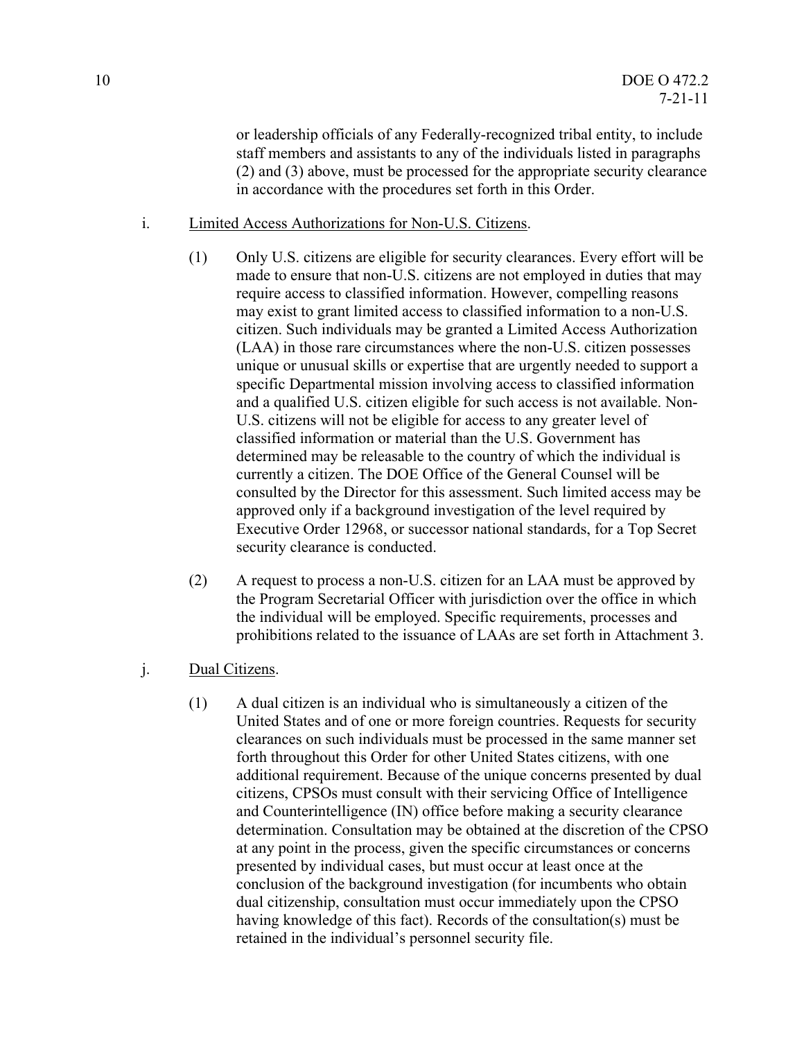or leadership officials of any Federally-recognized tribal entity, to include staff members and assistants to any of the individuals listed in paragraphs (2) and (3) above, must be processed for the appropriate security clearance in accordance with the procedures set forth in this Order.

i. Limited Access Authorizations for Non-U.S. Citizens.

(1) Only U.S. citizens are eligible for security clearances. Every effort will be made to ensure that non-U.S. citizens are not employed in duties that may require access to classified information. However, compelling reasons may exist to grant limited access to classified information to a non-U.S. citizen. Such individuals may be granted a Limited Access Authorization (LAA) in those rare circumstances where the non-U.S. citizen possesses unique or unusual skills or expertise that are urgently needed to support a specific Departmental mission involving access to classified information and a qualified U.S. citizen eligible for such access is not available. Non-U.S. citizens will not be eligible for access to any greater level of classified information or material than the U.S. Government has determined may be releasable to the country of which the individual is currently a citizen. The DOE Office of the General Counsel will be consulted by the Director for this assessment. Such limited access may be approved only if a background investigation of the level required by Executive Order 12968, or successor national standards, for a Top Secret security clearance is conducted.

(2) A request to process a non-U.S. citizen for an LAA must be approved by the Program Secretarial Officer with jurisdiction over the office in which the individual will be employed. Specific requirements, processes and prohibitions related to the issuance of LAAs are set forth in Attachment 3.

j. Dual Citizens.

(1) A dual citizen is an individual who is simultaneously a citizen of the United States and of one or more foreign countries. Requests for security clearances on such individuals must be processed in the same manner set forth throughout this Order for other United States citizens, with one additional requirement. Because of the unique concerns presented by dual citizens, CPSOs must consult with their servicing Office of Intelligence and Counterintelligence (IN) office before making a security clearance determination. Consultation may be obtained at the discretion of the CPSO at any point in the process, given the specific circumstances or concerns presented by individual cases, but must occur at least once at the conclusion of the background investigation (for incumbents who obtain dual citizenship, consultation must occur immediately upon the CPSO having knowledge of this fact). Records of the consultation(s) must be retained in the individual's personnel security file.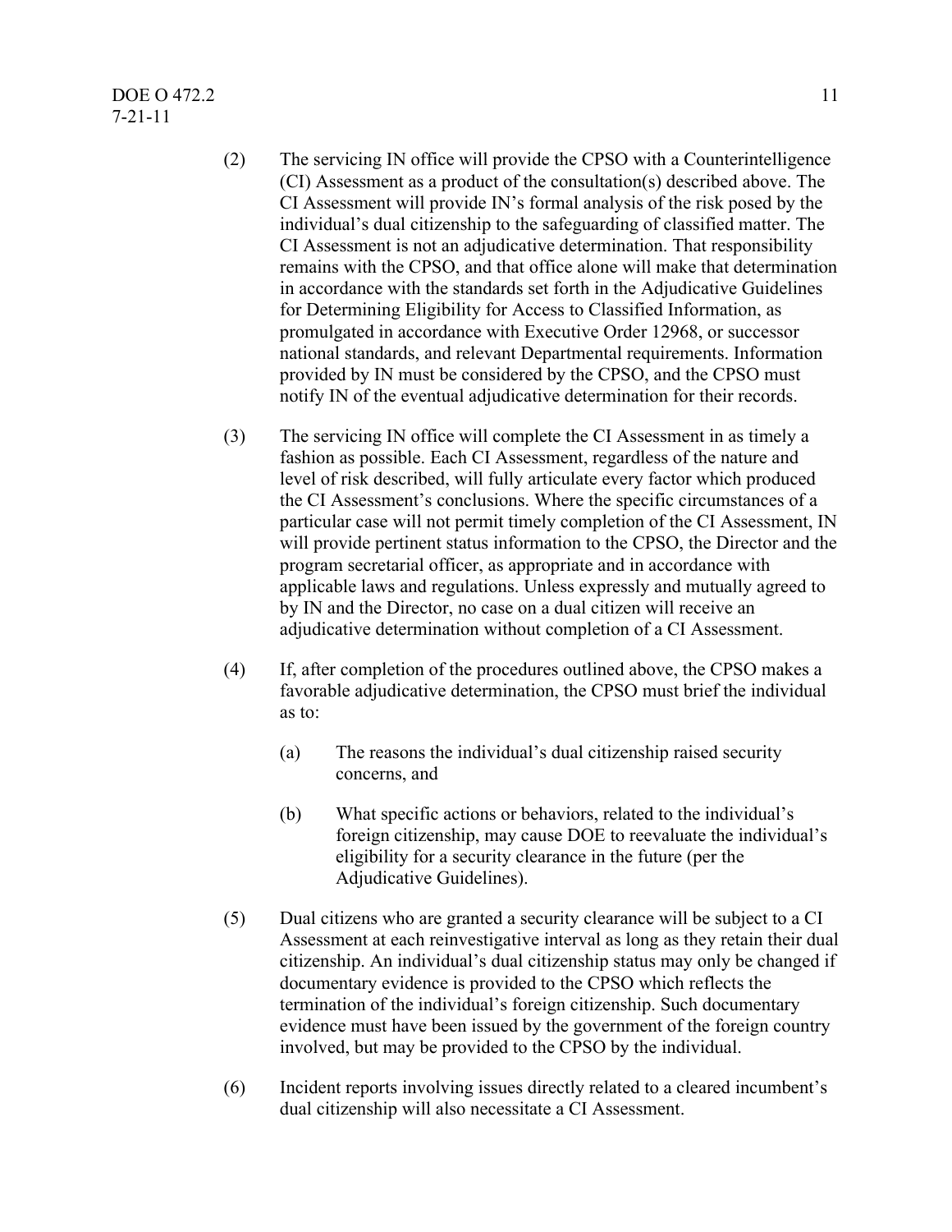(2) The servicing IN office will provide the CPSO with a Counterintelligence (CI) Assessment as a product of the consultation(s) described above. The CI Assessment will provide IN's formal analysis of the risk posed by the individual's dual citizenship to the safeguarding of classified matter. The CI Assessment is not an adjudicative determination. That responsibility remains with the CPSO, and that office alone will make that determination in accordance with the standards set forth in the Adjudicative Guidelines for Determining Eligibility for Access to Classified Information, as promulgated in accordance with Executive Order 12968, or successor national standards, and relevant Departmental requirements. Information provided by IN must be considered by the CPSO, and the CPSO must notify IN of the eventual adjudicative determination for their records.

(3) The servicing IN office will complete the CI Assessment in as timely a fashion as possible. Each CI Assessment, regardless of the nature and level of risk described, will fully articulate every factor which produced the CI Assessment's conclusions. Where the specific circumstances of a particular case will not permit timely completion of the CI Assessment, IN will provide pertinent status information to the CPSO, the Director and the program secretarial officer, as appropriate and in accordance with applicable laws and regulations. Unless expressly and mutually agreed to by IN and the Director, no case on a dual citizen will receive an adjudicative determination without completion of a CI Assessment.

(4) If, after completion of the procedures outlined above, the CPSO makes a favorable adjudicative determination, the CPSO must brief the individual as to:

   (a) The reasons the individual's dual citizenship raised security concerns, and

   (b) What specific actions or behaviors, related to the individual's foreign citizenship, may cause DOE to reevaluate the individual's eligibility for a security clearance in the future (per the Adjudicative Guidelines).

(5) Dual citizens who are granted a security clearance will be subject to a CI Assessment at each reinvestigative interval as long as they retain their dual citizenship. An individual's dual citizenship status may only be changed if documentary evidence is provided to the CPSO which reflects the termination of the individual's foreign citizenship. Such documentary evidence must have been issued by the government of the foreign country involved, but may be provided to the CPSO by the individual.

(6) Incident reports involving issues directly related to a cleared incumbent's dual citizenship will also necessitate a CI Assessment.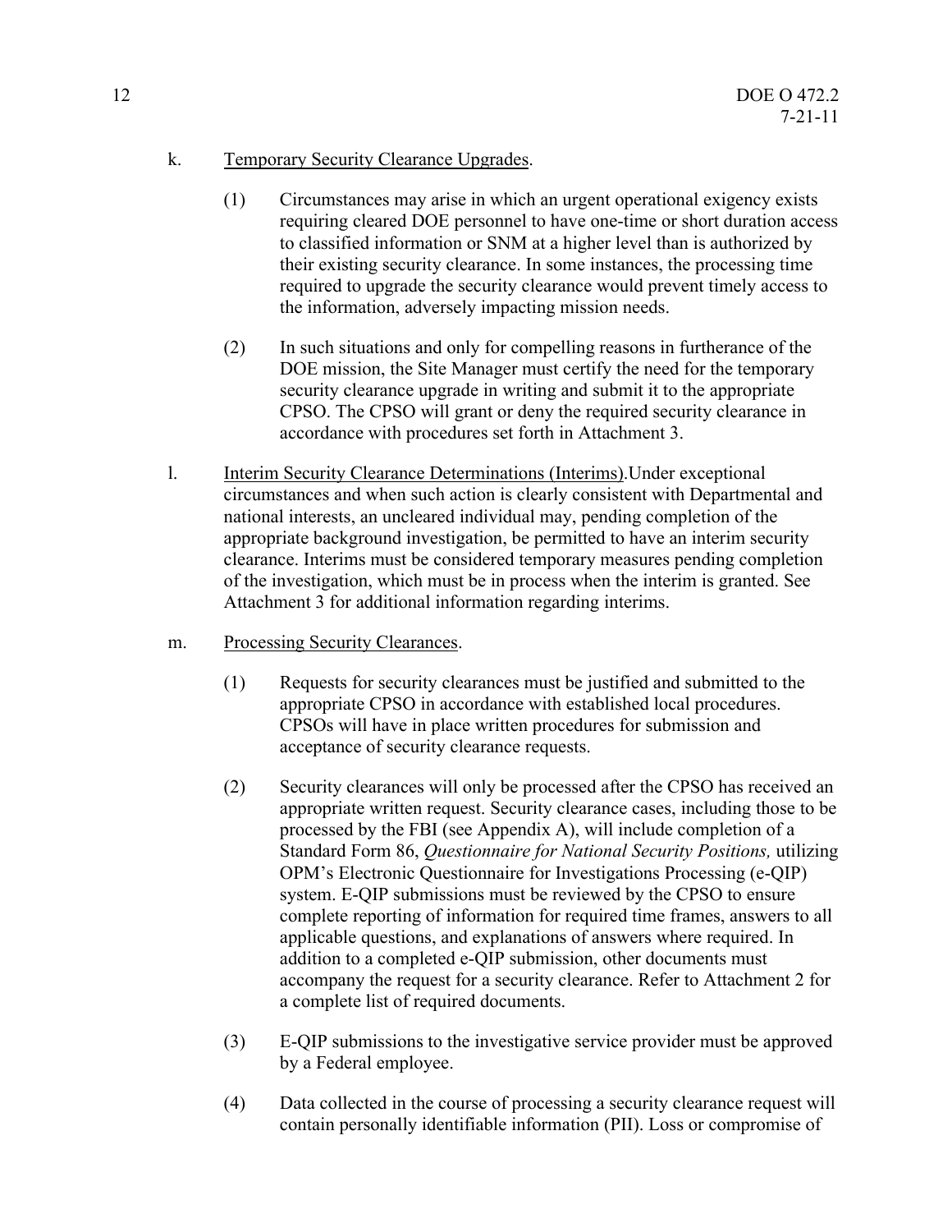k. Temporary Security Clearance Upgrades.

(1) Circumstances may arise in which an urgent operational exigency exists requiring cleared DOE personnel to have one-time or short duration access to classified information or SNM at a higher level than is authorized by their existing security clearance. In some instances, the processing time required to upgrade the security clearance would prevent timely access to the information, adversely impacting mission needs.

(2) In such situations and only for compelling reasons in furtherance of the DOE mission, the Site Manager must certify the need for the temporary security clearance upgrade in writing and submit it to the appropriate CPSO. The CPSO will grant or deny the required security clearance in accordance with procedures set forth in Attachment 3.

l. Interim Security Clearance Determinations (Interims).Under exceptional circumstances and when such action is clearly consistent with Departmental and national interests, an uncleared individual may, pending completion of the appropriate background investigation, be permitted to have an interim security clearance. Interims must be considered temporary measures pending completion of the investigation, which must be in process when the interim is granted. See Attachment 3 for additional information regarding interims.

m. Processing Security Clearances.

(1) Requests for security clearances must be justified and submitted to the appropriate CPSO in accordance with established local procedures. CPSOs will have in place written procedures for submission and acceptance of security clearance requests.

(2) Security clearances will only be processed after the CPSO has received an appropriate written request. Security clearance cases, including those to be processed by the FBI (see Appendix A), will include completion of a Standard Form 86, *Questionnaire for National Security Positions,* utilizing OPM's Electronic Questionnaire for Investigations Processing (e-QIP) system. E-QIP submissions must be reviewed by the CPSO to ensure complete reporting of information for required time frames, answers to all applicable questions, and explanations of answers where required. In addition to a completed e-QIP submission, other documents must accompany the request for a security clearance. Refer to Attachment 2 for a complete list of required documents.

(3) E-QIP submissions to the investigative service provider must be approved by a Federal employee.

(4) Data collected in the course of processing a security clearance request will contain personally identifiable information (PII). Loss or compromise of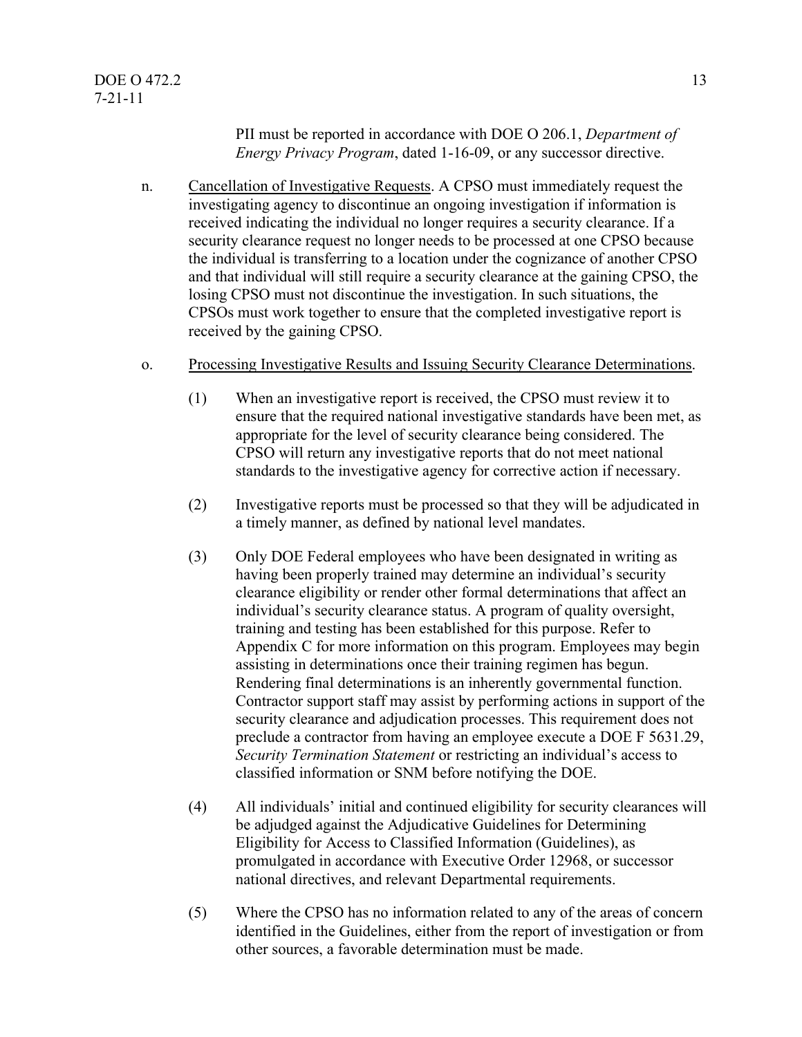PII must be reported in accordance with DOE O 206.1, *Department of Energy Privacy Program*, dated 1-16-09, or any successor directive.

n. Cancellation of Investigative Requests. A CPSO must immediately request the investigating agency to discontinue an ongoing investigation if information is received indicating the individual no longer requires a security clearance. If a security clearance request no longer needs to be processed at one CPSO because the individual is transferring to a location under the cognizance of another CPSO and that individual will still require a security clearance at the gaining CPSO, the losing CPSO must not discontinue the investigation. In such situations, the CPSOs must work together to ensure that the completed investigative report is received by the gaining CPSO.

o. Processing Investigative Results and Issuing Security Clearance Determinations.

(1) When an investigative report is received, the CPSO must review it to ensure that the required national investigative standards have been met, as appropriate for the level of security clearance being considered. The CPSO will return any investigative reports that do not meet national standards to the investigative agency for corrective action if necessary.

(2) Investigative reports must be processed so that they will be adjudicated in a timely manner, as defined by national level mandates.

(3) Only DOE Federal employees who have been designated in writing as having been properly trained may determine an individual's security clearance eligibility or render other formal determinations that affect an individual's security clearance status. A program of quality oversight, training and testing has been established for this purpose. Refer to Appendix C for more information on this program. Employees may begin assisting in determinations once their training regimen has begun. Rendering final determinations is an inherently governmental function. Contractor support staff may assist by performing actions in support of the security clearance and adjudication processes. This requirement does not preclude a contractor from having an employee execute a DOE F 5631.29, *Security Termination Statement* or restricting an individual's access to classified information or SNM before notifying the DOE.

(4) All individuals' initial and continued eligibility for security clearances will be adjudged against the Adjudicative Guidelines for Determining Eligibility for Access to Classified Information (Guidelines), as promulgated in accordance with Executive Order 12968, or successor national directives, and relevant Departmental requirements.

(5) Where the CPSO has no information related to any of the areas of concern identified in the Guidelines, either from the report of investigation or from other sources, a favorable determination must be made.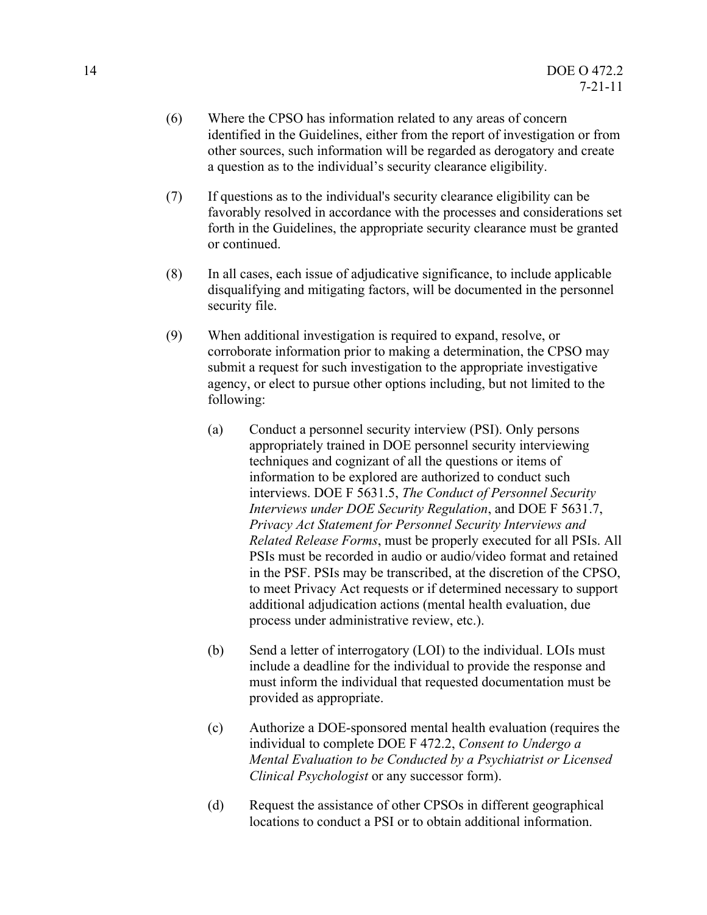(6) Where the CPSO has information related to any areas of concern identified in the Guidelines, either from the report of investigation or from other sources, such information will be regarded as derogatory and create a question as to the individual's security clearance eligibility.

(7) If questions as to the individual's security clearance eligibility can be favorably resolved in accordance with the processes and considerations set forth in the Guidelines, the appropriate security clearance must be granted or continued.

(8) In all cases, each issue of adjudicative significance, to include applicable disqualifying and mitigating factors, will be documented in the personnel security file.

(9) When additional investigation is required to expand, resolve, or corroborate information prior to making a determination, the CPSO may submit a request for such investigation to the appropriate investigative agency, or elect to pursue other options including, but not limited to the following:

(a) Conduct a personnel security interview (PSI). Only persons appropriately trained in DOE personnel security interviewing techniques and cognizant of all the questions or items of information to be explored are authorized to conduct such interviews. DOE F 5631.5, *The Conduct of Personnel Security Interviews under DOE Security Regulation*, and DOE F 5631.7, *Privacy Act Statement for Personnel Security Interviews and Related Release Forms*, must be properly executed for all PSIs. All PSIs must be recorded in audio or audio/video format and retained in the PSF. PSIs may be transcribed, at the discretion of the CPSO, to meet Privacy Act requests or if determined necessary to support additional adjudication actions (mental health evaluation, due process under administrative review, etc.).

(b) Send a letter of interrogatory (LOI) to the individual. LOIs must include a deadline for the individual to provide the response and must inform the individual that requested documentation must be provided as appropriate.

(c) Authorize a DOE-sponsored mental health evaluation (requires the individual to complete DOE F 472.2, *Consent to Undergo a Mental Evaluation to be Conducted by a Psychiatrist or Licensed Clinical Psychologist* or any successor form).

(d) Request the assistance of other CPSOs in different geographical locations to conduct a PSI or to obtain additional information.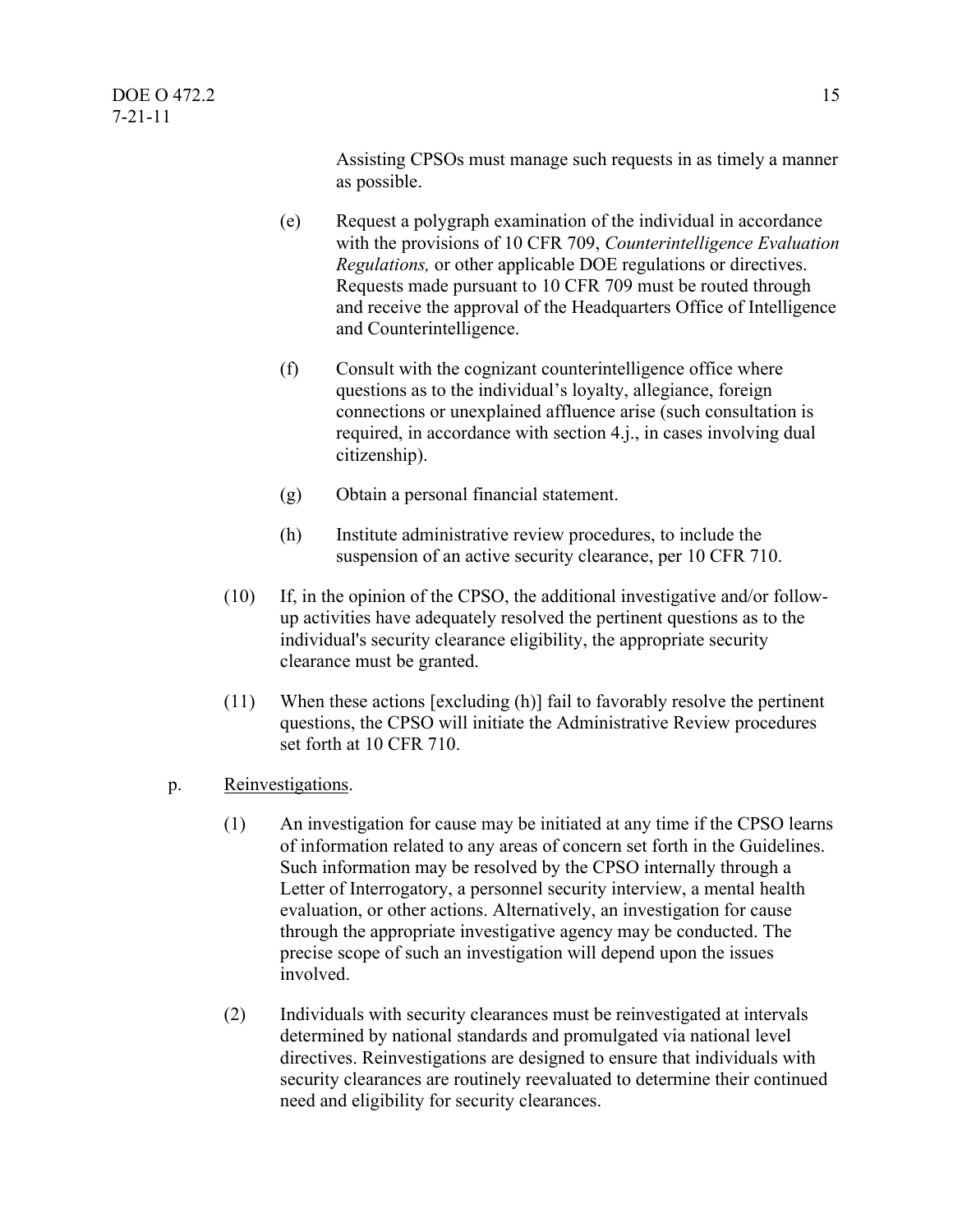Assisting CPSOs must manage such requests in as timely a manner as possible.

(e) Request a polygraph examination of the individual in accordance with the provisions of 10 CFR 709, *Counterintelligence Evaluation Regulations,* or other applicable DOE regulations or directives. Requests made pursuant to 10 CFR 709 must be routed through and receive the approval of the Headquarters Office of Intelligence and Counterintelligence.

(f) Consult with the cognizant counterintelligence office where questions as to the individual's loyalty, allegiance, foreign connections or unexplained affluence arise (such consultation is required, in accordance with section 4.j., in cases involving dual citizenship).

(g) Obtain a personal financial statement.

(h) Institute administrative review procedures, to include the suspension of an active security clearance, per 10 CFR 710.

(10) If, in the opinion of the CPSO, the additional investigative and/or follow-up activities have adequately resolved the pertinent questions as to the individual's security clearance eligibility, the appropriate security clearance must be granted.

(11) When these actions [excluding (h)] fail to favorably resolve the pertinent questions, the CPSO will initiate the Administrative Review procedures set forth at 10 CFR 710.

p. Reinvestigations.

(1) An investigation for cause may be initiated at any time if the CPSO learns of information related to any areas of concern set forth in the Guidelines. Such information may be resolved by the CPSO internally through a Letter of Interrogatory, a personnel security interview, a mental health evaluation, or other actions. Alternatively, an investigation for cause through the appropriate investigative agency may be conducted. The precise scope of such an investigation will depend upon the issues involved.

(2) Individuals with security clearances must be reinvestigated at intervals determined by national standards and promulgated via national level directives. Reinvestigations are designed to ensure that individuals with security clearances are routinely reevaluated to determine their continued need and eligibility for security clearances.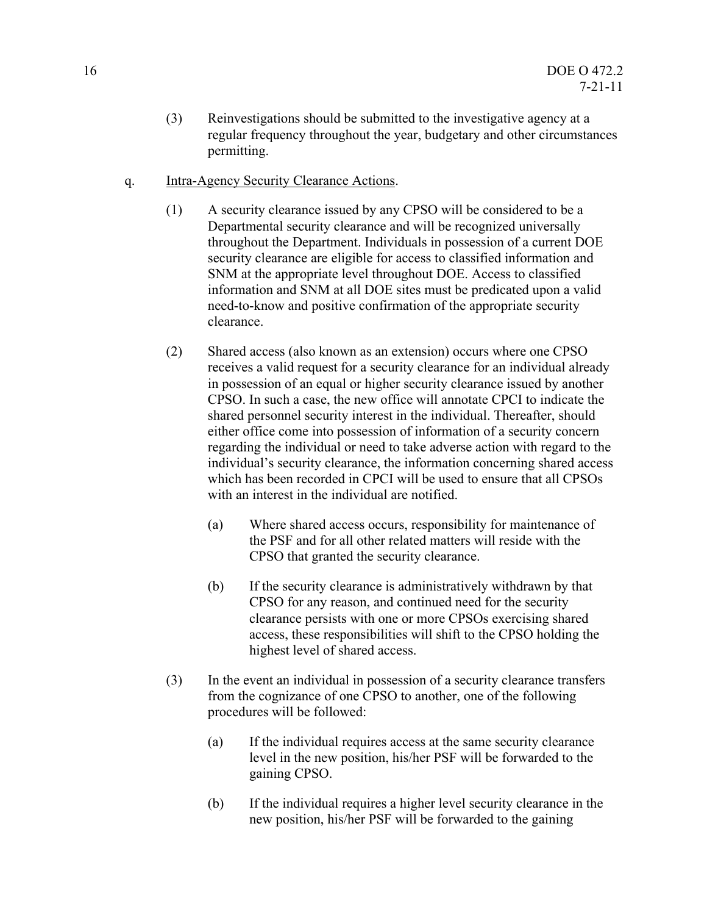(3) Reinvestigations should be submitted to the investigative agency at a regular frequency throughout the year, budgetary and other circumstances permitting.

q. Intra-Agency Security Clearance Actions.

(1) A security clearance issued by any CPSO will be considered to be a Departmental security clearance and will be recognized universally throughout the Department. Individuals in possession of a current DOE security clearance are eligible for access to classified information and SNM at the appropriate level throughout DOE. Access to classified information and SNM at all DOE sites must be predicated upon a valid need-to-know and positive confirmation of the appropriate security clearance.

(2) Shared access (also known as an extension) occurs where one CPSO receives a valid request for a security clearance for an individual already in possession of an equal or higher security clearance issued by another CPSO. In such a case, the new office will annotate CPCI to indicate the shared personnel security interest in the individual. Thereafter, should either office come into possession of information of a security concern regarding the individual or need to take adverse action with regard to the individual's security clearance, the information concerning shared access which has been recorded in CPCI will be used to ensure that all CPSOs with an interest in the individual are notified.

(a) Where shared access occurs, responsibility for maintenance of the PSF and for all other related matters will reside with the CPSO that granted the security clearance.

(b) If the security clearance is administratively withdrawn by that CPSO for any reason, and continued need for the security clearance persists with one or more CPSOs exercising shared access, these responsibilities will shift to the CPSO holding the highest level of shared access.

(3) In the event an individual in possession of a security clearance transfers from the cognizance of one CPSO to another, one of the following procedures will be followed:

(a) If the individual requires access at the same security clearance level in the new position, his/her PSF will be forwarded to the gaining CPSO.

(b) If the individual requires a higher level security clearance in the new position, his/her PSF will be forwarded to the gaining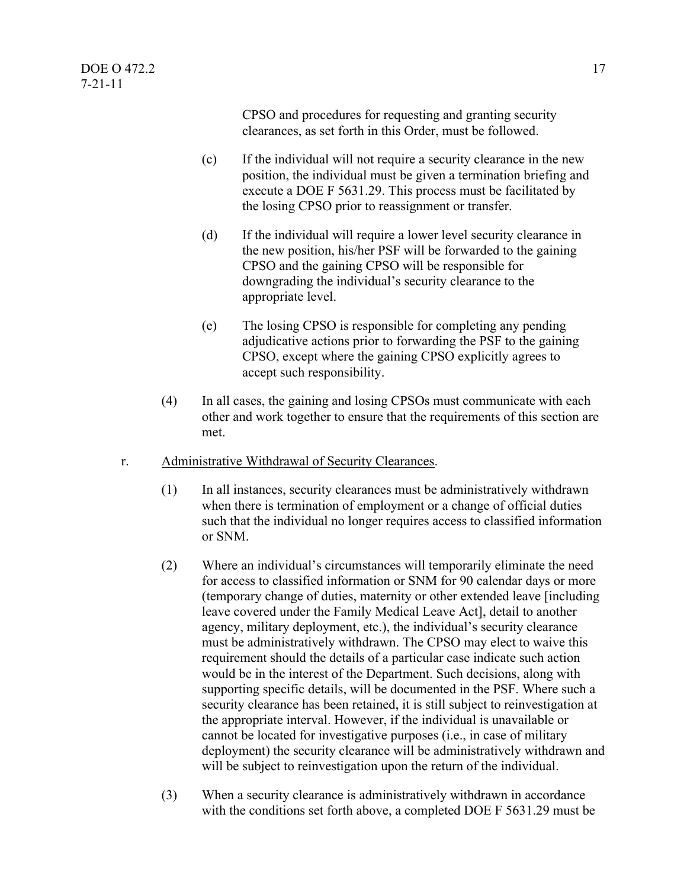CPSO and procedures for requesting and granting security clearances, as set forth in this Order, must be followed.

(c) If the individual will not require a security clearance in the new position, the individual must be given a termination briefing and execute a DOE F 5631.29. This process must be facilitated by the losing CPSO prior to reassignment or transfer.

(d) If the individual will require a lower level security clearance in the new position, his/her PSF will be forwarded to the gaining CPSO and the gaining CPSO will be responsible for downgrading the individual's security clearance to the appropriate level.

(e) The losing CPSO is responsible for completing any pending adjudicative actions prior to forwarding the PSF to the gaining CPSO, except where the gaining CPSO explicitly agrees to accept such responsibility.

(4) In all cases, the gaining and losing CPSOs must communicate with each other and work together to ensure that the requirements of this section are met.

r. Administrative Withdrawal of Security Clearances.

(1) In all instances, security clearances must be administratively withdrawn when there is termination of employment or a change of official duties such that the individual no longer requires access to classified information or SNM.

(2) Where an individual's circumstances will temporarily eliminate the need for access to classified information or SNM for 90 calendar days or more (temporary change of duties, maternity or other extended leave [including leave covered under the Family Medical Leave Act], detail to another agency, military deployment, etc.), the individual's security clearance must be administratively withdrawn. The CPSO may elect to waive this requirement should the details of a particular case indicate such action would be in the interest of the Department. Such decisions, along with supporting specific details, will be documented in the PSF. Where such a security clearance has been retained, it is still subject to reinvestigation at the appropriate interval. However, if the individual is unavailable or cannot be located for investigative purposes (i.e., in case of military deployment) the security clearance will be administratively withdrawn and will be subject to reinvestigation upon the return of the individual.

(3) When a security clearance is administratively withdrawn in accordance with the conditions set forth above, a completed DOE F 5631.29 must be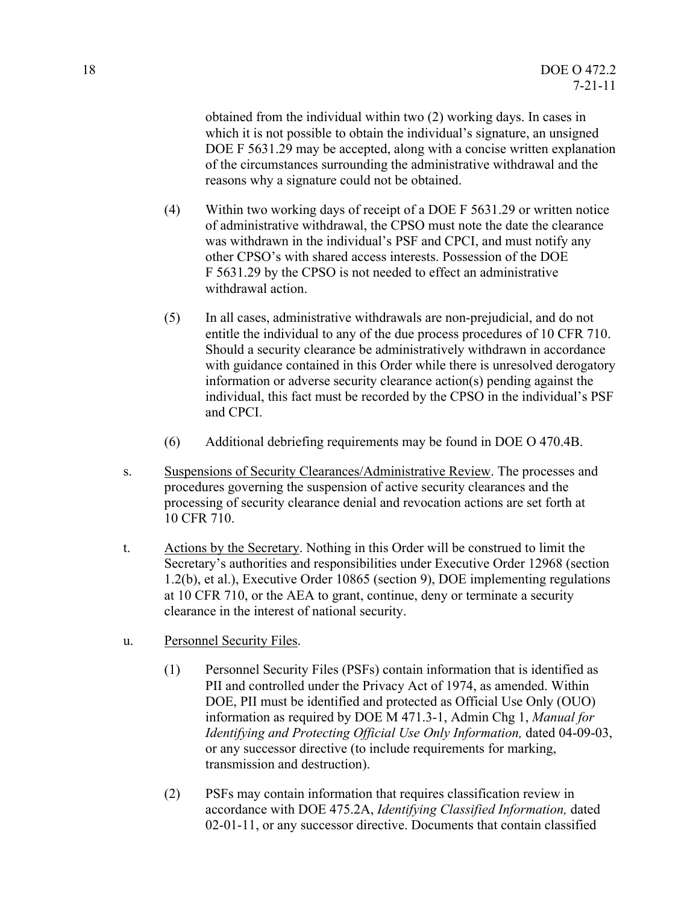obtained from the individual within two (2) working days. In cases in which it is not possible to obtain the individual's signature, an unsigned DOE F 5631.29 may be accepted, along with a concise written explanation of the circumstances surrounding the administrative withdrawal and the reasons why a signature could not be obtained.

(4) Within two working days of receipt of a DOE F 5631.29 or written notice of administrative withdrawal, the CPSO must note the date the clearance was withdrawn in the individual's PSF and CPCI, and must notify any other CPSO's with shared access interests. Possession of the DOE F 5631.29 by the CPSO is not needed to effect an administrative withdrawal action.

(5) In all cases, administrative withdrawals are non-prejudicial, and do not entitle the individual to any of the due process procedures of 10 CFR 710. Should a security clearance be administratively withdrawn in accordance with guidance contained in this Order while there is unresolved derogatory information or adverse security clearance action(s) pending against the individual, this fact must be recorded by the CPSO in the individual's PSF and CPCI.

(6) Additional debriefing requirements may be found in DOE O 470.4B.

s. Suspensions of Security Clearances/Administrative Review. The processes and procedures governing the suspension of active security clearances and the processing of security clearance denial and revocation actions are set forth at 10 CFR 710.

t. Actions by the Secretary. Nothing in this Order will be construed to limit the Secretary's authorities and responsibilities under Executive Order 12968 (section 1.2(b), et al.), Executive Order 10865 (section 9), DOE implementing regulations at 10 CFR 710, or the AEA to grant, continue, deny or terminate a security clearance in the interest of national security.

u. Personnel Security Files.

(1) Personnel Security Files (PSFs) contain information that is identified as PII and controlled under the Privacy Act of 1974, as amended. Within DOE, PII must be identified and protected as Official Use Only (OUO) information as required by DOE M 471.3-1, Admin Chg 1, *Manual for Identifying and Protecting Official Use Only Information,* dated 04-09-03, or any successor directive (to include requirements for marking, transmission and destruction).

(2) PSFs may contain information that requires classification review in accordance with DOE 475.2A, *Identifying Classified Information,* dated 02-01-11, or any successor directive. Documents that contain classified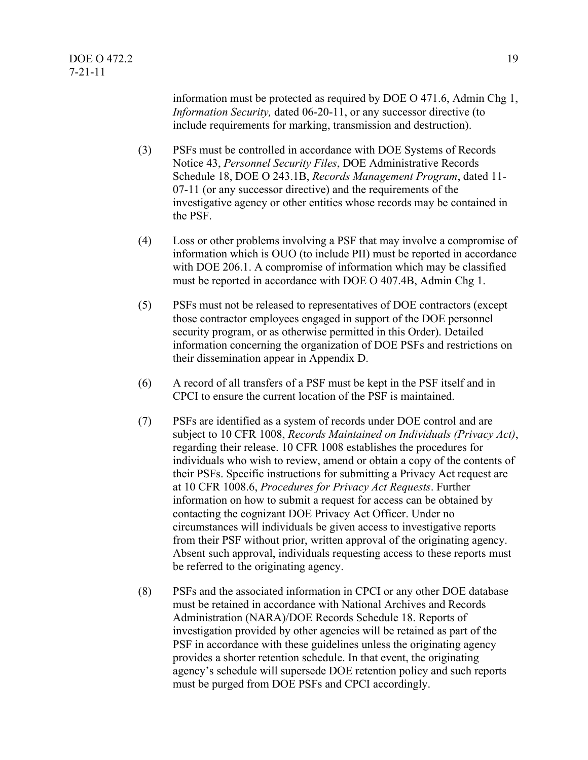information must be protected as required by DOE O 471.6, Admin Chg 1, *Information Security,* dated 06-20-11, or any successor directive (to include requirements for marking, transmission and destruction).

(3) PSFs must be controlled in accordance with DOE Systems of Records Notice 43, *Personnel Security Files*, DOE Administrative Records Schedule 18, DOE O 243.1B, *Records Management Program*, dated 11-07-11 (or any successor directive) and the requirements of the investigative agency or other entities whose records may be contained in the PSF.

(4) Loss or other problems involving a PSF that may involve a compromise of information which is OUO (to include PII) must be reported in accordance with DOE 206.1. A compromise of information which may be classified must be reported in accordance with DOE O 407.4B, Admin Chg 1.

(5) PSFs must not be released to representatives of DOE contractors (except those contractor employees engaged in support of the DOE personnel security program, or as otherwise permitted in this Order). Detailed information concerning the organization of DOE PSFs and restrictions on their dissemination appear in Appendix D.

(6) A record of all transfers of a PSF must be kept in the PSF itself and in CPCI to ensure the current location of the PSF is maintained.

(7) PSFs are identified as a system of records under DOE control and are subject to 10 CFR 1008, *Records Maintained on Individuals (Privacy Act)*, regarding their release. 10 CFR 1008 establishes the procedures for individuals who wish to review, amend or obtain a copy of the contents of their PSFs. Specific instructions for submitting a Privacy Act request are at 10 CFR 1008.6, *Procedures for Privacy Act Requests*. Further information on how to submit a request for access can be obtained by contacting the cognizant DOE Privacy Act Officer. Under no circumstances will individuals be given access to investigative reports from their PSF without prior, written approval of the originating agency. Absent such approval, individuals requesting access to these reports must be referred to the originating agency.

(8) PSFs and the associated information in CPCI or any other DOE database must be retained in accordance with National Archives and Records Administration (NARA)/DOE Records Schedule 18. Reports of investigation provided by other agencies will be retained as part of the PSF in accordance with these guidelines unless the originating agency provides a shorter retention schedule. In that event, the originating agency's schedule will supersede DOE retention policy and such reports must be purged from DOE PSFs and CPCI accordingly.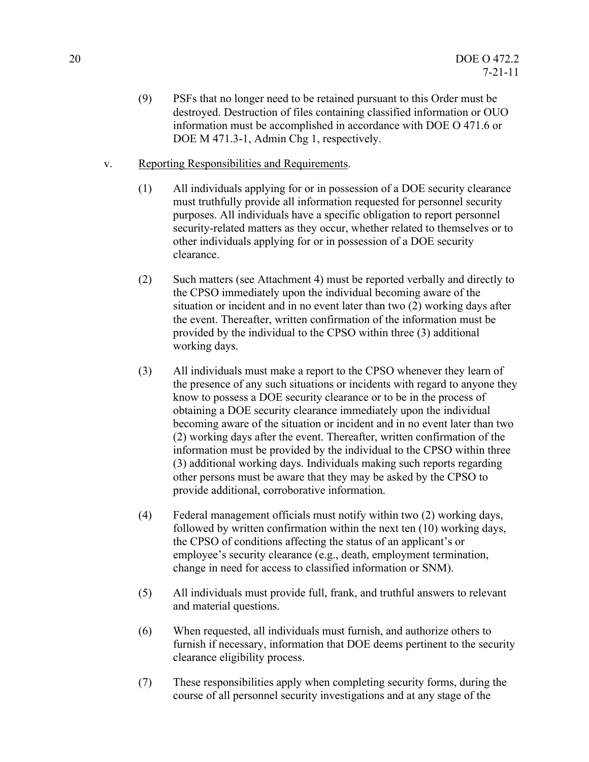(9) PSFs that no longer need to be retained pursuant to this Order must be destroyed. Destruction of files containing classified information or OUO information must be accomplished in accordance with DOE O 471.6 or DOE M 471.3-1, Admin Chg 1, respectively.

v. Reporting Responsibilities and Requirements.

(1) All individuals applying for or in possession of a DOE security clearance must truthfully provide all information requested for personnel security purposes. All individuals have a specific obligation to report personnel security-related matters as they occur, whether related to themselves or to other individuals applying for or in possession of a DOE security clearance.

(2) Such matters (see Attachment 4) must be reported verbally and directly to the CPSO immediately upon the individual becoming aware of the situation or incident and in no event later than two (2) working days after the event. Thereafter, written confirmation of the information must be provided by the individual to the CPSO within three (3) additional working days.

(3) All individuals must make a report to the CPSO whenever they learn of the presence of any such situations or incidents with regard to anyone they know to possess a DOE security clearance or to be in the process of obtaining a DOE security clearance immediately upon the individual becoming aware of the situation or incident and in no event later than two (2) working days after the event. Thereafter, written confirmation of the information must be provided by the individual to the CPSO within three (3) additional working days. Individuals making such reports regarding other persons must be aware that they may be asked by the CPSO to provide additional, corroborative information.

(4) Federal management officials must notify within two (2) working days, followed by written confirmation within the next ten (10) working days, the CPSO of conditions affecting the status of an applicant's or employee's security clearance (e.g., death, employment termination, change in need for access to classified information or SNM).

(5) All individuals must provide full, frank, and truthful answers to relevant and material questions.

(6) When requested, all individuals must furnish, and authorize others to furnish if necessary, information that DOE deems pertinent to the security clearance eligibility process.

(7) These responsibilities apply when completing security forms, during the course of all personnel security investigations and at any stage of the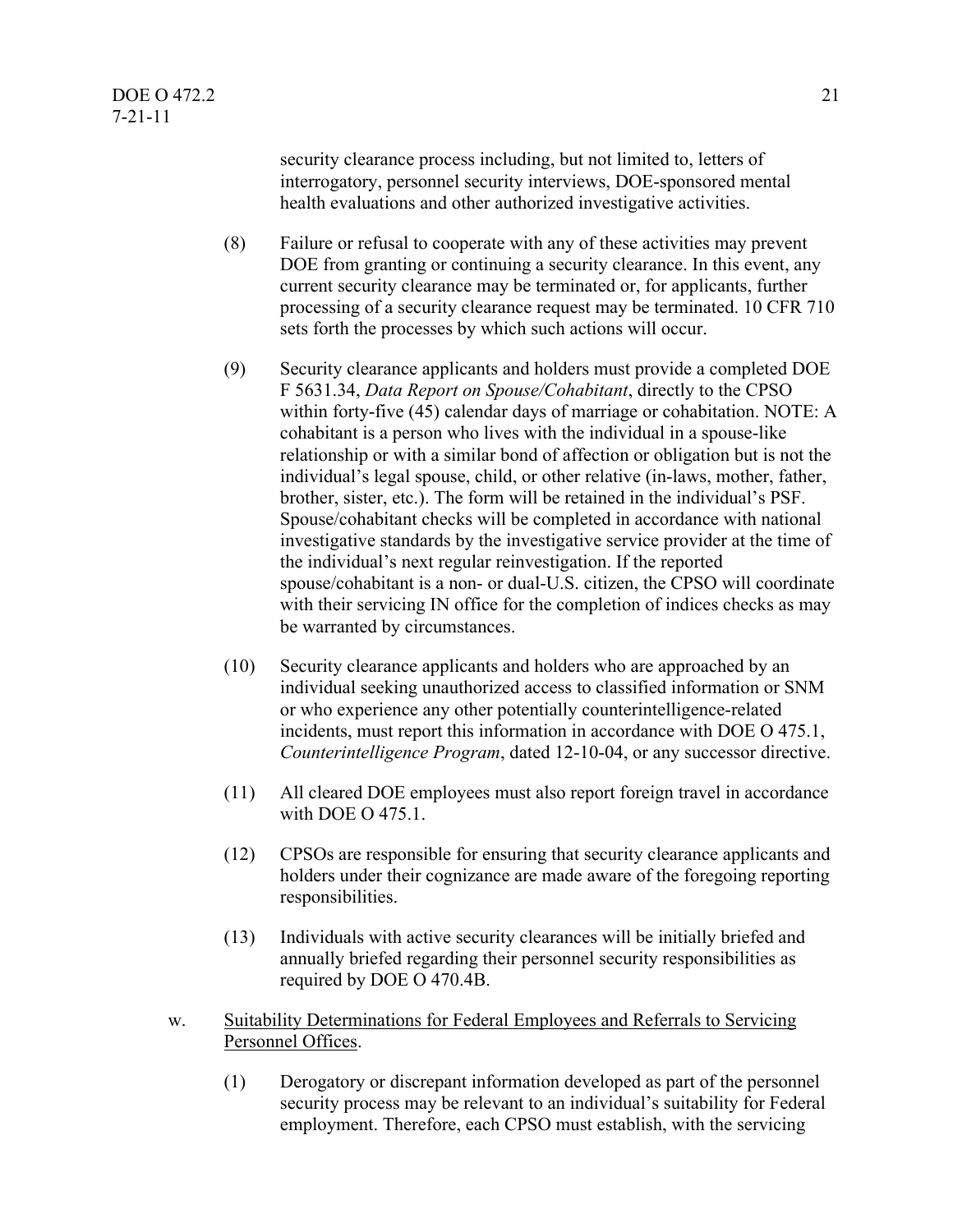security clearance process including, but not limited to, letters of interrogatory, personnel security interviews, DOE-sponsored mental health evaluations and other authorized investigative activities.

(8) Failure or refusal to cooperate with any of these activities may prevent DOE from granting or continuing a security clearance. In this event, any current security clearance may be terminated or, for applicants, further processing of a security clearance request may be terminated. 10 CFR 710 sets forth the processes by which such actions will occur.

(9) Security clearance applicants and holders must provide a completed DOE F 5631.34, *Data Report on Spouse/Cohabitant*, directly to the CPSO within forty-five (45) calendar days of marriage or cohabitation. NOTE: A cohabitant is a person who lives with the individual in a spouse-like relationship or with a similar bond of affection or obligation but is not the individual's legal spouse, child, or other relative (in-laws, mother, father, brother, sister, etc.). The form will be retained in the individual's PSF. Spouse/cohabitant checks will be completed in accordance with national investigative standards by the investigative service provider at the time of the individual's next regular reinvestigation. If the reported spouse/cohabitant is a non- or dual-U.S. citizen, the CPSO will coordinate with their servicing IN office for the completion of indices checks as may be warranted by circumstances.

(10) Security clearance applicants and holders who are approached by an individual seeking unauthorized access to classified information or SNM or who experience any other potentially counterintelligence-related incidents, must report this information in accordance with DOE O 475.1, *Counterintelligence Program*, dated 12-10-04, or any successor directive.

(11) All cleared DOE employees must also report foreign travel in accordance with DOE O 475.1.

(12) CPSOs are responsible for ensuring that security clearance applicants and holders under their cognizance are made aware of the foregoing reporting responsibilities.

(13) Individuals with active security clearances will be initially briefed and annually briefed regarding their personnel security responsibilities as required by DOE O 470.4B.

w. Suitability Determinations for Federal Employees and Referrals to Servicing Personnel Offices.

(1) Derogatory or discrepant information developed as part of the personnel security process may be relevant to an individual's suitability for Federal employment. Therefore, each CPSO must establish, with the servicing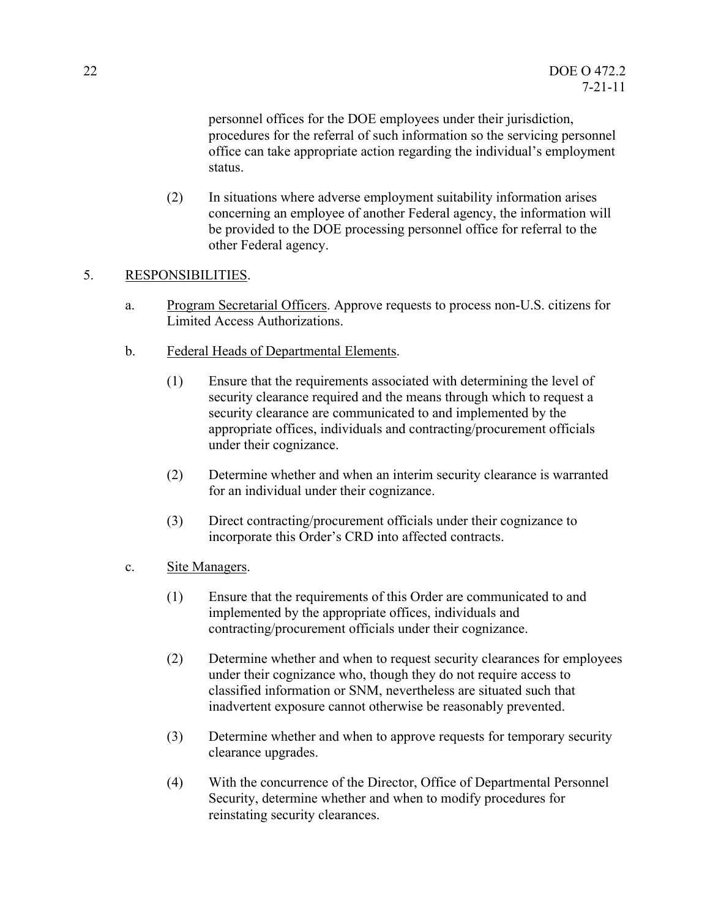personnel offices for the DOE employees under their jurisdiction, procedures for the referral of such information so the servicing personnel office can take appropriate action regarding the individual's employment status.

(2) In situations where adverse employment suitability information arises concerning an employee of another Federal agency, the information will be provided to the DOE processing personnel office for referral to the other Federal agency.

5. RESPONSIBILITIES.

a. Program Secretarial Officers. Approve requests to process non-U.S. citizens for Limited Access Authorizations.

b. Federal Heads of Departmental Elements.

(1) Ensure that the requirements associated with determining the level of security clearance required and the means through which to request a security clearance are communicated to and implemented by the appropriate offices, individuals and contracting/procurement officials under their cognizance.

(2) Determine whether and when an interim security clearance is warranted for an individual under their cognizance.

(3) Direct contracting/procurement officials under their cognizance to incorporate this Order's CRD into affected contracts.

c. Site Managers.

(1) Ensure that the requirements of this Order are communicated to and implemented by the appropriate offices, individuals and contracting/procurement officials under their cognizance.

(2) Determine whether and when to request security clearances for employees under their cognizance who, though they do not require access to classified information or SNM, nevertheless are situated such that inadvertent exposure cannot otherwise be reasonably prevented.

(3) Determine whether and when to approve requests for temporary security clearance upgrades.

(4) With the concurrence of the Director, Office of Departmental Personnel Security, determine whether and when to modify procedures for reinstating security clearances.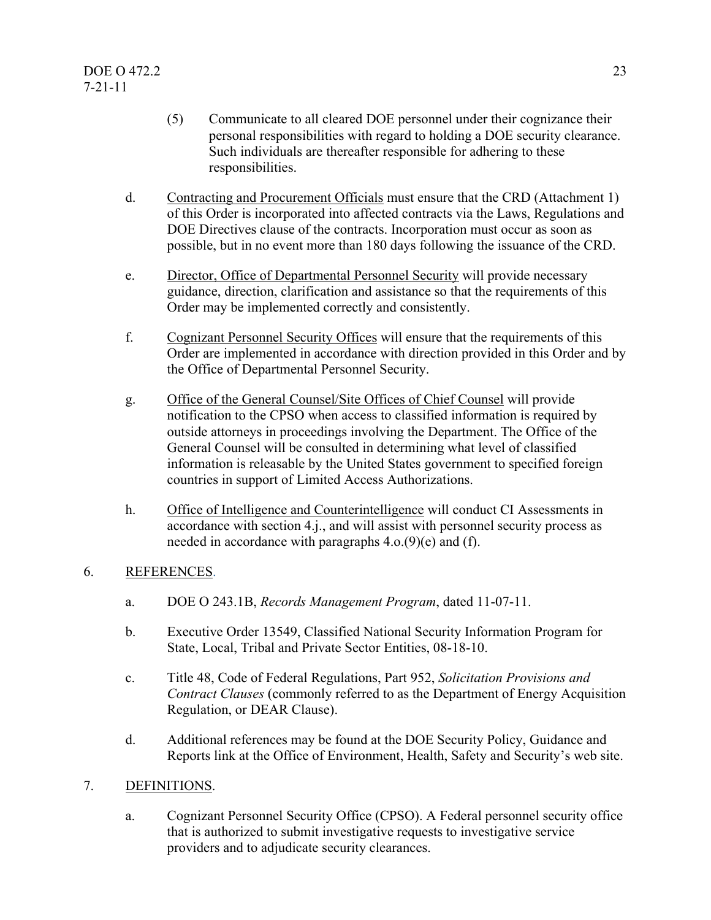(5) Communicate to all cleared DOE personnel under their cognizance their personal responsibilities with regard to holding a DOE security clearance. Such individuals are thereafter responsible for adhering to these responsibilities.

d. Contracting and Procurement Officials must ensure that the CRD (Attachment 1) of this Order is incorporated into affected contracts via the Laws, Regulations and DOE Directives clause of the contracts. Incorporation must occur as soon as possible, but in no event more than 180 days following the issuance of the CRD.

e. Director, Office of Departmental Personnel Security will provide necessary guidance, direction, clarification and assistance so that the requirements of this Order may be implemented correctly and consistently.

f. Cognizant Personnel Security Offices will ensure that the requirements of this Order are implemented in accordance with direction provided in this Order and by the Office of Departmental Personnel Security.

g. Office of the General Counsel/Site Offices of Chief Counsel will provide notification to the CPSO when access to classified information is required by outside attorneys in proceedings involving the Department. The Office of the General Counsel will be consulted in determining what level of classified information is releasable by the United States government to specified foreign countries in support of Limited Access Authorizations.

h. Office of Intelligence and Counterintelligence will conduct CI Assessments in accordance with section 4.j., and will assist with personnel security process as needed in accordance with paragraphs 4.o.(9)(e) and (f).

6. REFERENCES.

a. DOE O 243.1B, *Records Management Program*, dated 11-07-11.

b. Executive Order 13549, Classified National Security Information Program for State, Local, Tribal and Private Sector Entities, 08-18-10.

c. Title 48, Code of Federal Regulations, Part 952, *Solicitation Provisions and Contract Clauses* (commonly referred to as the Department of Energy Acquisition Regulation, or DEAR Clause).

d. Additional references may be found at the DOE Security Policy, Guidance and Reports link at the Office of Environment, Health, Safety and Security's web site.

7. DEFINITIONS.

a. Cognizant Personnel Security Office (CPSO). A Federal personnel security office that is authorized to submit investigative requests to investigative service providers and to adjudicate security clearances.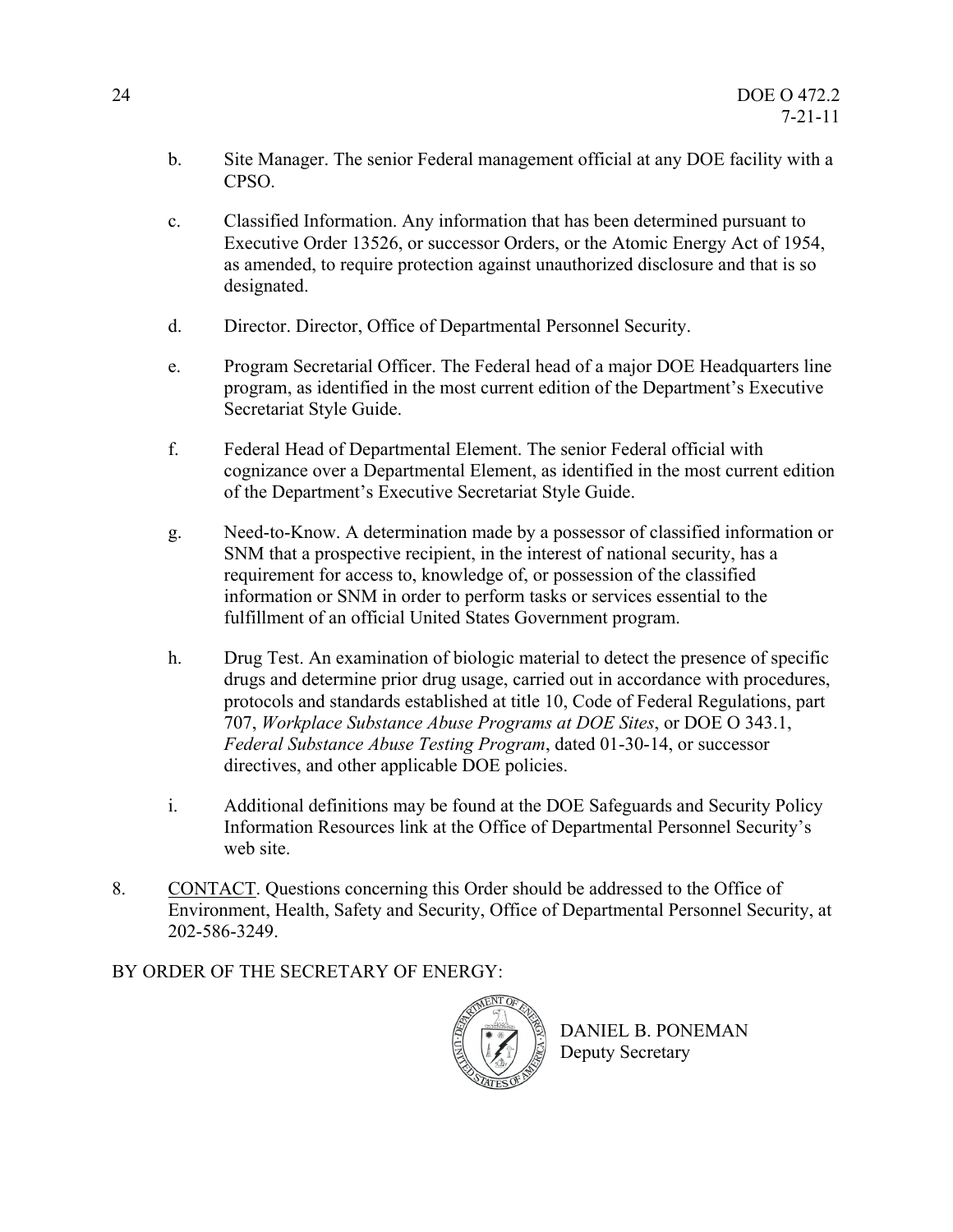b. Site Manager. The senior Federal management official at any DOE facility with a CPSO.

c. Classified Information. Any information that has been determined pursuant to Executive Order 13526, or successor Orders, or the Atomic Energy Act of 1954, as amended, to require protection against unauthorized disclosure and that is so designated.

d. Director. Director, Office of Departmental Personnel Security.

e. Program Secretarial Officer. The Federal head of a major DOE Headquarters line program, as identified in the most current edition of the Department's Executive Secretariat Style Guide.

f. Federal Head of Departmental Element. The senior Federal official with cognizance over a Departmental Element, as identified in the most current edition of the Department's Executive Secretariat Style Guide.

g. Need-to-Know. A determination made by a possessor of classified information or SNM that a prospective recipient, in the interest of national security, has a requirement for access to, knowledge of, or possession of the classified information or SNM in order to perform tasks or services essential to the fulfillment of an official United States Government program.

h. Drug Test. An examination of biologic material to detect the presence of specific drugs and determine prior drug usage, carried out in accordance with procedures, protocols and standards established at title 10, Code of Federal Regulations, part 707, *Workplace Substance Abuse Programs at DOE Sites*, or DOE O 343.1, *Federal Substance Abuse Testing Program*, dated 01-30-14, or successor directives, and other applicable DOE policies.

i. Additional definitions may be found at the DOE Safeguards and Security Policy Information Resources link at the Office of Departmental Personnel Security's web site.

8. <u>CONTACT</u>. Questions concerning this Order should be addressed to the Office of Environment, Health, Safety and Security, Office of Departmental Personnel Security, at 202-586-3249.

BY ORDER OF THE SECRETARY OF ENERGY:

DANIEL B. PONEMAN
Deputy Secretary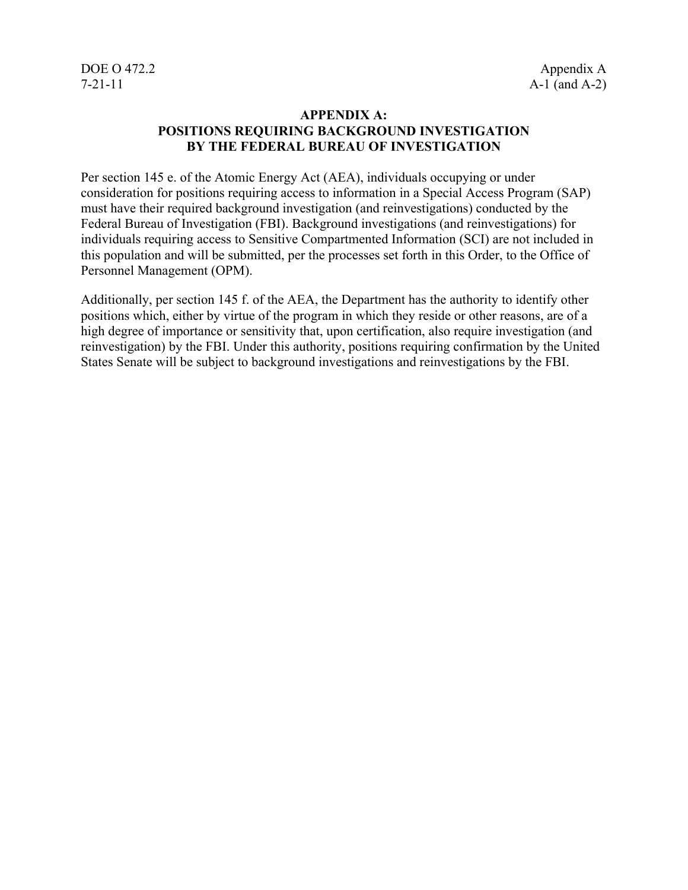# APPENDIX A: POSITIONS REQUIRING BACKGROUND INVESTIGATION BY THE FEDERAL BUREAU OF INVESTIGATION

Per section 145 e. of the Atomic Energy Act (AEA), individuals occupying or under consideration for positions requiring access to information in a Special Access Program (SAP) must have their required background investigation (and reinvestigations) conducted by the Federal Bureau of Investigation (FBI). Background investigations (and reinvestigations) for individuals requiring access to Sensitive Compartmented Information (SCI) are not included in this population and will be submitted, per the processes set forth in this Order, to the Office of Personnel Management (OPM).

Additionally, per section 145 f. of the AEA, the Department has the authority to identify other positions which, either by virtue of the program in which they reside or other reasons, are of a high degree of importance or sensitivity that, upon certification, also require investigation (and reinvestigation) by the FBI. Under this authority, positions requiring confirmation by the United States Senate will be subject to background investigations and reinvestigations by the FBI.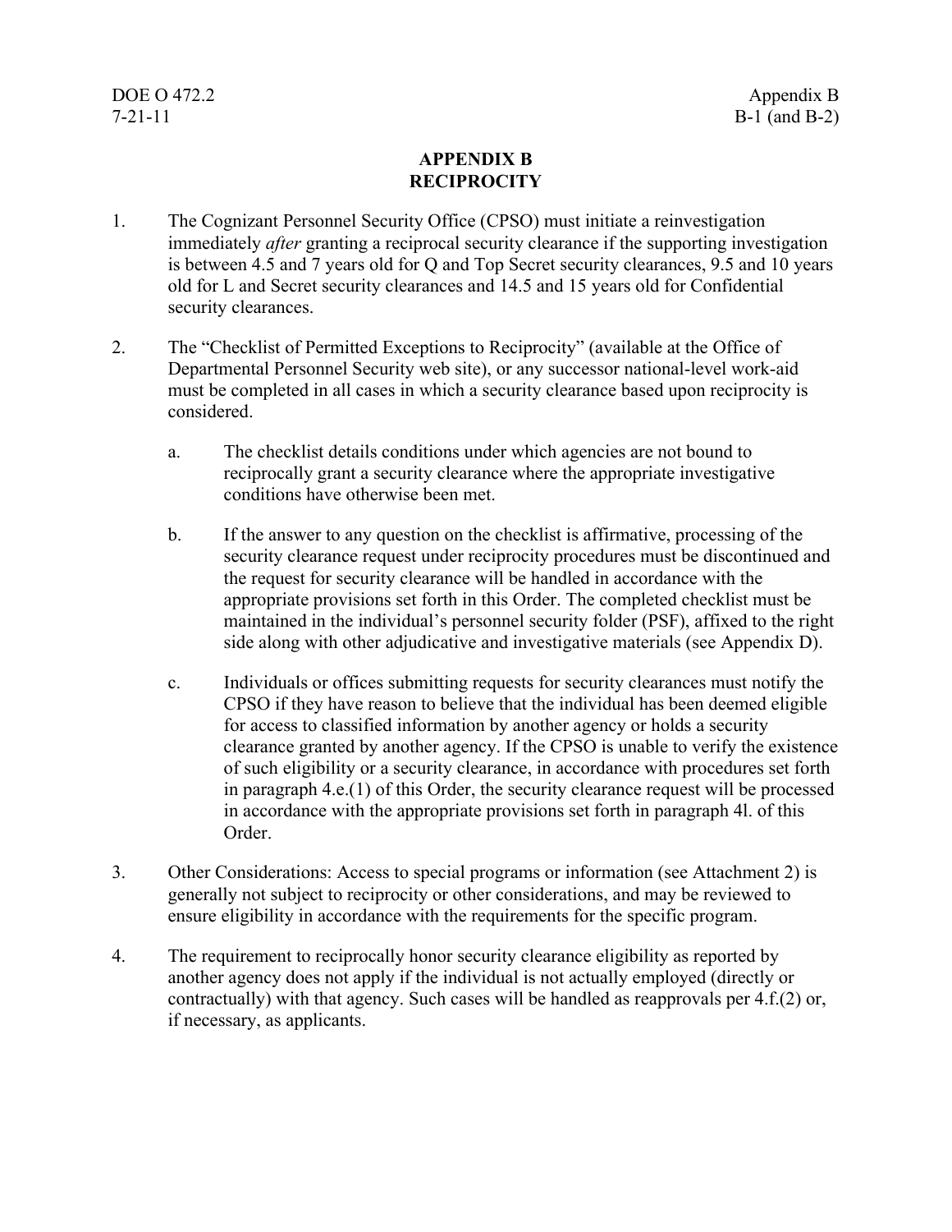# APPENDIX B
# RECIPROCITY

1. The Cognizant Personnel Security Office (CPSO) must initiate a reinvestigation immediately *after* granting a reciprocal security clearance if the supporting investigation is between 4.5 and 7 years old for Q and Top Secret security clearances, 9.5 and 10 years old for L and Secret security clearances and 14.5 and 15 years old for Confidential security clearances.

2. The "Checklist of Permitted Exceptions to Reciprocity" (available at the Office of Departmental Personnel Security web site), or any successor national-level work-aid must be completed in all cases in which a security clearance based upon reciprocity is considered.

   a. The checklist details conditions under which agencies are not bound to reciprocally grant a security clearance where the appropriate investigative conditions have otherwise been met.

   b. If the answer to any question on the checklist is affirmative, processing of the security clearance request under reciprocity procedures must be discontinued and the request for security clearance will be handled in accordance with the appropriate provisions set forth in this Order. The completed checklist must be maintained in the individual's personnel security folder (PSF), affixed to the right side along with other adjudicative and investigative materials (see Appendix D).

   c. Individuals or offices submitting requests for security clearances must notify the CPSO if they have reason to believe that the individual has been deemed eligible for access to classified information by another agency or holds a security clearance granted by another agency. If the CPSO is unable to verify the existence of such eligibility or a security clearance, in accordance with procedures set forth in paragraph 4.e.(1) of this Order, the security clearance request will be processed in accordance with the appropriate provisions set forth in paragraph 4l. of this Order.

3. Other Considerations: Access to special programs or information (see Attachment 2) is generally not subject to reciprocity or other considerations, and may be reviewed to ensure eligibility in accordance with the requirements for the specific program.

4. The requirement to reciprocally honor security clearance eligibility as reported by another agency does not apply if the individual is not actually employed (directly or contractually) with that agency. Such cases will be handled as reapprovals per 4.f.(2) or, if necessary, as applicants.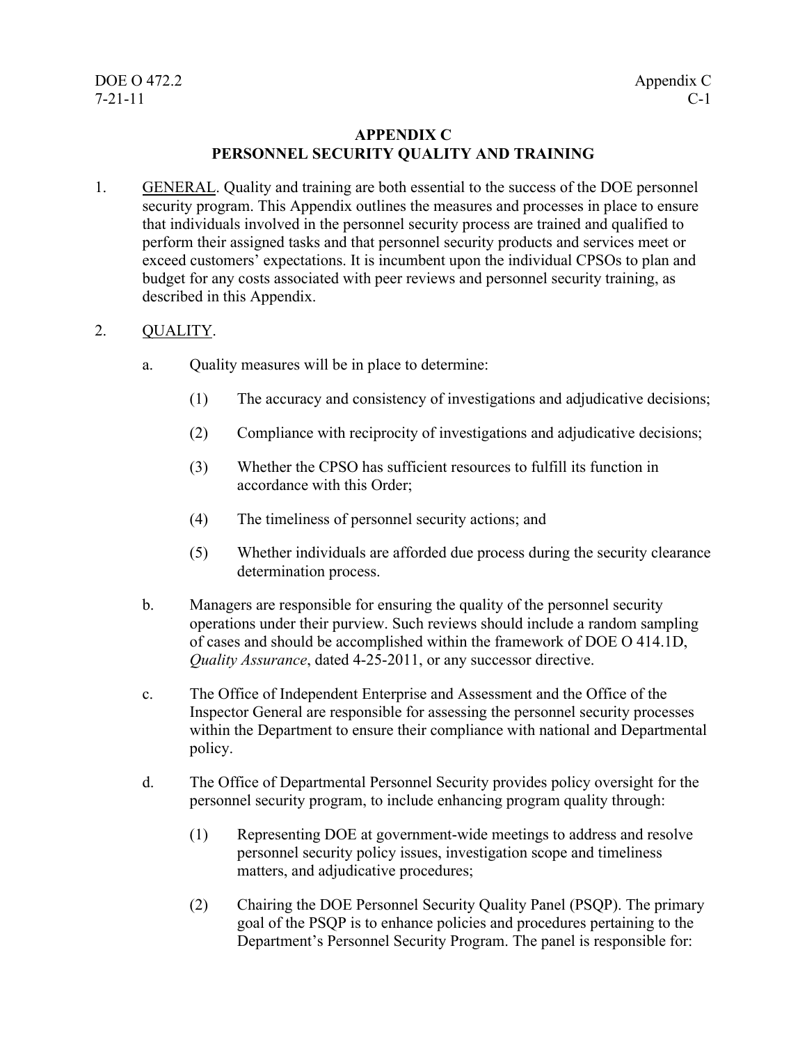## APPENDIX C
## PERSONNEL SECURITY QUALITY AND TRAINING

1. GENERAL. Quality and training are both essential to the success of the DOE personnel security program. This Appendix outlines the measures and processes in place to ensure that individuals involved in the personnel security process are trained and qualified to perform their assigned tasks and that personnel security products and services meet or exceed customers' expectations. It is incumbent upon the individual CPSOs to plan and budget for any costs associated with peer reviews and personnel security training, as described in this Appendix.

2. QUALITY.

   a. Quality measures will be in place to determine:

      (1) The accuracy and consistency of investigations and adjudicative decisions;

      (2) Compliance with reciprocity of investigations and adjudicative decisions;

      (3) Whether the CPSO has sufficient resources to fulfill its function in accordance with this Order;

      (4) The timeliness of personnel security actions; and

      (5) Whether individuals are afforded due process during the security clearance determination process.

   b. Managers are responsible for ensuring the quality of the personnel security operations under their purview. Such reviews should include a random sampling of cases and should be accomplished within the framework of DOE O 414.1D, *Quality Assurance*, dated 4-25-2011, or any successor directive.

   c. The Office of Independent Enterprise and Assessment and the Office of the Inspector General are responsible for assessing the personnel security processes within the Department to ensure their compliance with national and Departmental policy.

   d. The Office of Departmental Personnel Security provides policy oversight for the personnel security program, to include enhancing program quality through:

      (1) Representing DOE at government-wide meetings to address and resolve personnel security policy issues, investigation scope and timeliness matters, and adjudicative procedures;

      (2) Chairing the DOE Personnel Security Quality Panel (PSQP). The primary goal of the PSQP is to enhance policies and procedures pertaining to the Department's Personnel Security Program. The panel is responsible for: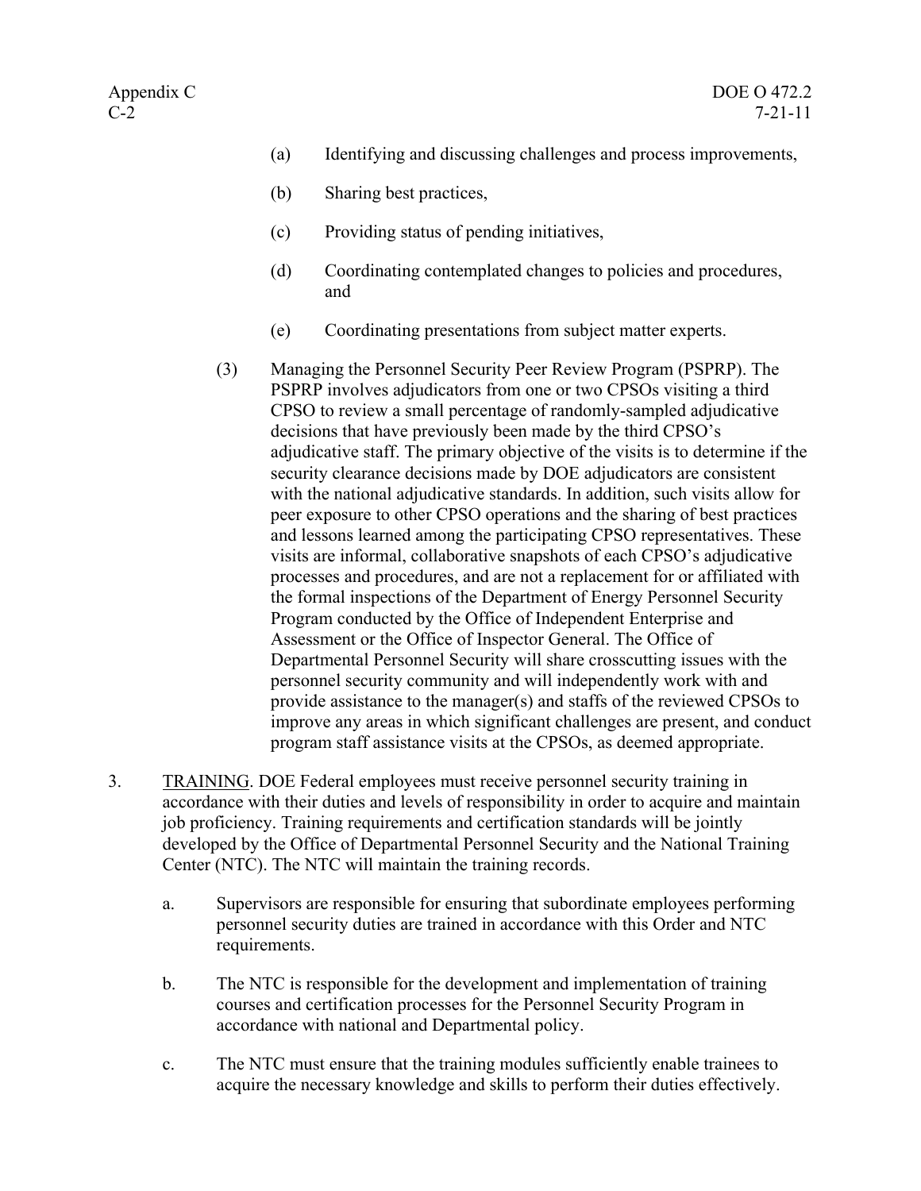(a) Identifying and discussing challenges and process improvements,

(b) Sharing best practices,

(c) Providing status of pending initiatives,

(d) Coordinating contemplated changes to policies and procedures, and

(e) Coordinating presentations from subject matter experts.

(3) Managing the Personnel Security Peer Review Program (PSPRP). The PSPRP involves adjudicators from one or two CPSOs visiting a third CPSO to review a small percentage of randomly-sampled adjudicative decisions that have previously been made by the third CPSO's adjudicative staff. The primary objective of the visits is to determine if the security clearance decisions made by DOE adjudicators are consistent with the national adjudicative standards. In addition, such visits allow for peer exposure to other CPSO operations and the sharing of best practices and lessons learned among the participating CPSO representatives. These visits are informal, collaborative snapshots of each CPSO's adjudicative processes and procedures, and are not a replacement for or affiliated with the formal inspections of the Department of Energy Personnel Security Program conducted by the Office of Independent Enterprise and Assessment or the Office of Inspector General. The Office of Departmental Personnel Security will share crosscutting issues with the personnel security community and will independently work with and provide assistance to the manager(s) and staffs of the reviewed CPSOs to improve any areas in which significant challenges are present, and conduct program staff assistance visits at the CPSOs, as deemed appropriate.

3. TRAINING. DOE Federal employees must receive personnel security training in accordance with their duties and levels of responsibility in order to acquire and maintain job proficiency. Training requirements and certification standards will be jointly developed by the Office of Departmental Personnel Security and the National Training Center (NTC). The NTC will maintain the training records.

a. Supervisors are responsible for ensuring that subordinate employees performing personnel security duties are trained in accordance with this Order and NTC requirements.

b. The NTC is responsible for the development and implementation of training courses and certification processes for the Personnel Security Program in accordance with national and Departmental policy.

c. The NTC must ensure that the training modules sufficiently enable trainees to acquire the necessary knowledge and skills to perform their duties effectively.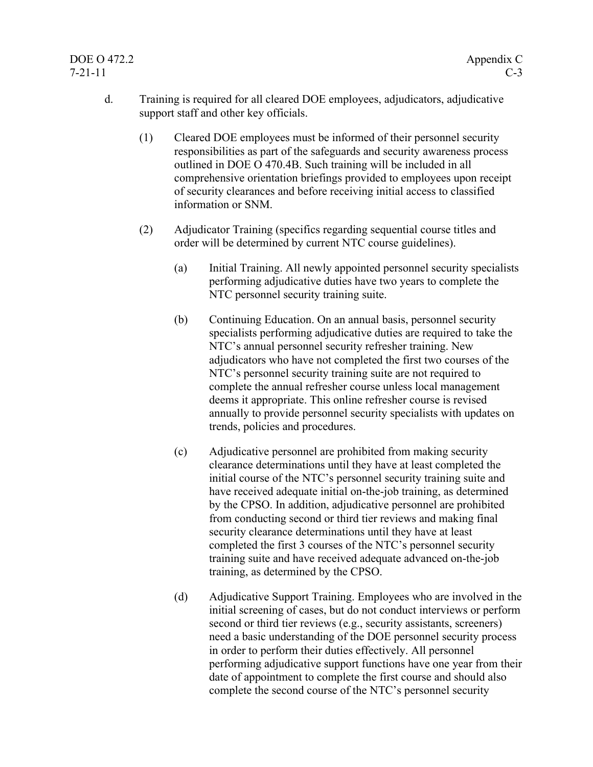d. Training is required for all cleared DOE employees, adjudicators, adjudicative support staff and other key officials.

(1) Cleared DOE employees must be informed of their personnel security responsibilities as part of the safeguards and security awareness process outlined in DOE O 470.4B. Such training will be included in all comprehensive orientation briefings provided to employees upon receipt of security clearances and before receiving initial access to classified information or SNM.

(2) Adjudicator Training (specifics regarding sequential course titles and order will be determined by current NTC course guidelines).

(a) Initial Training. All newly appointed personnel security specialists performing adjudicative duties have two years to complete the NTC personnel security training suite.

(b) Continuing Education. On an annual basis, personnel security specialists performing adjudicative duties are required to take the NTC's annual personnel security refresher training. New adjudicators who have not completed the first two courses of the NTC's personnel security training suite are not required to complete the annual refresher course unless local management deems it appropriate. This online refresher course is revised annually to provide personnel security specialists with updates on trends, policies and procedures.

(c) Adjudicative personnel are prohibited from making security clearance determinations until they have at least completed the initial course of the NTC's personnel security training suite and have received adequate initial on-the-job training, as determined by the CPSO. In addition, adjudicative personnel are prohibited from conducting second or third tier reviews and making final security clearance determinations until they have at least completed the first 3 courses of the NTC's personnel security training suite and have received adequate advanced on-the-job training, as determined by the CPSO.

(d) Adjudicative Support Training. Employees who are involved in the initial screening of cases, but do not conduct interviews or perform second or third tier reviews (e.g., security assistants, screeners) need a basic understanding of the DOE personnel security process in order to perform their duties effectively. All personnel performing adjudicative support functions have one year from their date of appointment to complete the first course and should also complete the second course of the NTC's personnel security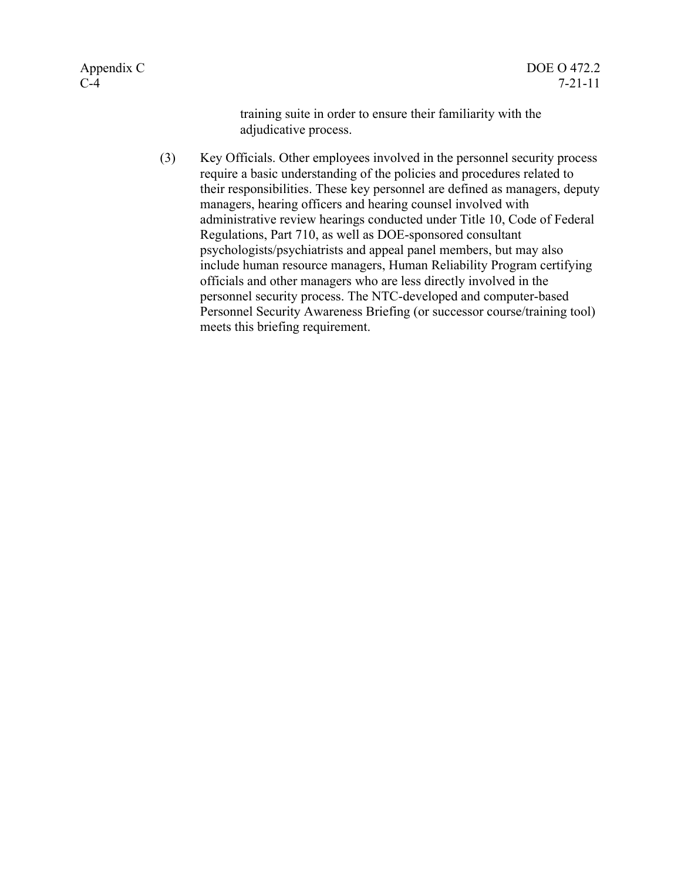training suite in order to ensure their familiarity with the adjudicative process.

(3) Key Officials. Other employees involved in the personnel security process require a basic understanding of the policies and procedures related to their responsibilities. These key personnel are defined as managers, deputy managers, hearing officers and hearing counsel involved with administrative review hearings conducted under Title 10, Code of Federal Regulations, Part 710, as well as DOE-sponsored consultant psychologists/psychiatrists and appeal panel members, but may also include human resource managers, Human Reliability Program certifying officials and other managers who are less directly involved in the personnel security process. The NTC-developed and computer-based Personnel Security Awareness Briefing (or successor course/training tool) meets this briefing requirement.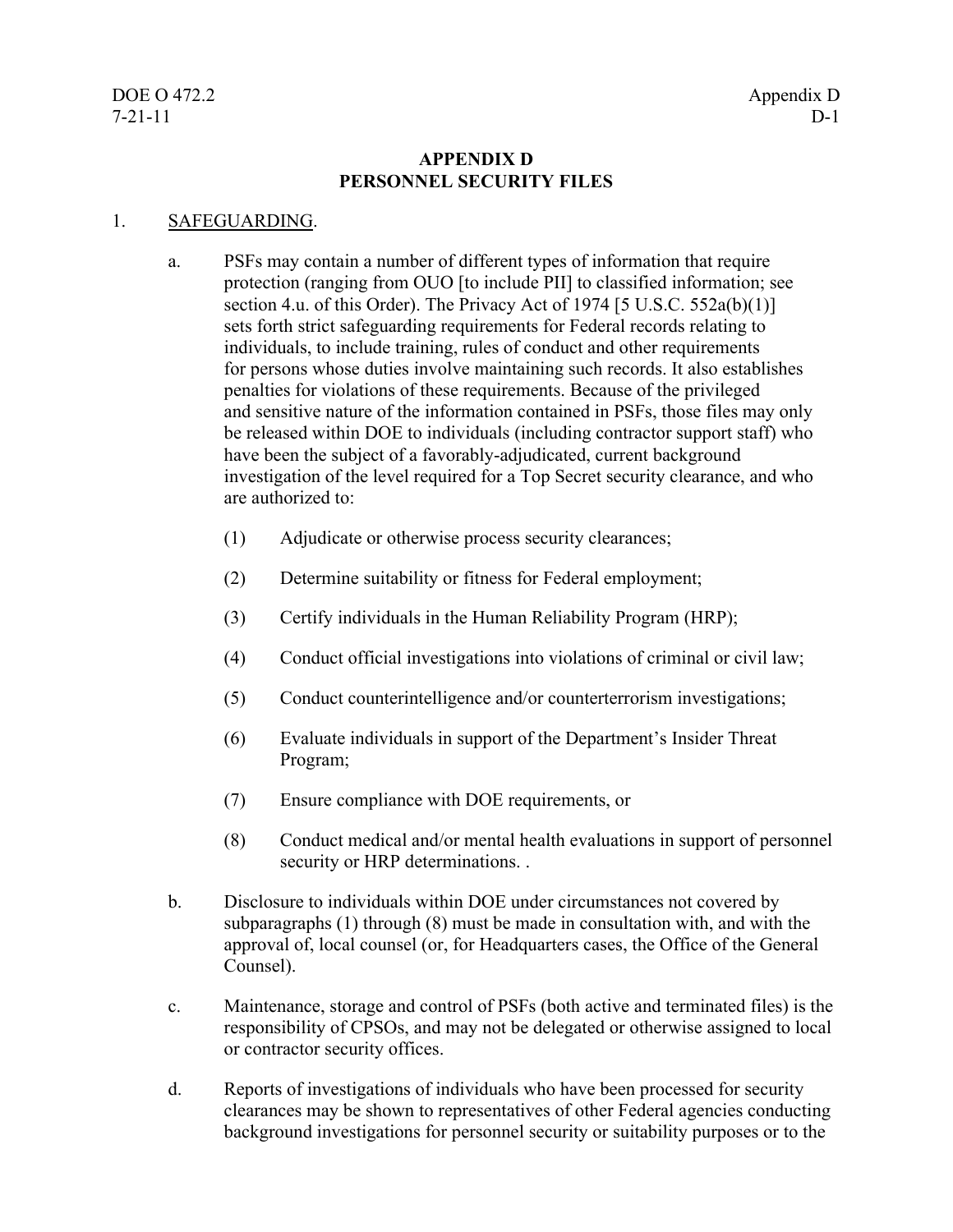# APPENDIX D
# PERSONNEL SECURITY FILES

1. SAFEGUARDING.

   a. PSFs may contain a number of different types of information that require protection (ranging from OUO [to include PII] to classified information; see section 4.u. of this Order). The Privacy Act of 1974 [5 U.S.C. 552a(b)(1)] sets forth strict safeguarding requirements for Federal records relating to individuals, to include training, rules of conduct and other requirements for persons whose duties involve maintaining such records. It also establishes penalties for violations of these requirements. Because of the privileged and sensitive nature of the information contained in PSFs, those files may only be released within DOE to individuals (including contractor support staff) who have been the subject of a favorably-adjudicated, current background investigation of the level required for a Top Secret security clearance, and who are authorized to:

      (1) Adjudicate or otherwise process security clearances;

      (2) Determine suitability or fitness for Federal employment;

      (3) Certify individuals in the Human Reliability Program (HRP);

      (4) Conduct official investigations into violations of criminal or civil law;

      (5) Conduct counterintelligence and/or counterterrorism investigations;

      (6) Evaluate individuals in support of the Department's Insider Threat Program;

      (7) Ensure compliance with DOE requirements, or

      (8) Conduct medical and/or mental health evaluations in support of personnel security or HRP determinations. .

   b. Disclosure to individuals within DOE under circumstances not covered by subparagraphs (1) through (8) must be made in consultation with, and with the approval of, local counsel (or, for Headquarters cases, the Office of the General Counsel).

   c. Maintenance, storage and control of PSFs (both active and terminated files) is the responsibility of CPSOs, and may not be delegated or otherwise assigned to local or contractor security offices.

   d. Reports of investigations of individuals who have been processed for security clearances may be shown to representatives of other Federal agencies conducting background investigations for personnel security or suitability purposes or to the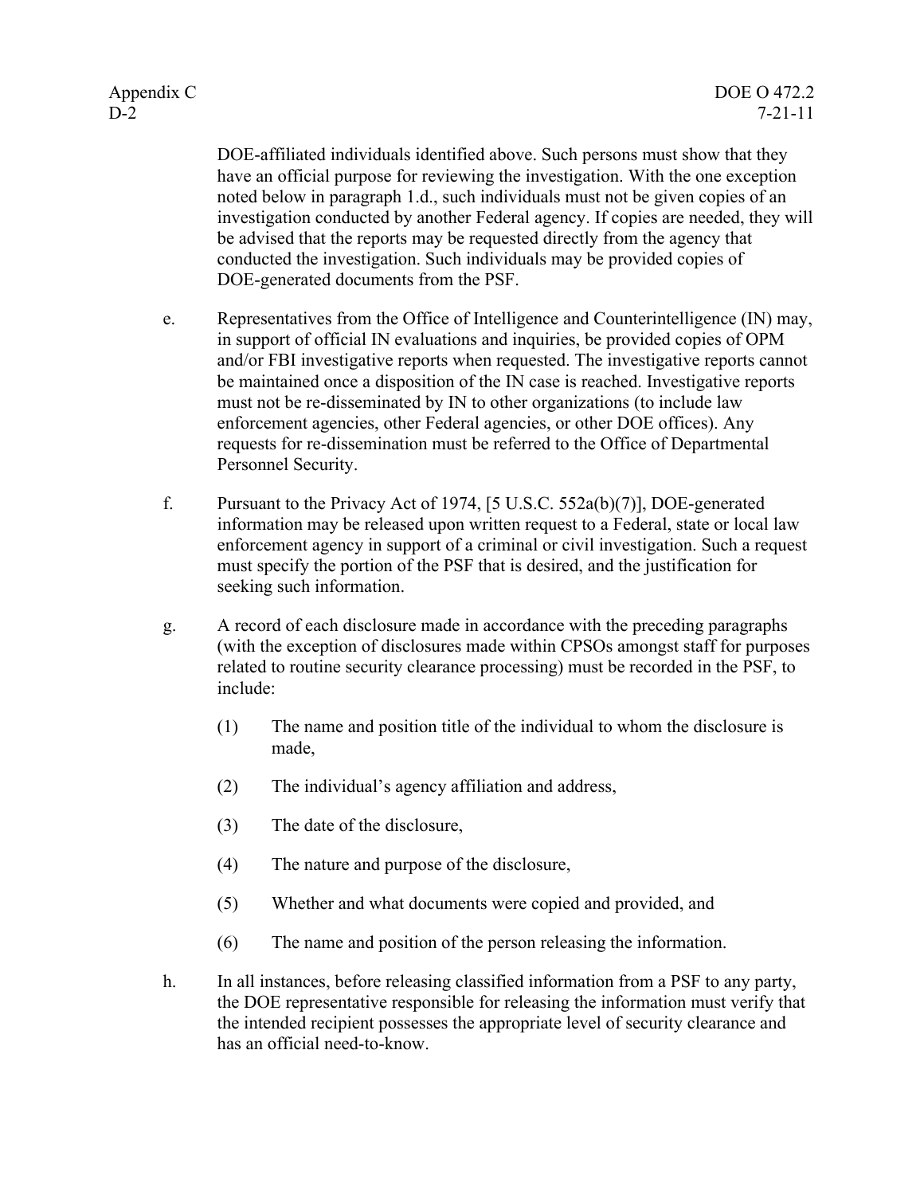DOE-affiliated individuals identified above. Such persons must show that they have an official purpose for reviewing the investigation. With the one exception noted below in paragraph 1.d., such individuals must not be given copies of an investigation conducted by another Federal agency. If copies are needed, they will be advised that the reports may be requested directly from the agency that conducted the investigation. Such individuals may be provided copies of DOE-generated documents from the PSF.

e. Representatives from the Office of Intelligence and Counterintelligence (IN) may, in support of official IN evaluations and inquiries, be provided copies of OPM and/or FBI investigative reports when requested. The investigative reports cannot be maintained once a disposition of the IN case is reached. Investigative reports must not be re-disseminated by IN to other organizations (to include law enforcement agencies, other Federal agencies, or other DOE offices). Any requests for re-dissemination must be referred to the Office of Departmental Personnel Security.

f. Pursuant to the Privacy Act of 1974, [5 U.S.C. 552a(b)(7)], DOE-generated information may be released upon written request to a Federal, state or local law enforcement agency in support of a criminal or civil investigation. Such a request must specify the portion of the PSF that is desired, and the justification for seeking such information.

g. A record of each disclosure made in accordance with the preceding paragraphs (with the exception of disclosures made within CPSOs amongst staff for purposes related to routine security clearance processing) must be recorded in the PSF, to include:

(1) The name and position title of the individual to whom the disclosure is made,

(2) The individual's agency affiliation and address,

(3) The date of the disclosure,

(4) The nature and purpose of the disclosure,

(5) Whether and what documents were copied and provided, and

(6) The name and position of the person releasing the information.

h. In all instances, before releasing classified information from a PSF to any party, the DOE representative responsible for releasing the information must verify that the intended recipient possesses the appropriate level of security clearance and has an official need-to-know.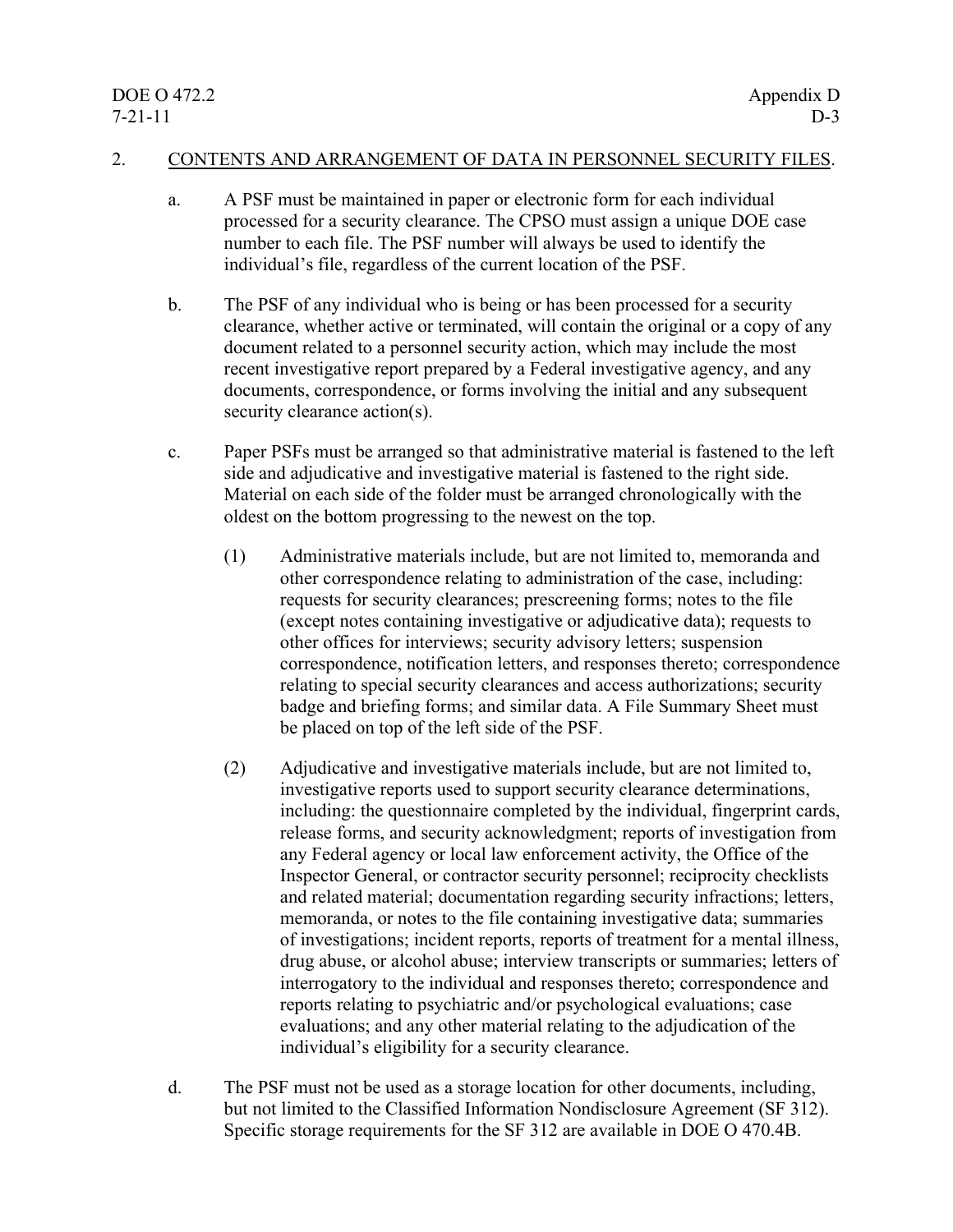2. <u>CONTENTS AND ARRANGEMENT OF DATA IN PERSONNEL SECURITY FILES</u>.

   a. A PSF must be maintained in paper or electronic form for each individual processed for a security clearance. The CPSO must assign a unique DOE case number to each file. The PSF number will always be used to identify the individual's file, regardless of the current location of the PSF.

   b. The PSF of any individual who is being or has been processed for a security clearance, whether active or terminated, will contain the original or a copy of any document related to a personnel security action, which may include the most recent investigative report prepared by a Federal investigative agency, and any documents, correspondence, or forms involving the initial and any subsequent security clearance action(s).

   c. Paper PSFs must be arranged so that administrative material is fastened to the left side and adjudicative and investigative material is fastened to the right side. Material on each side of the folder must be arranged chronologically with the oldest on the bottom progressing to the newest on the top.

      (1) Administrative materials include, but are not limited to, memoranda and other correspondence relating to administration of the case, including: requests for security clearances; prescreening forms; notes to the file (except notes containing investigative or adjudicative data); requests to other offices for interviews; security advisory letters; suspension correspondence, notification letters, and responses thereto; correspondence relating to special security clearances and access authorizations; security badge and briefing forms; and similar data. A File Summary Sheet must be placed on top of the left side of the PSF.

      (2) Adjudicative and investigative materials include, but are not limited to, investigative reports used to support security clearance determinations, including: the questionnaire completed by the individual, fingerprint cards, release forms, and security acknowledgment; reports of investigation from any Federal agency or local law enforcement activity, the Office of the Inspector General, or contractor security personnel; reciprocity checklists and related material; documentation regarding security infractions; letters, memoranda, or notes to the file containing investigative data; summaries of investigations; incident reports, reports of treatment for a mental illness, drug abuse, or alcohol abuse; interview transcripts or summaries; letters of interrogatory to the individual and responses thereto; correspondence and reports relating to psychiatric and/or psychological evaluations; case evaluations; and any other material relating to the adjudication of the individual's eligibility for a security clearance.

   d. The PSF must not be used as a storage location for other documents, including, but not limited to the Classified Information Nondisclosure Agreement (SF 312). Specific storage requirements for the SF 312 are available in DOE O 470.4B.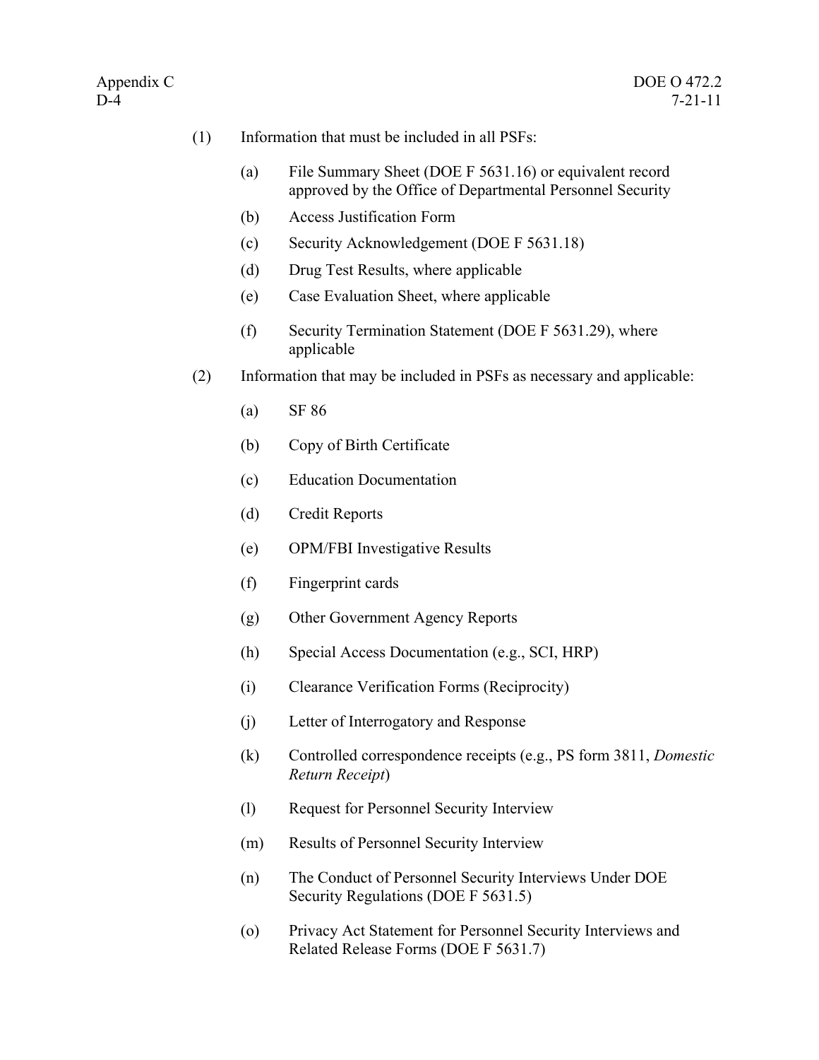(1) Information that must be included in all PSFs:

  (a) File Summary Sheet (DOE F 5631.16) or equivalent record approved by the Office of Departmental Personnel Security

  (b) Access Justification Form

  (c) Security Acknowledgement (DOE F 5631.18)

  (d) Drug Test Results, where applicable

  (e) Case Evaluation Sheet, where applicable

  (f) Security Termination Statement (DOE F 5631.29), where applicable

(2) Information that may be included in PSFs as necessary and applicable:

  (a) SF 86

  (b) Copy of Birth Certificate

  (c) Education Documentation

  (d) Credit Reports

  (e) OPM/FBI Investigative Results

  (f) Fingerprint cards

  (g) Other Government Agency Reports

  (h) Special Access Documentation (e.g., SCI, HRP)

  (i) Clearance Verification Forms (Reciprocity)

  (j) Letter of Interrogatory and Response

  (k) Controlled correspondence receipts (e.g., PS form 3811, *Domestic Return Receipt*)

  (l) Request for Personnel Security Interview

  (m) Results of Personnel Security Interview

  (n) The Conduct of Personnel Security Interviews Under DOE Security Regulations (DOE F 5631.5)

  (o) Privacy Act Statement for Personnel Security Interviews and Related Release Forms (DOE F 5631.7)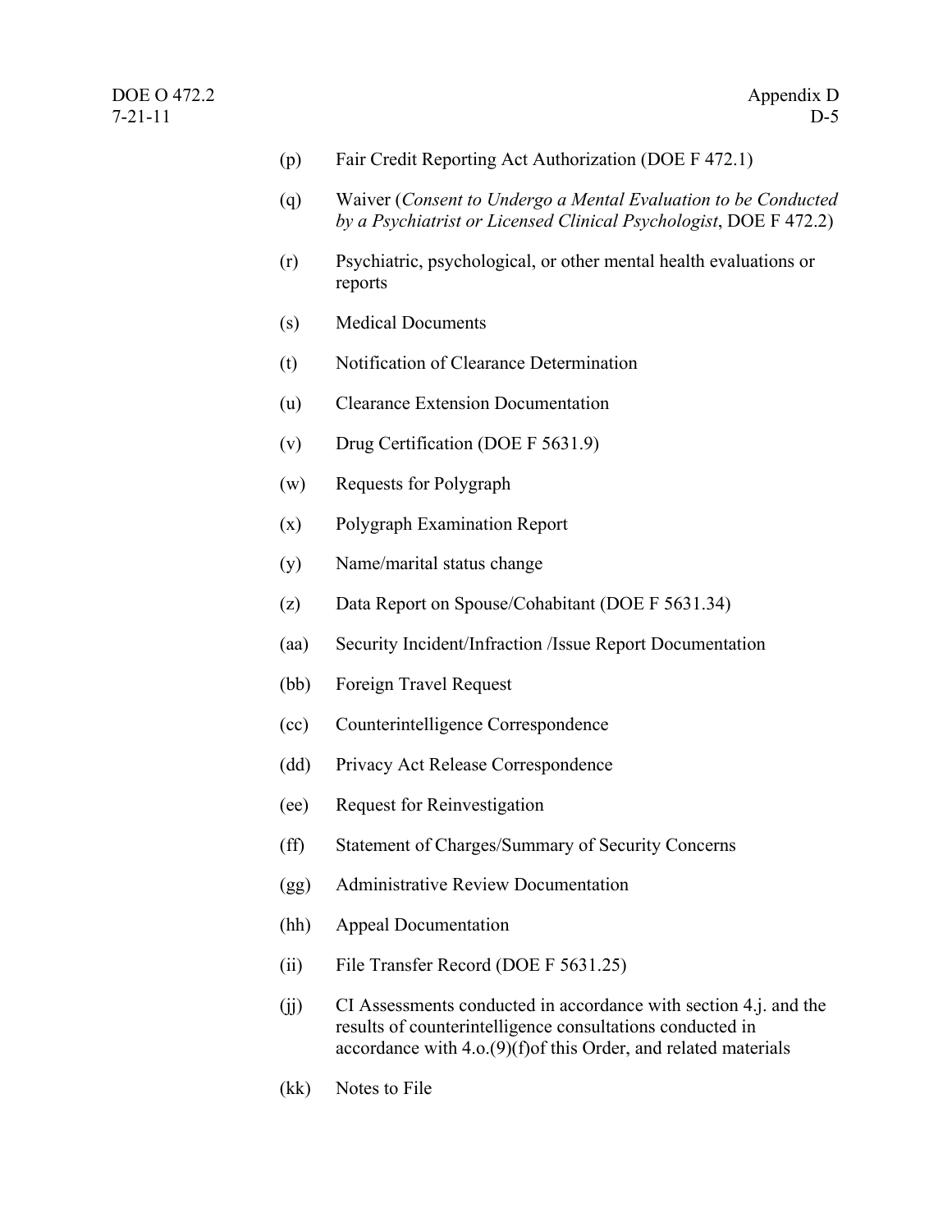(p) Fair Credit Reporting Act Authorization (DOE F 472.1)

(q) Waiver (*Consent to Undergo a Mental Evaluation to be Conducted by a Psychiatrist or Licensed Clinical Psychologist*, DOE F 472.2)

(r) Psychiatric, psychological, or other mental health evaluations or reports

(s) Medical Documents

(t) Notification of Clearance Determination

(u) Clearance Extension Documentation

(v) Drug Certification (DOE F 5631.9)

(w) Requests for Polygraph

(x) Polygraph Examination Report

(y) Name/marital status change

(z) Data Report on Spouse/Cohabitant (DOE F 5631.34)

(aa) Security Incident/Infraction /Issue Report Documentation

(bb) Foreign Travel Request

(cc) Counterintelligence Correspondence

(dd) Privacy Act Release Correspondence

(ee) Request for Reinvestigation

(ff) Statement of Charges/Summary of Security Concerns

(gg) Administrative Review Documentation

(hh) Appeal Documentation

(ii) File Transfer Record (DOE F 5631.25)

(jj) CI Assessments conducted in accordance with section 4.j. and the results of counterintelligence consultations conducted in accordance with 4.o.(9)(f)of this Order, and related materials

(kk) Notes to File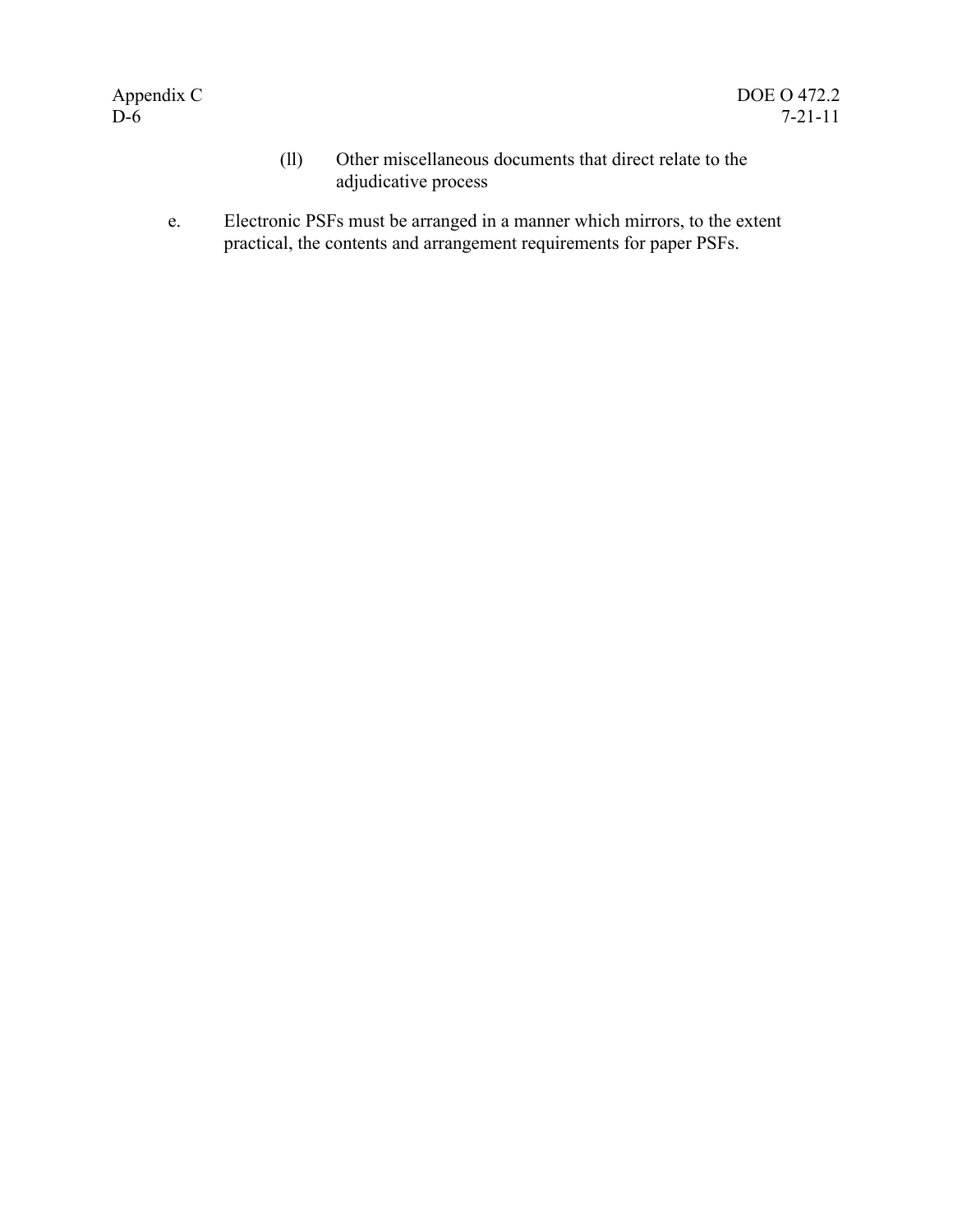(ll) Other miscellaneous documents that direct relate to the adjudicative process

e. Electronic PSFs must be arranged in a manner which mirrors, to the extent practical, the contents and arrangement requirements for paper PSFs.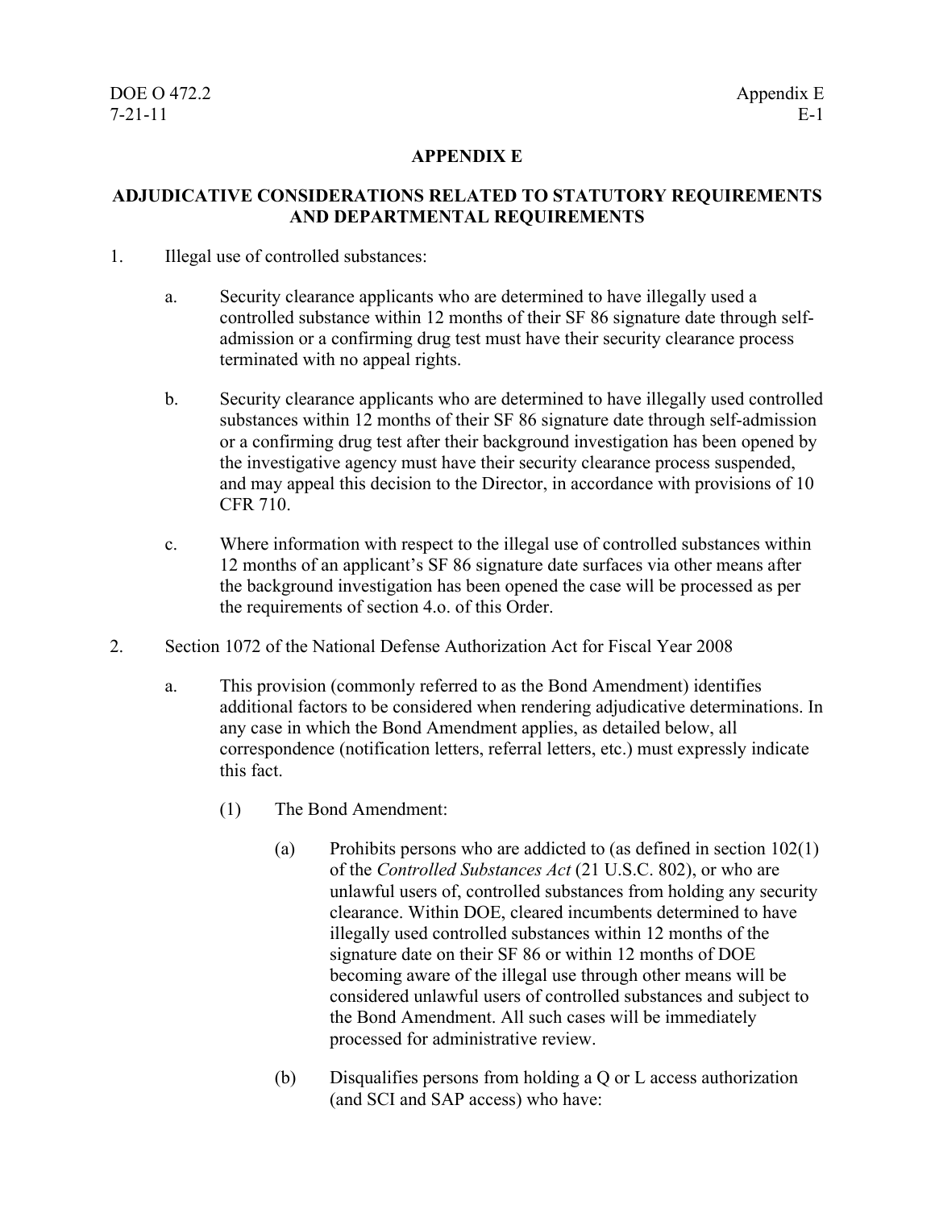# APPENDIX E

## ADJUDICATIVE CONSIDERATIONS RELATED TO STATUTORY REQUIREMENTS AND DEPARTMENTAL REQUIREMENTS

1. Illegal use of controlled substances:

   a. Security clearance applicants who are determined to have illegally used a controlled substance within 12 months of their SF 86 signature date through self-admission or a confirming drug test must have their security clearance process terminated with no appeal rights.

   b. Security clearance applicants who are determined to have illegally used controlled substances within 12 months of their SF 86 signature date through self-admission or a confirming drug test after their background investigation has been opened by the investigative agency must have their security clearance process suspended, and may appeal this decision to the Director, in accordance with provisions of 10 CFR 710.

   c. Where information with respect to the illegal use of controlled substances within 12 months of an applicant's SF 86 signature date surfaces via other means after the background investigation has been opened the case will be processed as per the requirements of section 4.o. of this Order.

2. Section 1072 of the National Defense Authorization Act for Fiscal Year 2008

   a. This provision (commonly referred to as the Bond Amendment) identifies additional factors to be considered when rendering adjudicative determinations. In any case in which the Bond Amendment applies, as detailed below, all correspondence (notification letters, referral letters, etc.) must expressly indicate this fact.

      (1) The Bond Amendment:

         (a) Prohibits persons who are addicted to (as defined in section 102(1) of the *Controlled Substances Act* (21 U.S.C. 802), or who are unlawful users of, controlled substances from holding any security clearance. Within DOE, cleared incumbents determined to have illegally used controlled substances within 12 months of the signature date on their SF 86 or within 12 months of DOE becoming aware of the illegal use through other means will be considered unlawful users of controlled substances and subject to the Bond Amendment. All such cases will be immediately processed for administrative review.

         (b) Disqualifies persons from holding a Q or L access authorization (and SCI and SAP access) who have: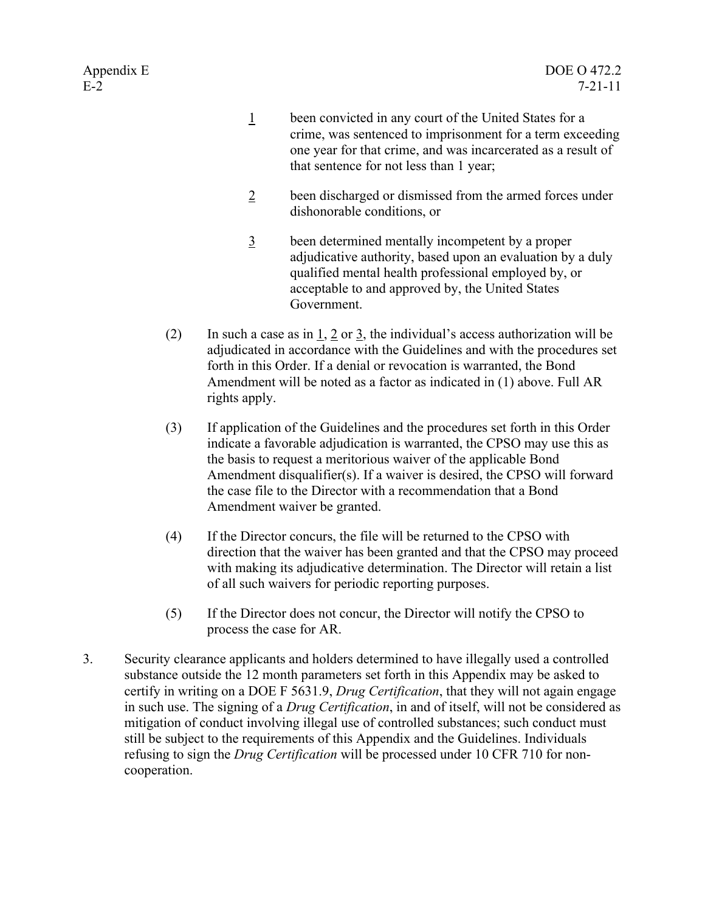1 been convicted in any court of the United States for a crime, was sentenced to imprisonment for a term exceeding one year for that crime, and was incarcerated as a result of that sentence for not less than 1 year;

2 been discharged or dismissed from the armed forces under dishonorable conditions, or

3 been determined mentally incompetent by a proper adjudicative authority, based upon an evaluation by a duly qualified mental health professional employed by, or acceptable to and approved by, the United States Government.

(2) In such a case as in 1, 2 or 3, the individual's access authorization will be adjudicated in accordance with the Guidelines and with the procedures set forth in this Order. If a denial or revocation is warranted, the Bond Amendment will be noted as a factor as indicated in (1) above. Full AR rights apply.

(3) If application of the Guidelines and the procedures set forth in this Order indicate a favorable adjudication is warranted, the CPSO may use this as the basis to request a meritorious waiver of the applicable Bond Amendment disqualifier(s). If a waiver is desired, the CPSO will forward the case file to the Director with a recommendation that a Bond Amendment waiver be granted.

(4) If the Director concurs, the file will be returned to the CPSO with direction that the waiver has been granted and that the CPSO may proceed with making its adjudicative determination. The Director will retain a list of all such waivers for periodic reporting purposes.

(5) If the Director does not concur, the Director will notify the CPSO to process the case for AR.

3. Security clearance applicants and holders determined to have illegally used a controlled substance outside the 12 month parameters set forth in this Appendix may be asked to certify in writing on a DOE F 5631.9, *Drug Certification*, that they will not again engage in such use. The signing of a *Drug Certification*, in and of itself, will not be considered as mitigation of conduct involving illegal use of controlled substances; such conduct must still be subject to the requirements of this Appendix and the Guidelines. Individuals refusing to sign the *Drug Certification* will be processed under 10 CFR 710 for non-cooperation.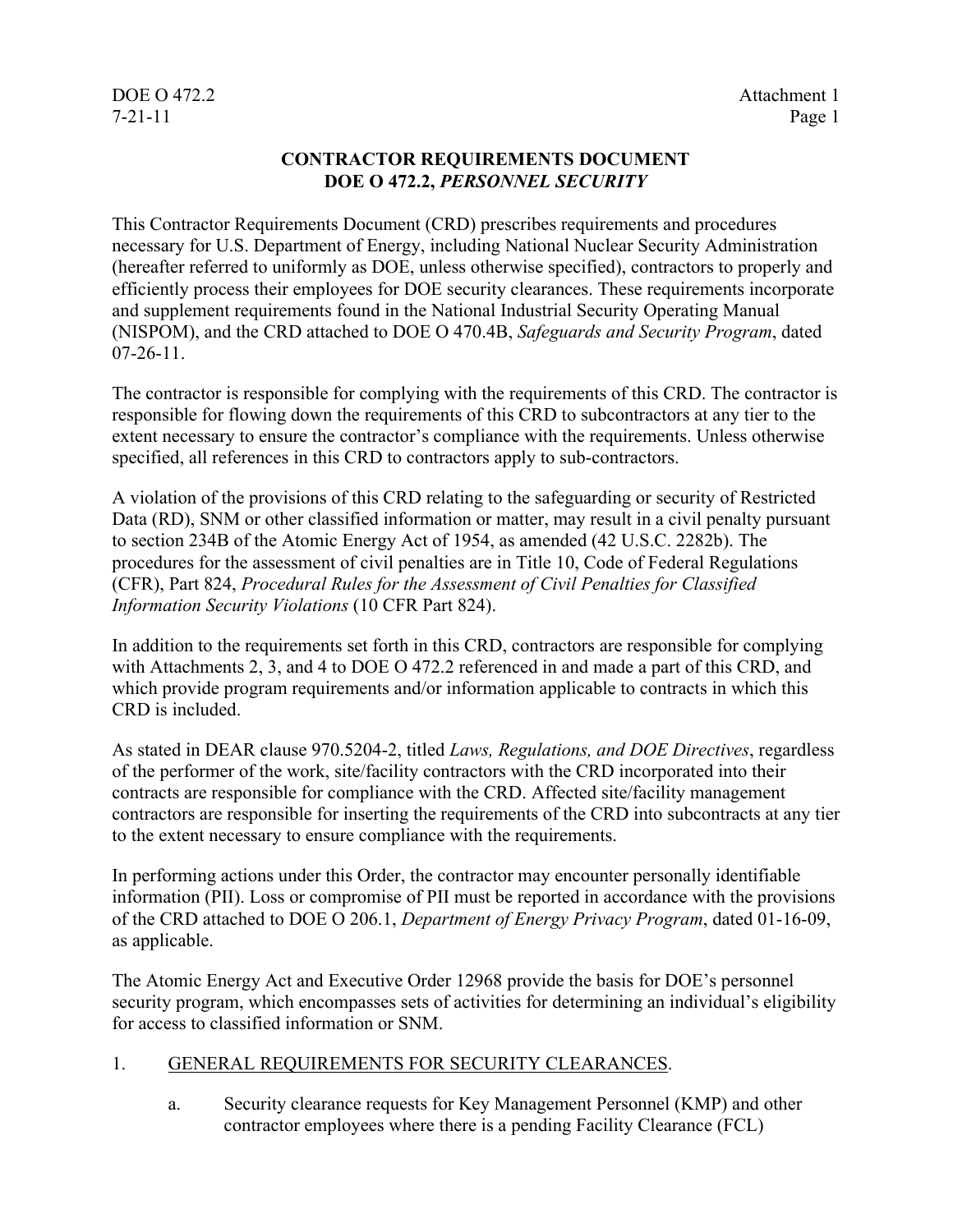# CONTRACTOR REQUIREMENTS DOCUMENT
## DOE O 472.2, *PERSONNEL SECURITY*

This Contractor Requirements Document (CRD) prescribes requirements and procedures necessary for U.S. Department of Energy, including National Nuclear Security Administration (hereafter referred to uniformly as DOE, unless otherwise specified), contractors to properly and efficiently process their employees for DOE security clearances. These requirements incorporate and supplement requirements found in the National Industrial Security Operating Manual (NISPOM), and the CRD attached to DOE O 470.4B, *Safeguards and Security Program*, dated 07-26-11.

The contractor is responsible for complying with the requirements of this CRD. The contractor is responsible for flowing down the requirements of this CRD to subcontractors at any tier to the extent necessary to ensure the contractor's compliance with the requirements. Unless otherwise specified, all references in this CRD to contractors apply to sub-contractors.

A violation of the provisions of this CRD relating to the safeguarding or security of Restricted Data (RD), SNM or other classified information or matter, may result in a civil penalty pursuant to section 234B of the Atomic Energy Act of 1954, as amended (42 U.S.C. 2282b). The procedures for the assessment of civil penalties are in Title 10, Code of Federal Regulations (CFR), Part 824, *Procedural Rules for the Assessment of Civil Penalties for Classified Information Security Violations* (10 CFR Part 824).

In addition to the requirements set forth in this CRD, contractors are responsible for complying with Attachments 2, 3, and 4 to DOE O 472.2 referenced in and made a part of this CRD, and which provide program requirements and/or information applicable to contracts in which this CRD is included.

As stated in DEAR clause 970.5204-2, titled *Laws, Regulations, and DOE Directives*, regardless of the performer of the work, site/facility contractors with the CRD incorporated into their contracts are responsible for compliance with the CRD. Affected site/facility management contractors are responsible for inserting the requirements of the CRD into subcontracts at any tier to the extent necessary to ensure compliance with the requirements.

In performing actions under this Order, the contractor may encounter personally identifiable information (PII). Loss or compromise of PII must be reported in accordance with the provisions of the CRD attached to DOE O 206.1, *Department of Energy Privacy Program*, dated 01-16-09, as applicable.

The Atomic Energy Act and Executive Order 12968 provide the basis for DOE's personnel security program, which encompasses sets of activities for determining an individual's eligibility for access to classified information or SNM.

1. GENERAL REQUIREMENTS FOR SECURITY CLEARANCES.

   a. Security clearance requests for Key Management Personnel (KMP) and other contractor employees where there is a pending Facility Clearance (FCL)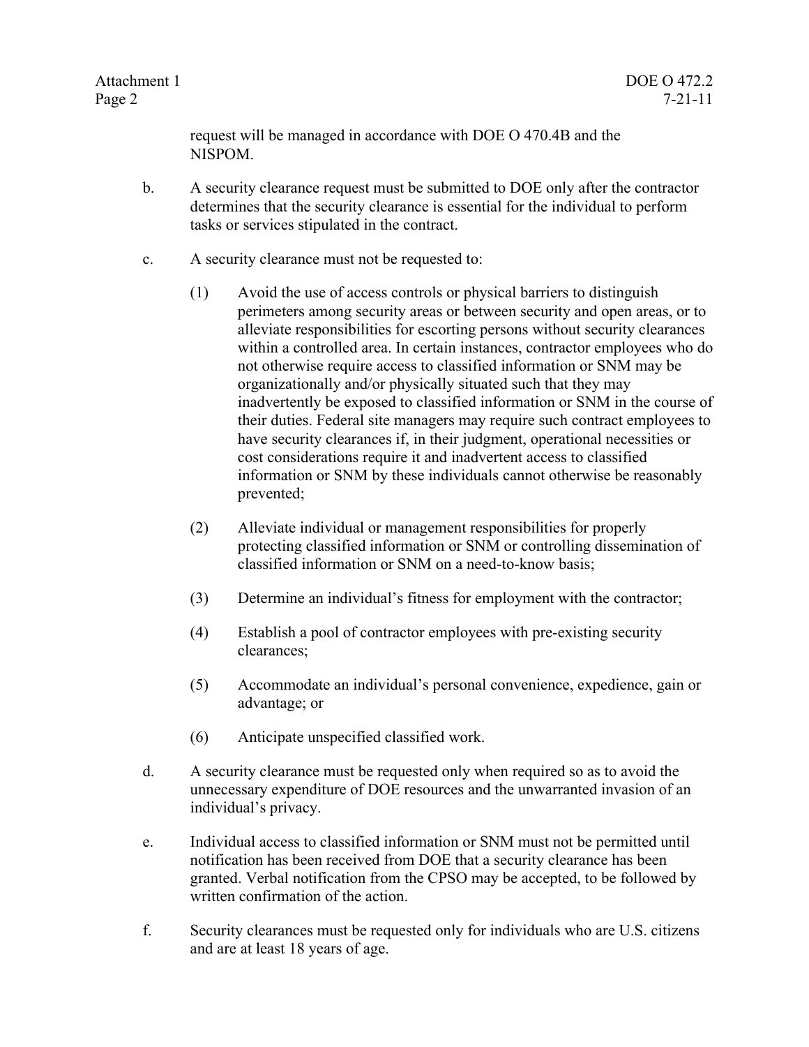request will be managed in accordance with DOE O 470.4B and the NISPOM.

b. A security clearance request must be submitted to DOE only after the contractor determines that the security clearance is essential for the individual to perform tasks or services stipulated in the contract.

c. A security clearance must not be requested to:

(1) Avoid the use of access controls or physical barriers to distinguish perimeters among security areas or between security and open areas, or to alleviate responsibilities for escorting persons without security clearances within a controlled area. In certain instances, contractor employees who do not otherwise require access to classified information or SNM may be organizationally and/or physically situated such that they may inadvertently be exposed to classified information or SNM in the course of their duties. Federal site managers may require such contract employees to have security clearances if, in their judgment, operational necessities or cost considerations require it and inadvertent access to classified information or SNM by these individuals cannot otherwise be reasonably prevented;

(2) Alleviate individual or management responsibilities for properly protecting classified information or SNM or controlling dissemination of classified information or SNM on a need-to-know basis;

(3) Determine an individual's fitness for employment with the contractor;

(4) Establish a pool of contractor employees with pre-existing security clearances;

(5) Accommodate an individual's personal convenience, expedience, gain or advantage; or

(6) Anticipate unspecified classified work.

d. A security clearance must be requested only when required so as to avoid the unnecessary expenditure of DOE resources and the unwarranted invasion of an individual's privacy.

e. Individual access to classified information or SNM must not be permitted until notification has been received from DOE that a security clearance has been granted. Verbal notification from the CPSO may be accepted, to be followed by written confirmation of the action.

f. Security clearances must be requested only for individuals who are U.S. citizens and are at least 18 years of age.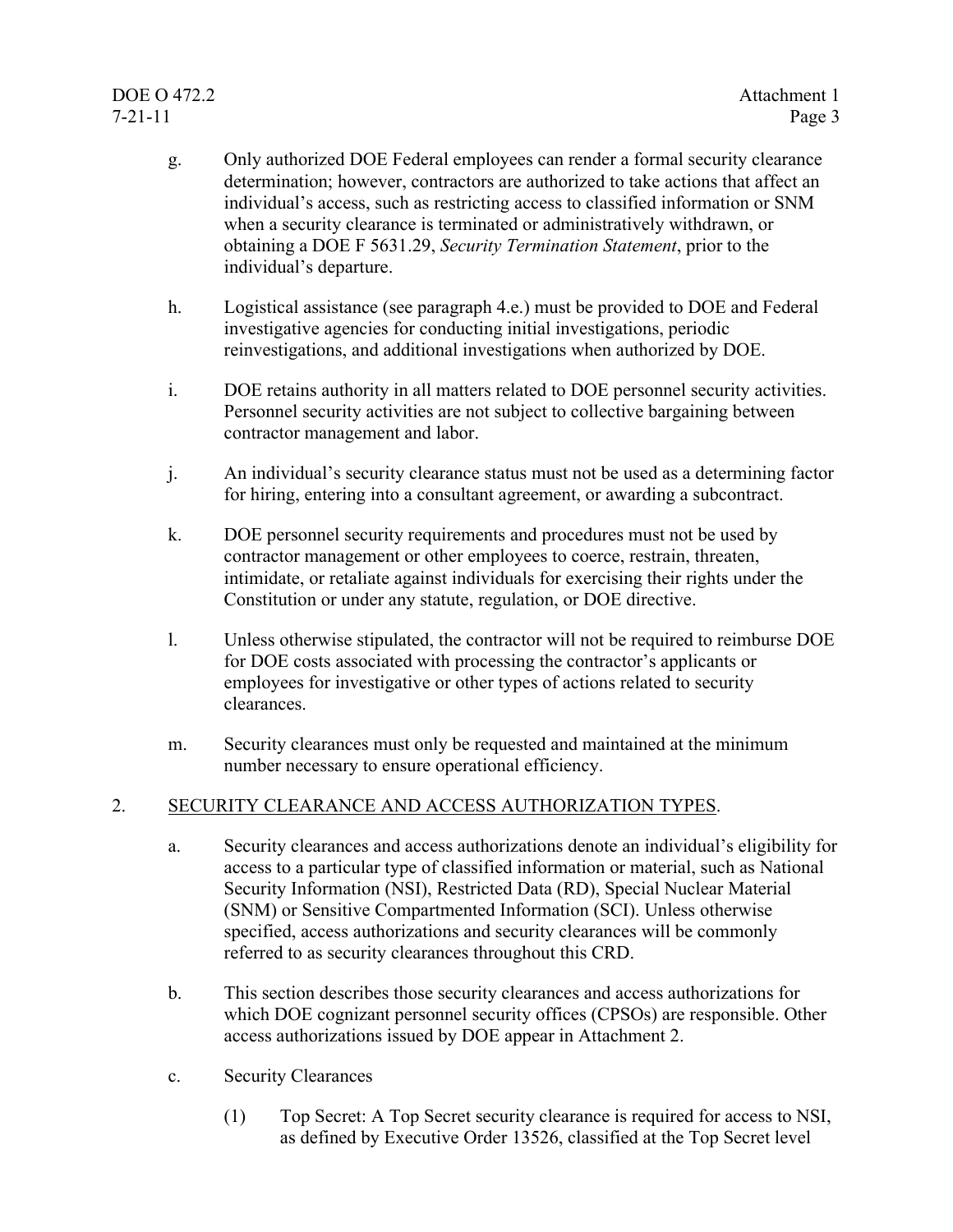g. Only authorized DOE Federal employees can render a formal security clearance determination; however, contractors are authorized to take actions that affect an individual's access, such as restricting access to classified information or SNM when a security clearance is terminated or administratively withdrawn, or obtaining a DOE F 5631.29, *Security Termination Statement*, prior to the individual's departure.

h. Logistical assistance (see paragraph 4.e.) must be provided to DOE and Federal investigative agencies for conducting initial investigations, periodic reinvestigations, and additional investigations when authorized by DOE.

i. DOE retains authority in all matters related to DOE personnel security activities. Personnel security activities are not subject to collective bargaining between contractor management and labor.

j. An individual's security clearance status must not be used as a determining factor for hiring, entering into a consultant agreement, or awarding a subcontract.

k. DOE personnel security requirements and procedures must not be used by contractor management or other employees to coerce, restrain, threaten, intimidate, or retaliate against individuals for exercising their rights under the Constitution or under any statute, regulation, or DOE directive.

l. Unless otherwise stipulated, the contractor will not be required to reimburse DOE for DOE costs associated with processing the contractor's applicants or employees for investigative or other types of actions related to security clearances.

m. Security clearances must only be requested and maintained at the minimum number necessary to ensure operational efficiency.

2. SECURITY CLEARANCE AND ACCESS AUTHORIZATION TYPES.

a. Security clearances and access authorizations denote an individual's eligibility for access to a particular type of classified information or material, such as National Security Information (NSI), Restricted Data (RD), Special Nuclear Material (SNM) or Sensitive Compartmented Information (SCI). Unless otherwise specified, access authorizations and security clearances will be commonly referred to as security clearances throughout this CRD.

b. This section describes those security clearances and access authorizations for which DOE cognizant personnel security offices (CPSOs) are responsible. Other access authorizations issued by DOE appear in Attachment 2.

c. Security Clearances

(1) Top Secret: A Top Secret security clearance is required for access to NSI, as defined by Executive Order 13526, classified at the Top Secret level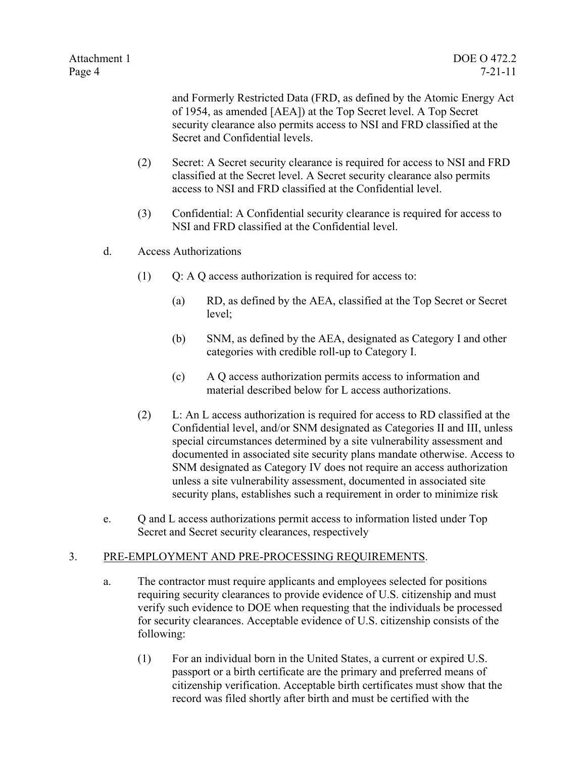and Formerly Restricted Data (FRD, as defined by the Atomic Energy Act of 1954, as amended [AEA]) at the Top Secret level. A Top Secret security clearance also permits access to NSI and FRD classified at the Secret and Confidential levels.

(2) Secret: A Secret security clearance is required for access to NSI and FRD classified at the Secret level. A Secret security clearance also permits access to NSI and FRD classified at the Confidential level.

(3) Confidential: A Confidential security clearance is required for access to NSI and FRD classified at the Confidential level.

d. Access Authorizations

(1) Q: A Q access authorization is required for access to:

(a) RD, as defined by the AEA, classified at the Top Secret or Secret level;

(b) SNM, as defined by the AEA, designated as Category I and other categories with credible roll-up to Category I.

(c) A Q access authorization permits access to information and material described below for L access authorizations.

(2) L: An L access authorization is required for access to RD classified at the Confidential level, and/or SNM designated as Categories II and III, unless special circumstances determined by a site vulnerability assessment and documented in associated site security plans mandate otherwise. Access to SNM designated as Category IV does not require an access authorization unless a site vulnerability assessment, documented in associated site security plans, establishes such a requirement in order to minimize risk

e. Q and L access authorizations permit access to information listed under Top Secret and Secret security clearances, respectively

3. PRE-EMPLOYMENT AND PRE-PROCESSING REQUIREMENTS.

a. The contractor must require applicants and employees selected for positions requiring security clearances to provide evidence of U.S. citizenship and must verify such evidence to DOE when requesting that the individuals be processed for security clearances. Acceptable evidence of U.S. citizenship consists of the following:

(1) For an individual born in the United States, a current or expired U.S. passport or a birth certificate are the primary and preferred means of citizenship verification. Acceptable birth certificates must show that the record was filed shortly after birth and must be certified with the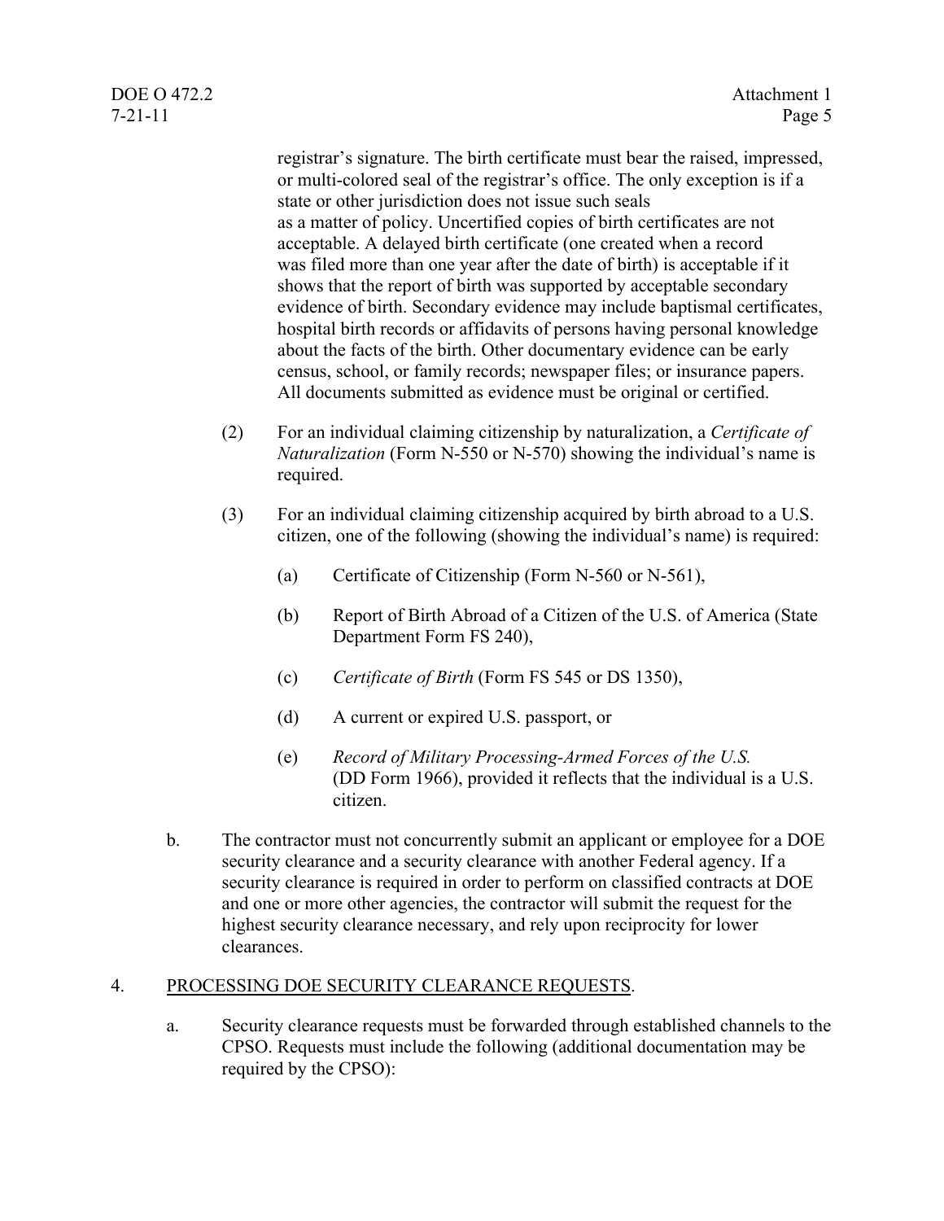registrar's signature. The birth certificate must bear the raised, impressed, or multi-colored seal of the registrar's office. The only exception is if a state or other jurisdiction does not issue such seals as a matter of policy. Uncertified copies of birth certificates are not acceptable. A delayed birth certificate (one created when a record was filed more than one year after the date of birth) is acceptable if it shows that the report of birth was supported by acceptable secondary evidence of birth. Secondary evidence may include baptismal certificates, hospital birth records or affidavits of persons having personal knowledge about the facts of the birth. Other documentary evidence can be early census, school, or family records; newspaper files; or insurance papers. All documents submitted as evidence must be original or certified.

(2) For an individual claiming citizenship by naturalization, a *Certificate of Naturalization* (Form N-550 or N-570) showing the individual's name is required.

(3) For an individual claiming citizenship acquired by birth abroad to a U.S. citizen, one of the following (showing the individual's name) is required:

(a) Certificate of Citizenship (Form N-560 or N-561),

(b) Report of Birth Abroad of a Citizen of the U.S. of America (State Department Form FS 240),

(c) *Certificate of Birth* (Form FS 545 or DS 1350),

(d) A current or expired U.S. passport, or

(e) *Record of Military Processing-Armed Forces of the U.S.* (DD Form 1966), provided it reflects that the individual is a U.S. citizen.

b. The contractor must not concurrently submit an applicant or employee for a DOE security clearance and a security clearance with another Federal agency. If a security clearance is required in order to perform on classified contracts at DOE and one or more other agencies, the contractor will submit the request for the highest security clearance necessary, and rely upon reciprocity for lower clearances.

4. PROCESSING DOE SECURITY CLEARANCE REQUESTS.

a. Security clearance requests must be forwarded through established channels to the CPSO. Requests must include the following (additional documentation may be required by the CPSO):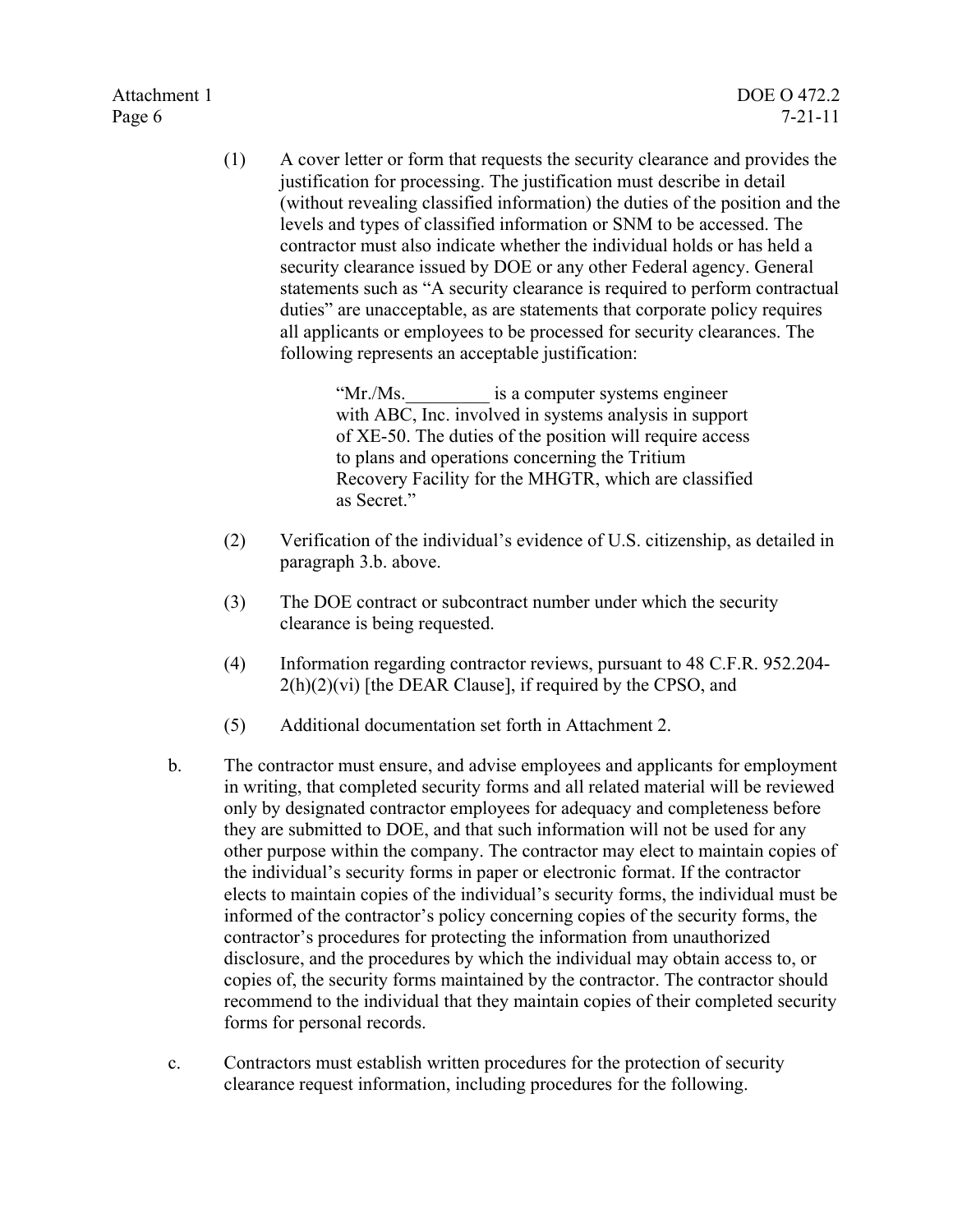(1) A cover letter or form that requests the security clearance and provides the justification for processing. The justification must describe in detail (without revealing classified information) the duties of the position and the levels and types of classified information or SNM to be accessed. The contractor must also indicate whether the individual holds or has held a security clearance issued by DOE or any other Federal agency. General statements such as "A security clearance is required to perform contractual duties" are unacceptable, as are statements that corporate policy requires all applicants or employees to be processed for security clearances. The following represents an acceptable justification:

> "Mr./Ms.\_\_\_\_\_\_\_\_\_ is a computer systems engineer with ABC, Inc. involved in systems analysis in support of XE-50. The duties of the position will require access to plans and operations concerning the Tritium Recovery Facility for the MHGTR, which are classified as Secret."

(2) Verification of the individual's evidence of U.S. citizenship, as detailed in paragraph 3.b. above.

(3) The DOE contract or subcontract number under which the security clearance is being requested.

(4) Information regarding contractor reviews, pursuant to 48 C.F.R. 952.204-2(h)(2)(vi) [the DEAR Clause], if required by the CPSO, and

(5) Additional documentation set forth in Attachment 2.

b. The contractor must ensure, and advise employees and applicants for employment in writing, that completed security forms and all related material will be reviewed only by designated contractor employees for adequacy and completeness before they are submitted to DOE, and that such information will not be used for any other purpose within the company. The contractor may elect to maintain copies of the individual's security forms in paper or electronic format. If the contractor elects to maintain copies of the individual's security forms, the individual must be informed of the contractor's policy concerning copies of the security forms, the contractor's procedures for protecting the information from unauthorized disclosure, and the procedures by which the individual may obtain access to, or copies of, the security forms maintained by the contractor. The contractor should recommend to the individual that they maintain copies of their completed security forms for personal records.

c. Contractors must establish written procedures for the protection of security clearance request information, including procedures for the following.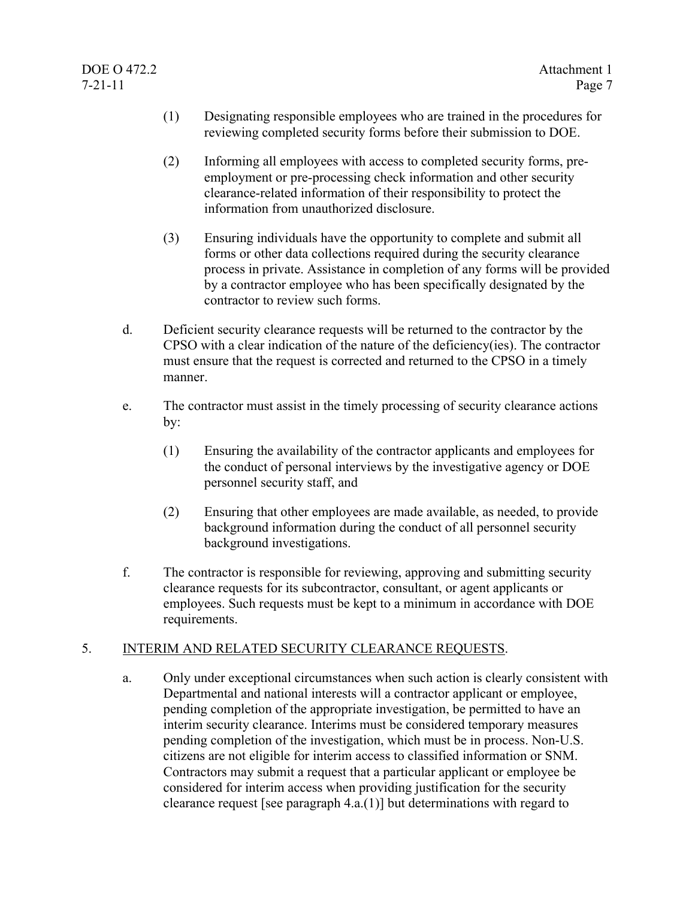(1) Designating responsible employees who are trained in the procedures for reviewing completed security forms before their submission to DOE.

(2) Informing all employees with access to completed security forms, pre-employment or pre-processing check information and other security clearance-related information of their responsibility to protect the information from unauthorized disclosure.

(3) Ensuring individuals have the opportunity to complete and submit all forms or other data collections required during the security clearance process in private. Assistance in completion of any forms will be provided by a contractor employee who has been specifically designated by the contractor to review such forms.

d. Deficient security clearance requests will be returned to the contractor by the CPSO with a clear indication of the nature of the deficiency(ies). The contractor must ensure that the request is corrected and returned to the CPSO in a timely manner.

e. The contractor must assist in the timely processing of security clearance actions by:

(1) Ensuring the availability of the contractor applicants and employees for the conduct of personal interviews by the investigative agency or DOE personnel security staff, and

(2) Ensuring that other employees are made available, as needed, to provide background information during the conduct of all personnel security background investigations.

f. The contractor is responsible for reviewing, approving and submitting security clearance requests for its subcontractor, consultant, or agent applicants or employees. Such requests must be kept to a minimum in accordance with DOE requirements.

5. INTERIM AND RELATED SECURITY CLEARANCE REQUESTS.

a. Only under exceptional circumstances when such action is clearly consistent with Departmental and national interests will a contractor applicant or employee, pending completion of the appropriate investigation, be permitted to have an interim security clearance. Interims must be considered temporary measures pending completion of the investigation, which must be in process. Non-U.S. citizens are not eligible for interim access to classified information or SNM. Contractors may submit a request that a particular applicant or employee be considered for interim access when providing justification for the security clearance request [see paragraph 4.a.(1)] but determinations with regard to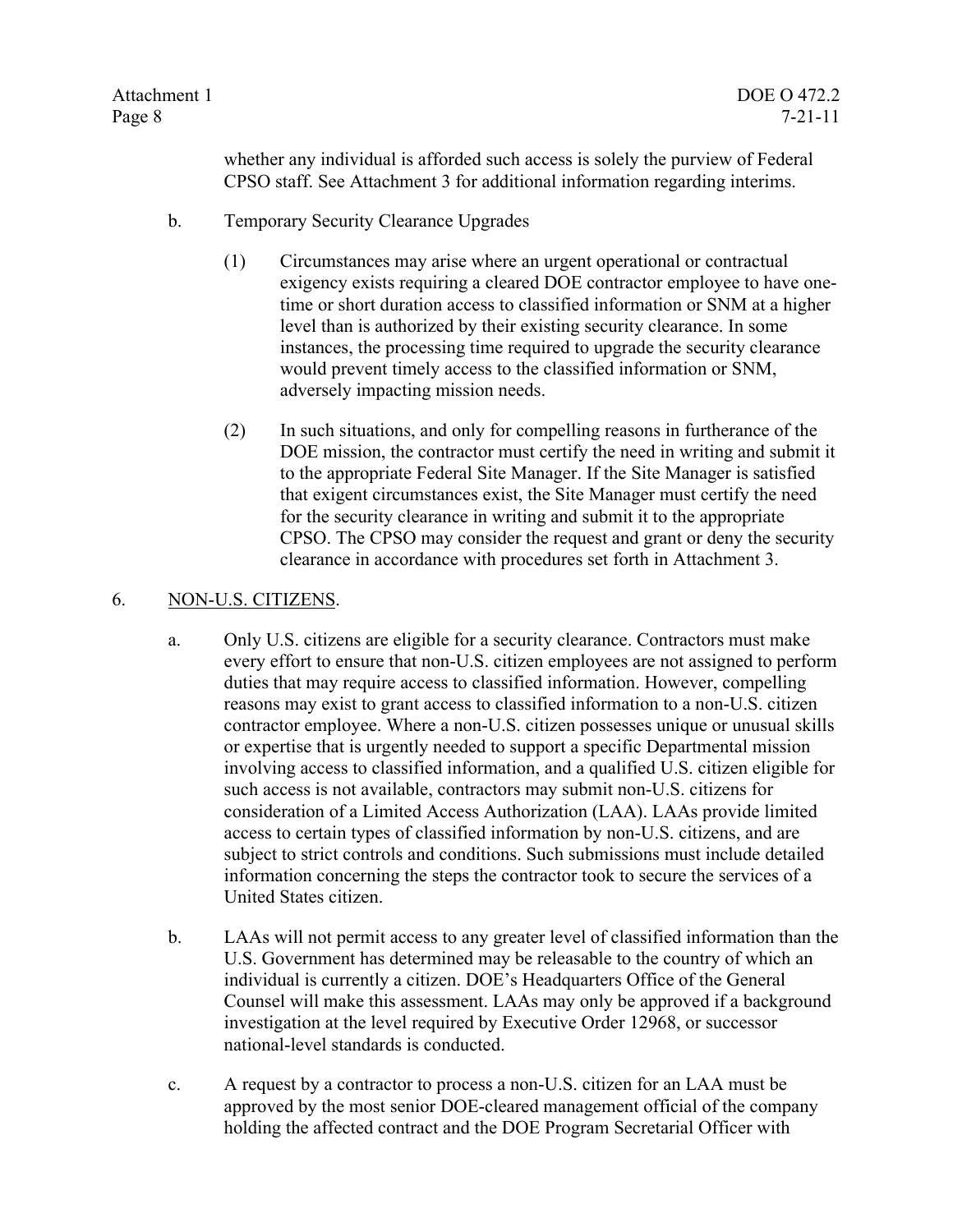whether any individual is afforded such access is solely the purview of Federal CPSO staff. See Attachment 3 for additional information regarding interims.

b. Temporary Security Clearance Upgrades

(1) Circumstances may arise where an urgent operational or contractual exigency exists requiring a cleared DOE contractor employee to have one-time or short duration access to classified information or SNM at a higher level than is authorized by their existing security clearance. In some instances, the processing time required to upgrade the security clearance would prevent timely access to the classified information or SNM, adversely impacting mission needs.

(2) In such situations, and only for compelling reasons in furtherance of the DOE mission, the contractor must certify the need in writing and submit it to the appropriate Federal Site Manager. If the Site Manager is satisfied that exigent circumstances exist, the Site Manager must certify the need for the security clearance in writing and submit it to the appropriate CPSO. The CPSO may consider the request and grant or deny the security clearance in accordance with procedures set forth in Attachment 3.

6. NON-U.S. CITIZENS.

a. Only U.S. citizens are eligible for a security clearance. Contractors must make every effort to ensure that non-U.S. citizen employees are not assigned to perform duties that may require access to classified information. However, compelling reasons may exist to grant access to classified information to a non-U.S. citizen contractor employee. Where a non-U.S. citizen possesses unique or unusual skills or expertise that is urgently needed to support a specific Departmental mission involving access to classified information, and a qualified U.S. citizen eligible for such access is not available, contractors may submit non-U.S. citizens for consideration of a Limited Access Authorization (LAA). LAAs provide limited access to certain types of classified information by non-U.S. citizens, and are subject to strict controls and conditions. Such submissions must include detailed information concerning the steps the contractor took to secure the services of a United States citizen.

b. LAAs will not permit access to any greater level of classified information than the U.S. Government has determined may be releasable to the country of which an individual is currently a citizen. DOE's Headquarters Office of the General Counsel will make this assessment. LAAs may only be approved if a background investigation at the level required by Executive Order 12968, or successor national-level standards is conducted.

c. A request by a contractor to process a non-U.S. citizen for an LAA must be approved by the most senior DOE-cleared management official of the company holding the affected contract and the DOE Program Secretarial Officer with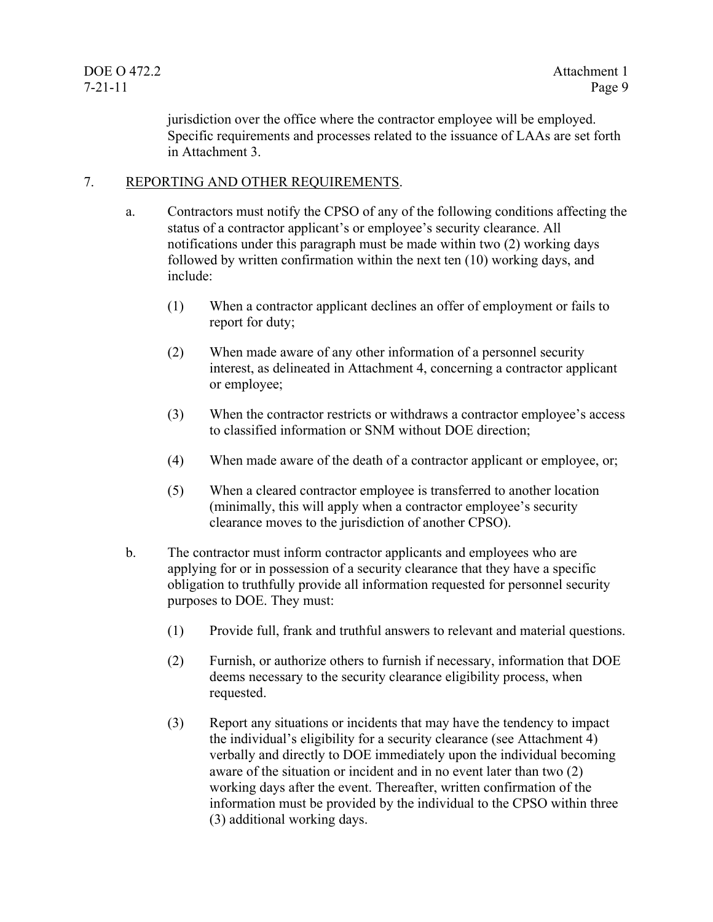jurisdiction over the office where the contractor employee will be employed. Specific requirements and processes related to the issuance of LAAs are set forth in Attachment 3.

7. <u>REPORTING AND OTHER REQUIREMENTS</u>.

   a. Contractors must notify the CPSO of any of the following conditions affecting the status of a contractor applicant's or employee's security clearance. All notifications under this paragraph must be made within two (2) working days followed by written confirmation within the next ten (10) working days, and include:

      (1) When a contractor applicant declines an offer of employment or fails to report for duty;

      (2) When made aware of any other information of a personnel security interest, as delineated in Attachment 4, concerning a contractor applicant or employee;

      (3) When the contractor restricts or withdraws a contractor employee's access to classified information or SNM without DOE direction;

      (4) When made aware of the death of a contractor applicant or employee, or;

      (5) When a cleared contractor employee is transferred to another location (minimally, this will apply when a contractor employee's security clearance moves to the jurisdiction of another CPSO).

   b. The contractor must inform contractor applicants and employees who are applying for or in possession of a security clearance that they have a specific obligation to truthfully provide all information requested for personnel security purposes to DOE. They must:

      (1) Provide full, frank and truthful answers to relevant and material questions.

      (2) Furnish, or authorize others to furnish if necessary, information that DOE deems necessary to the security clearance eligibility process, when requested.

      (3) Report any situations or incidents that may have the tendency to impact the individual's eligibility for a security clearance (see Attachment 4) verbally and directly to DOE immediately upon the individual becoming aware of the situation or incident and in no event later than two (2) working days after the event. Thereafter, written confirmation of the information must be provided by the individual to the CPSO within three (3) additional working days.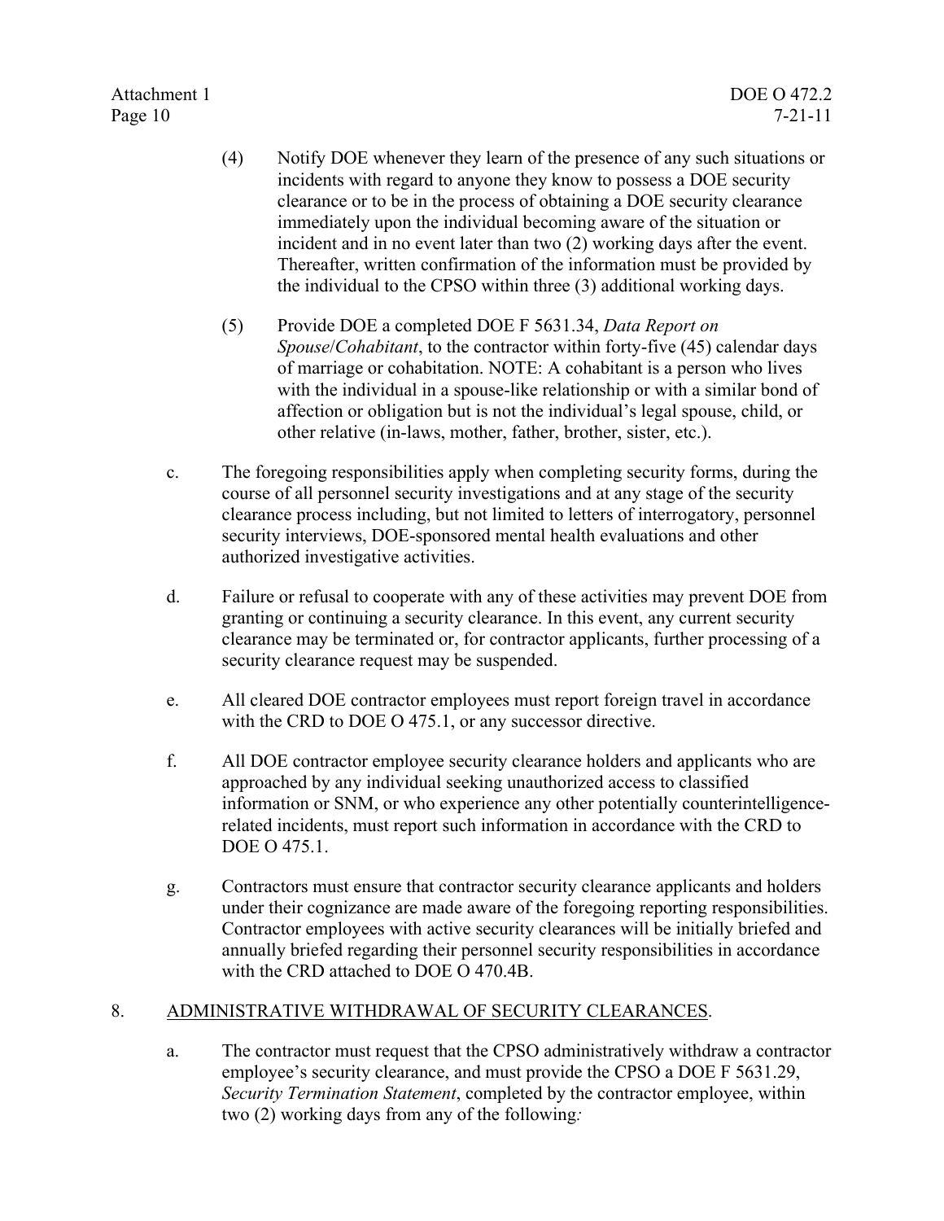(4) Notify DOE whenever they learn of the presence of any such situations or incidents with regard to anyone they know to possess a DOE security clearance or to be in the process of obtaining a DOE security clearance immediately upon the individual becoming aware of the situation or incident and in no event later than two (2) working days after the event. Thereafter, written confirmation of the information must be provided by the individual to the CPSO within three (3) additional working days.

(5) Provide DOE a completed DOE F 5631.34, *Data Report on Spouse/Cohabitant*, to the contractor within forty-five (45) calendar days of marriage or cohabitation. NOTE: A cohabitant is a person who lives with the individual in a spouse-like relationship or with a similar bond of affection or obligation but is not the individual's legal spouse, child, or other relative (in-laws, mother, father, brother, sister, etc.).

c. The foregoing responsibilities apply when completing security forms, during the course of all personnel security investigations and at any stage of the security clearance process including, but not limited to letters of interrogatory, personnel security interviews, DOE-sponsored mental health evaluations and other authorized investigative activities.

d. Failure or refusal to cooperate with any of these activities may prevent DOE from granting or continuing a security clearance. In this event, any current security clearance may be terminated or, for contractor applicants, further processing of a security clearance request may be suspended.

e. All cleared DOE contractor employees must report foreign travel in accordance with the CRD to DOE O 475.1, or any successor directive.

f. All DOE contractor employee security clearance holders and applicants who are approached by any individual seeking unauthorized access to classified information or SNM, or who experience any other potentially counterintelligence-related incidents, must report such information in accordance with the CRD to DOE O 475.1.

g. Contractors must ensure that contractor security clearance applicants and holders under their cognizance are made aware of the foregoing reporting responsibilities. Contractor employees with active security clearances will be initially briefed and annually briefed regarding their personnel security responsibilities in accordance with the CRD attached to DOE O 470.4B.

8. <u>ADMINISTRATIVE WITHDRAWAL OF SECURITY CLEARANCES</u>.

a. The contractor must request that the CPSO administratively withdraw a contractor employee's security clearance, and must provide the CPSO a DOE F 5631.29, *Security Termination Statement*, completed by the contractor employee, within two (2) working days from any of the following: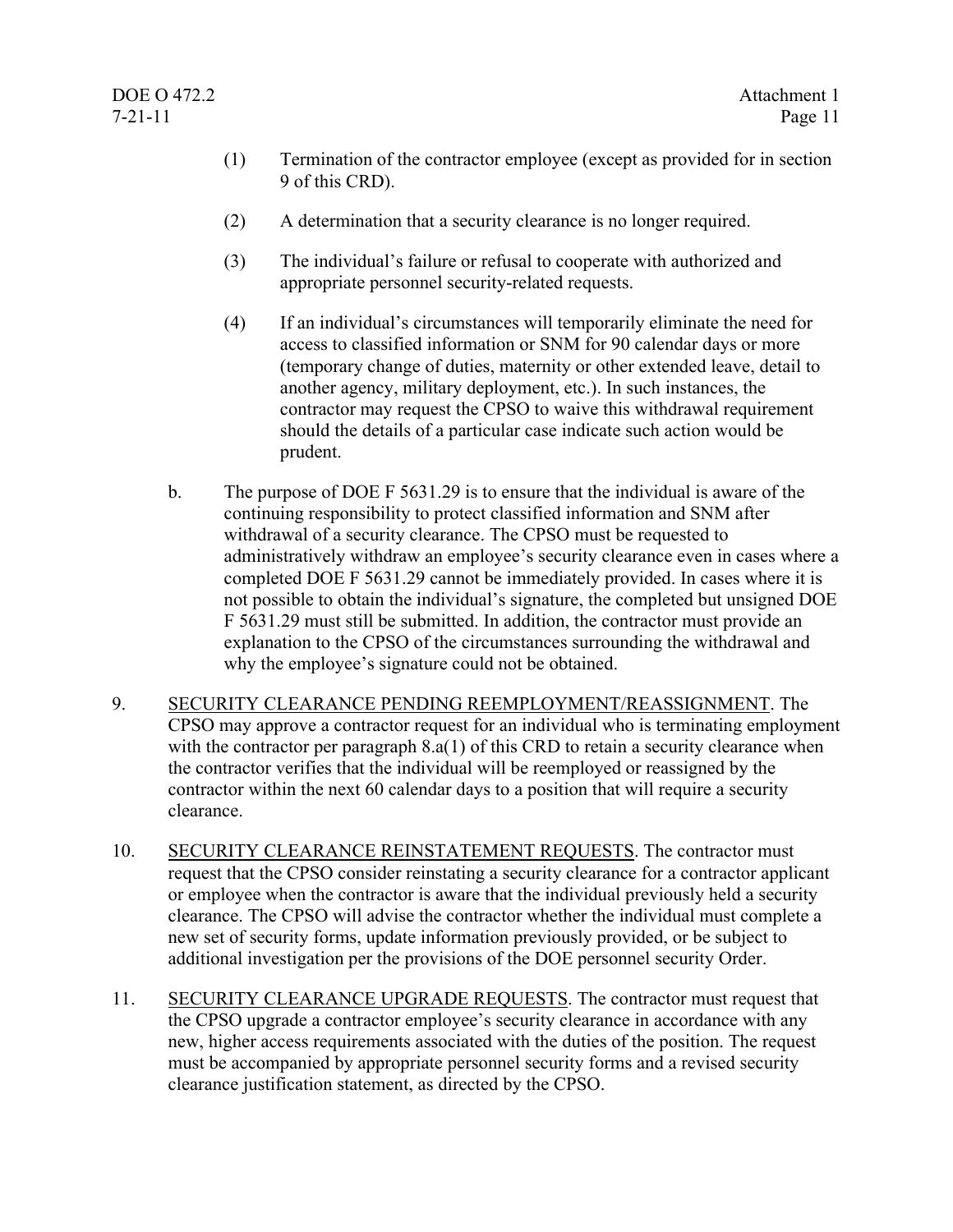(1) Termination of the contractor employee (except as provided for in section 9 of this CRD).

(2) A determination that a security clearance is no longer required.

(3) The individual's failure or refusal to cooperate with authorized and appropriate personnel security-related requests.

(4) If an individual's circumstances will temporarily eliminate the need for access to classified information or SNM for 90 calendar days or more (temporary change of duties, maternity or other extended leave, detail to another agency, military deployment, etc.). In such instances, the contractor may request the CPSO to waive this withdrawal requirement should the details of a particular case indicate such action would be prudent.

b. The purpose of DOE F 5631.29 is to ensure that the individual is aware of the continuing responsibility to protect classified information and SNM after withdrawal of a security clearance. The CPSO must be requested to administratively withdraw an employee's security clearance even in cases where a completed DOE F 5631.29 cannot be immediately provided. In cases where it is not possible to obtain the individual's signature, the completed but unsigned DOE F 5631.29 must still be submitted. In addition, the contractor must provide an explanation to the CPSO of the circumstances surrounding the withdrawal and why the employee's signature could not be obtained.

9. SECURITY CLEARANCE PENDING REEMPLOYMENT/REASSIGNMENT. The CPSO may approve a contractor request for an individual who is terminating employment with the contractor per paragraph 8.a(1) of this CRD to retain a security clearance when the contractor verifies that the individual will be reemployed or reassigned by the contractor within the next 60 calendar days to a position that will require a security clearance.

10. SECURITY CLEARANCE REINSTATEMENT REQUESTS. The contractor must request that the CPSO consider reinstating a security clearance for a contractor applicant or employee when the contractor is aware that the individual previously held a security clearance. The CPSO will advise the contractor whether the individual must complete a new set of security forms, update information previously provided, or be subject to additional investigation per the provisions of the DOE personnel security Order.

11. SECURITY CLEARANCE UPGRADE REQUESTS. The contractor must request that the CPSO upgrade a contractor employee's security clearance in accordance with any new, higher access requirements associated with the duties of the position. The request must be accompanied by appropriate personnel security forms and a revised security clearance justification statement, as directed by the CPSO.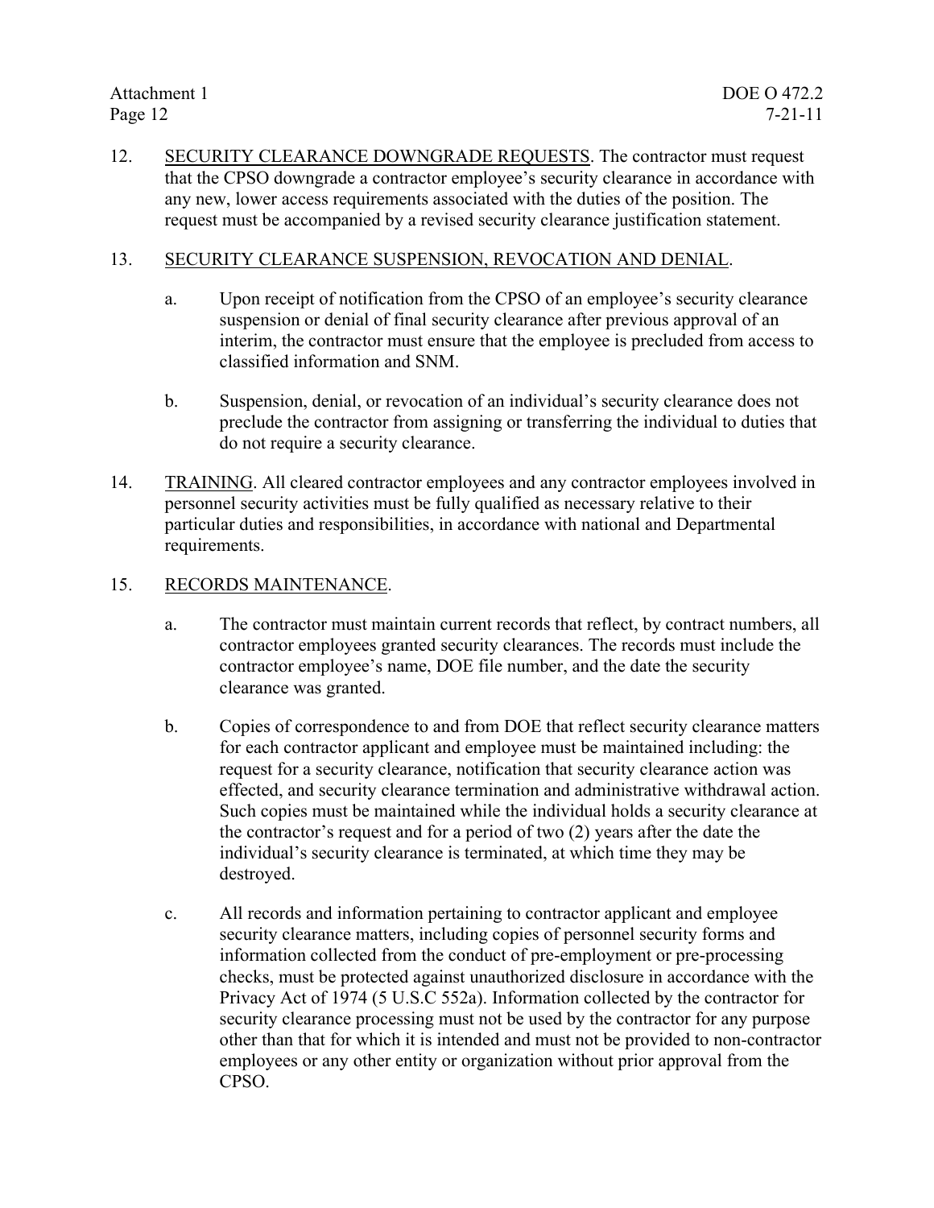12. SECURITY CLEARANCE DOWNGRADE REQUESTS. The contractor must request that the CPSO downgrade a contractor employee's security clearance in accordance with any new, lower access requirements associated with the duties of the position. The request must be accompanied by a revised security clearance justification statement.

13. SECURITY CLEARANCE SUSPENSION, REVOCATION AND DENIAL.

    a. Upon receipt of notification from the CPSO of an employee's security clearance suspension or denial of final security clearance after previous approval of an interim, the contractor must ensure that the employee is precluded from access to classified information and SNM.

    b. Suspension, denial, or revocation of an individual's security clearance does not preclude the contractor from assigning or transferring the individual to duties that do not require a security clearance.

14. TRAINING. All cleared contractor employees and any contractor employees involved in personnel security activities must be fully qualified as necessary relative to their particular duties and responsibilities, in accordance with national and Departmental requirements.

15. RECORDS MAINTENANCE.

    a. The contractor must maintain current records that reflect, by contract numbers, all contractor employees granted security clearances. The records must include the contractor employee's name, DOE file number, and the date the security clearance was granted.

    b. Copies of correspondence to and from DOE that reflect security clearance matters for each contractor applicant and employee must be maintained including: the request for a security clearance, notification that security clearance action was effected, and security clearance termination and administrative withdrawal action. Such copies must be maintained while the individual holds a security clearance at the contractor's request and for a period of two (2) years after the date the individual's security clearance is terminated, at which time they may be destroyed.

    c. All records and information pertaining to contractor applicant and employee security clearance matters, including copies of personnel security forms and information collected from the conduct of pre-employment or pre-processing checks, must be protected against unauthorized disclosure in accordance with the Privacy Act of 1974 (5 U.S.C 552a). Information collected by the contractor for security clearance processing must not be used by the contractor for any purpose other than that for which it is intended and must not be provided to non-contractor employees or any other entity or organization without prior approval from the CPSO.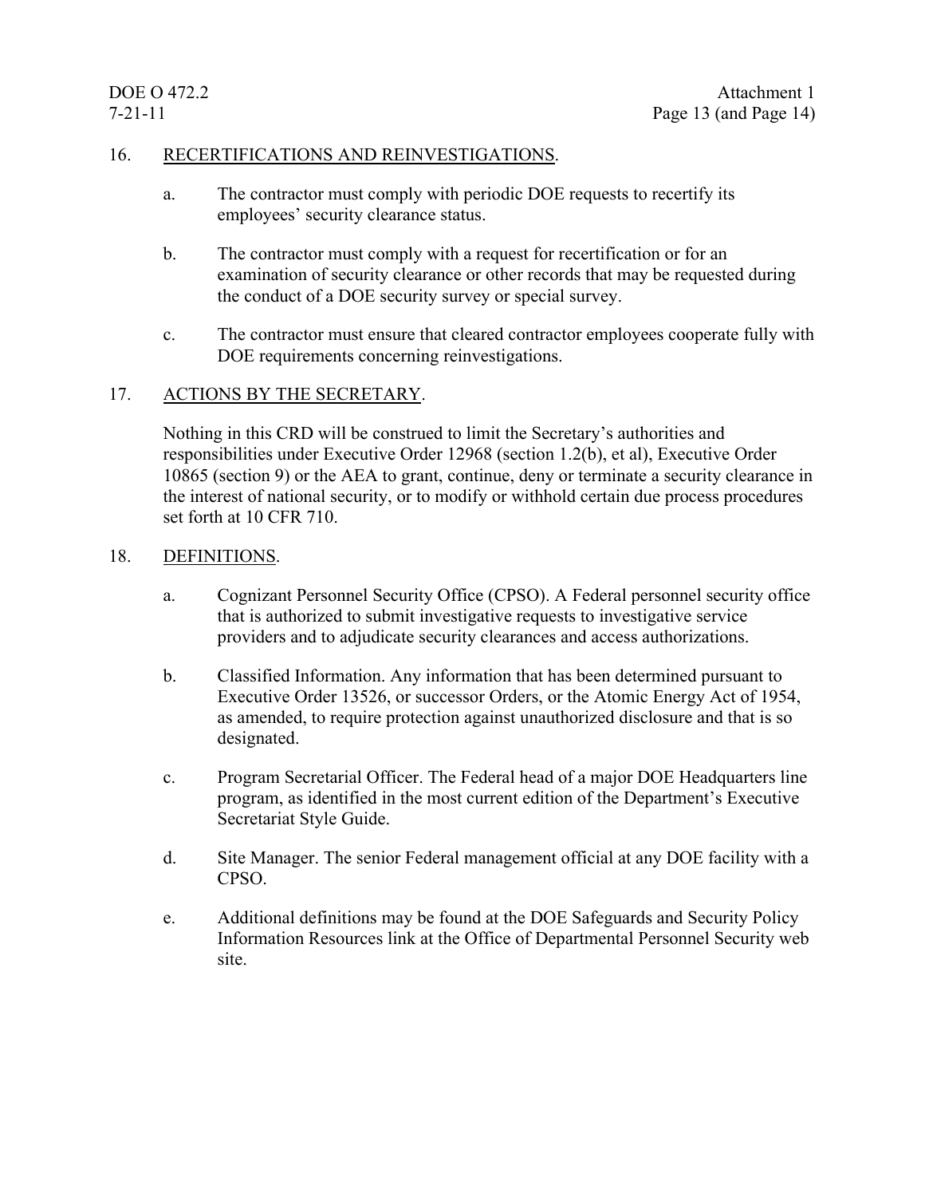16. <u>RECERTIFICATIONS AND REINVESTIGATIONS</u>.

    a. The contractor must comply with periodic DOE requests to recertify its employees' security clearance status.

    b. The contractor must comply with a request for recertification or for an examination of security clearance or other records that may be requested during the conduct of a DOE security survey or special survey.

    c. The contractor must ensure that cleared contractor employees cooperate fully with DOE requirements concerning reinvestigations.

17. <u>ACTIONS BY THE SECRETARY</u>.

    Nothing in this CRD will be construed to limit the Secretary's authorities and responsibilities under Executive Order 12968 (section 1.2(b), et al), Executive Order 10865 (section 9) or the AEA to grant, continue, deny or terminate a security clearance in the interest of national security, or to modify or withhold certain due process procedures set forth at 10 CFR 710.

18. <u>DEFINITIONS</u>.

    a. Cognizant Personnel Security Office (CPSO). A Federal personnel security office that is authorized to submit investigative requests to investigative service providers and to adjudicate security clearances and access authorizations.

    b. Classified Information. Any information that has been determined pursuant to Executive Order 13526, or successor Orders, or the Atomic Energy Act of 1954, as amended, to require protection against unauthorized disclosure and that is so designated.

    c. Program Secretarial Officer. The Federal head of a major DOE Headquarters line program, as identified in the most current edition of the Department's Executive Secretariat Style Guide.

    d. Site Manager. The senior Federal management official at any DOE facility with a CPSO.

    e. Additional definitions may be found at the DOE Safeguards and Security Policy Information Resources link at the Office of Departmental Personnel Security web site.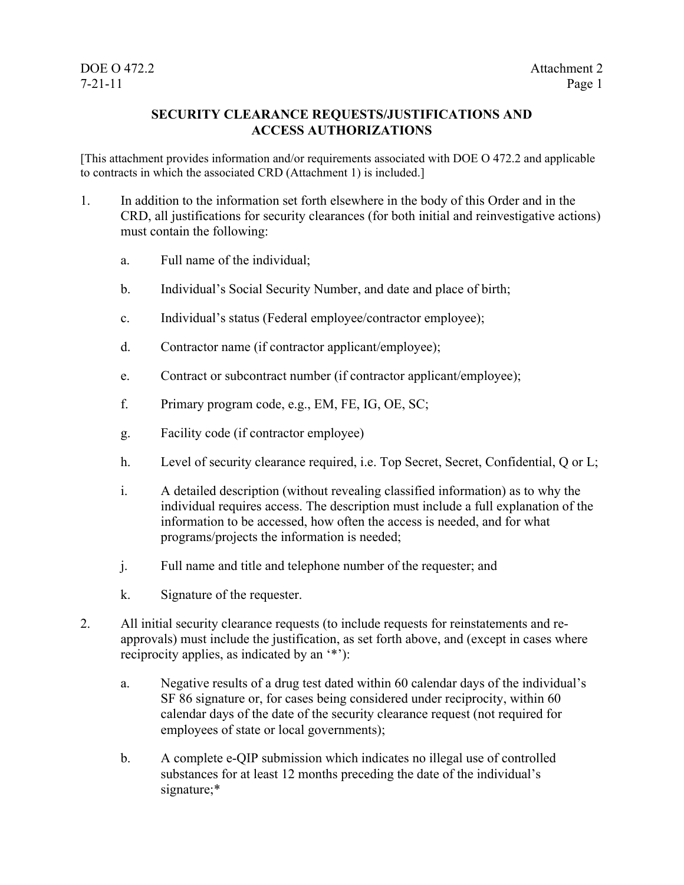## SECURITY CLEARANCE REQUESTS/JUSTIFICATIONS AND ACCESS AUTHORIZATIONS

[This attachment provides information and/or requirements associated with DOE O 472.2 and applicable to contracts in which the associated CRD (Attachment 1) is included.]

1. In addition to the information set forth elsewhere in the body of this Order and in the CRD, all justifications for security clearances (for both initial and reinvestigative actions) must contain the following:

   a. Full name of the individual;

   b. Individual's Social Security Number, and date and place of birth;

   c. Individual's status (Federal employee/contractor employee);

   d. Contractor name (if contractor applicant/employee);

   e. Contract or subcontract number (if contractor applicant/employee);

   f. Primary program code, e.g., EM, FE, IG, OE, SC;

   g. Facility code (if contractor employee)

   h. Level of security clearance required, i.e. Top Secret, Secret, Confidential, Q or L;

   i. A detailed description (without revealing classified information) as to why the individual requires access. The description must include a full explanation of the information to be accessed, how often the access is needed, and for what programs/projects the information is needed;

   j. Full name and title and telephone number of the requester; and

   k. Signature of the requester.

2. All initial security clearance requests (to include requests for reinstatements and re-approvals) must include the justification, as set forth above, and (except in cases where reciprocity applies, as indicated by an '*'):

   a. Negative results of a drug test dated within 60 calendar days of the individual's SF 86 signature or, for cases being considered under reciprocity, within 60 calendar days of the date of the security clearance request (not required for employees of state or local governments);

   b. A complete e-QIP submission which indicates no illegal use of controlled substances for at least 12 months preceding the date of the individual's signature;*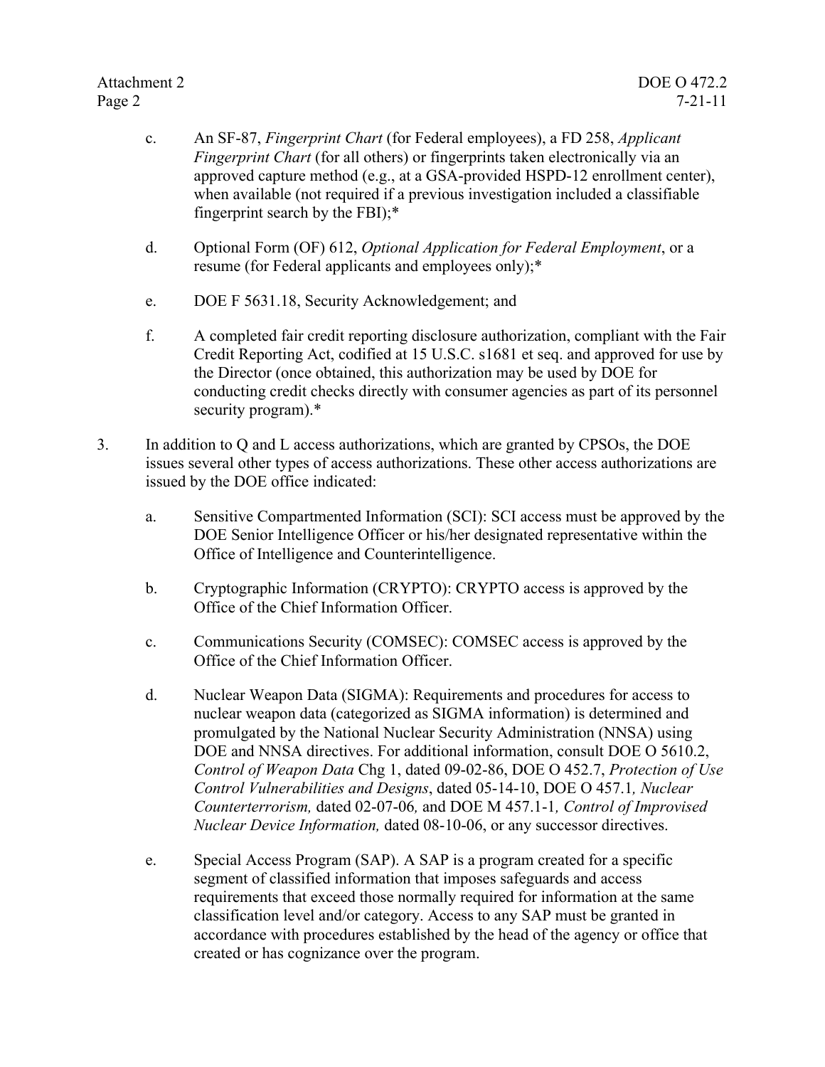c. An SF-87, *Fingerprint Chart* (for Federal employees), a FD 258, *Applicant Fingerprint Chart* (for all others) or fingerprints taken electronically via an approved capture method (e.g., at a GSA-provided HSPD-12 enrollment center), when available (not required if a previous investigation included a classifiable fingerprint search by the FBI);*

d. Optional Form (OF) 612, *Optional Application for Federal Employment*, or a resume (for Federal applicants and employees only);*

e. DOE F 5631.18, Security Acknowledgement; and

f. A completed fair credit reporting disclosure authorization, compliant with the Fair Credit Reporting Act, codified at 15 U.S.C. s1681 et seq. and approved for use by the Director (once obtained, this authorization may be used by DOE for conducting credit checks directly with consumer agencies as part of its personnel security program).*

3. In addition to Q and L access authorizations, which are granted by CPSOs, the DOE issues several other types of access authorizations. These other access authorizations are issued by the DOE office indicated:

   a. Sensitive Compartmented Information (SCI): SCI access must be approved by the DOE Senior Intelligence Officer or his/her designated representative within the Office of Intelligence and Counterintelligence.

   b. Cryptographic Information (CRYPTO): CRYPTO access is approved by the Office of the Chief Information Officer.

   c. Communications Security (COMSEC): COMSEC access is approved by the Office of the Chief Information Officer.

   d. Nuclear Weapon Data (SIGMA): Requirements and procedures for access to nuclear weapon data (categorized as SIGMA information) is determined and promulgated by the National Nuclear Security Administration (NNSA) using DOE and NNSA directives. For additional information, consult DOE O 5610.2, *Control of Weapon Data* Chg 1, dated 09-02-86, DOE O 452.7, *Protection of Use Control Vulnerabilities and Designs*, dated 05-14-10, DOE O 457.1*, Nuclear Counterterrorism,* dated 02-07-06*,* and DOE M 457.1-1*, Control of Improvised Nuclear Device Information,* dated 08-10-06, or any successor directives.

   e. Special Access Program (SAP). A SAP is a program created for a specific segment of classified information that imposes safeguards and access requirements that exceed those normally required for information at the same classification level and/or category. Access to any SAP must be granted in accordance with procedures established by the head of the agency or office that created or has cognizance over the program.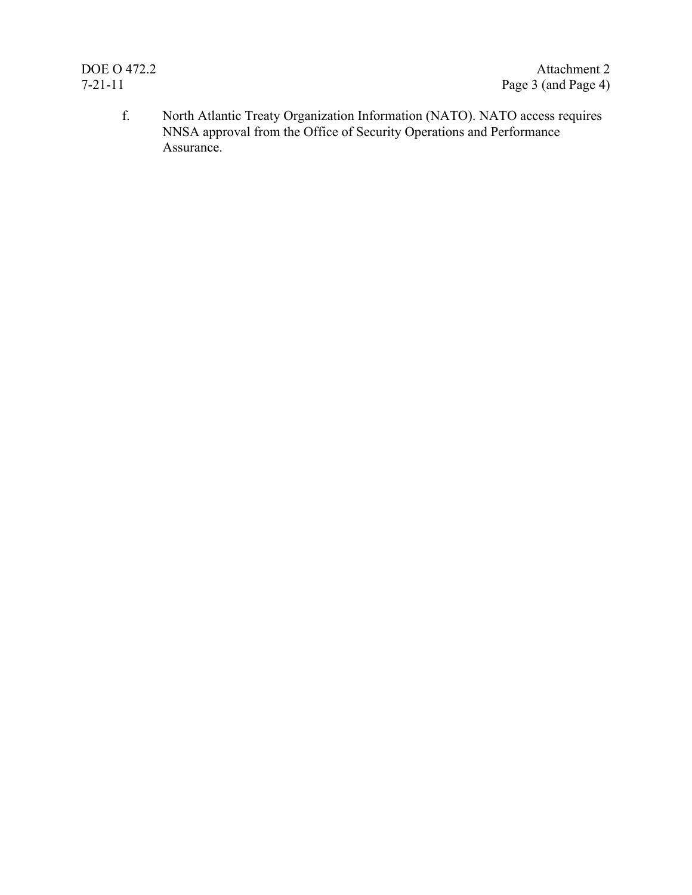f. North Atlantic Treaty Organization Information (NATO). NATO access requires NNSA approval from the Office of Security Operations and Performance Assurance.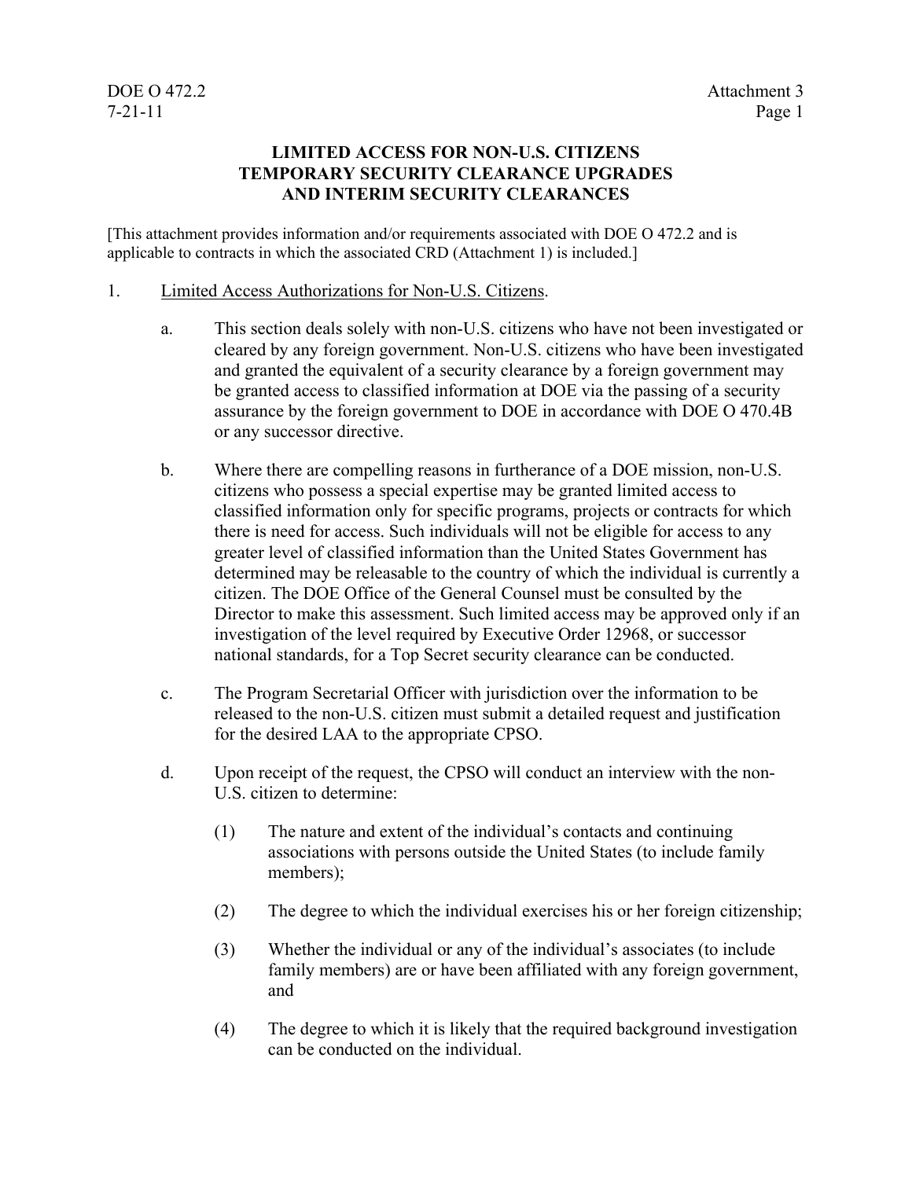## LIMITED ACCESS FOR NON-U.S. CITIZENS TEMPORARY SECURITY CLEARANCE UPGRADES AND INTERIM SECURITY CLEARANCES

[This attachment provides information and/or requirements associated with DOE O 472.2 and is applicable to contracts in which the associated CRD (Attachment 1) is included.]

1. Limited Access Authorizations for Non-U.S. Citizens.

   a. This section deals solely with non-U.S. citizens who have not been investigated or cleared by any foreign government. Non-U.S. citizens who have been investigated and granted the equivalent of a security clearance by a foreign government may be granted access to classified information at DOE via the passing of a security assurance by the foreign government to DOE in accordance with DOE O 470.4B or any successor directive.

   b. Where there are compelling reasons in furtherance of a DOE mission, non-U.S. citizens who possess a special expertise may be granted limited access to classified information only for specific programs, projects or contracts for which there is need for access. Such individuals will not be eligible for access to any greater level of classified information than the United States Government has determined may be releasable to the country of which the individual is currently a citizen. The DOE Office of the General Counsel must be consulted by the Director to make this assessment. Such limited access may be approved only if an investigation of the level required by Executive Order 12968, or successor national standards, for a Top Secret security clearance can be conducted.

   c. The Program Secretarial Officer with jurisdiction over the information to be released to the non-U.S. citizen must submit a detailed request and justification for the desired LAA to the appropriate CPSO.

   d. Upon receipt of the request, the CPSO will conduct an interview with the non-U.S. citizen to determine:

      (1) The nature and extent of the individual's contacts and continuing associations with persons outside the United States (to include family members);

      (2) The degree to which the individual exercises his or her foreign citizenship;

      (3) Whether the individual or any of the individual's associates (to include family members) are or have been affiliated with any foreign government, and

      (4) The degree to which it is likely that the required background investigation can be conducted on the individual.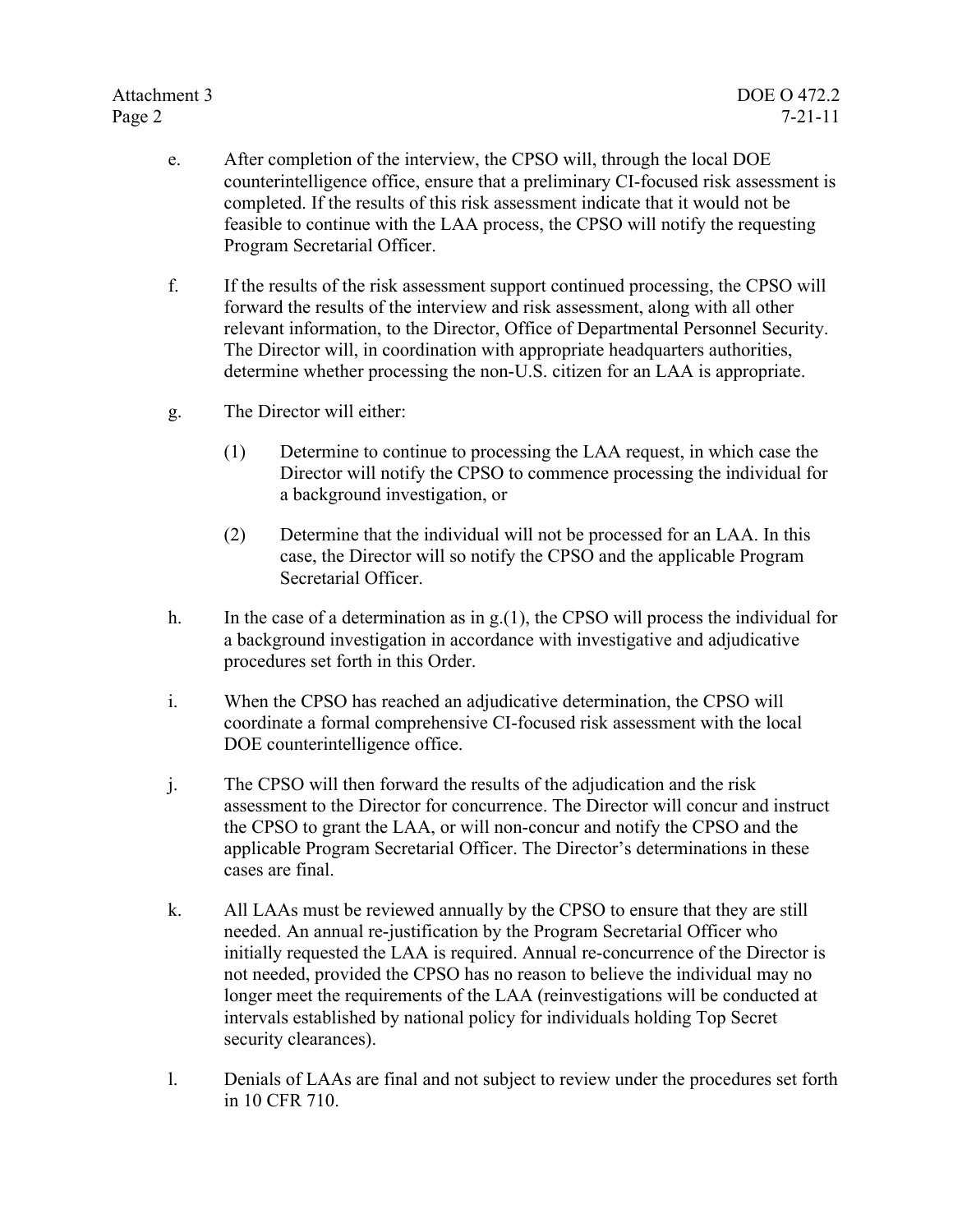e. After completion of the interview, the CPSO will, through the local DOE counterintelligence office, ensure that a preliminary CI-focused risk assessment is completed. If the results of this risk assessment indicate that it would not be feasible to continue with the LAA process, the CPSO will notify the requesting Program Secretarial Officer.

f. If the results of the risk assessment support continued processing, the CPSO will forward the results of the interview and risk assessment, along with all other relevant information, to the Director, Office of Departmental Personnel Security. The Director will, in coordination with appropriate headquarters authorities, determine whether processing the non-U.S. citizen for an LAA is appropriate.

g. The Director will either:

   (1) Determine to continue to processing the LAA request, in which case the Director will notify the CPSO to commence processing the individual for a background investigation, or

   (2) Determine that the individual will not be processed for an LAA. In this case, the Director will so notify the CPSO and the applicable Program Secretarial Officer.

h. In the case of a determination as in g.(1), the CPSO will process the individual for a background investigation in accordance with investigative and adjudicative procedures set forth in this Order.

i. When the CPSO has reached an adjudicative determination, the CPSO will coordinate a formal comprehensive CI-focused risk assessment with the local DOE counterintelligence office.

j. The CPSO will then forward the results of the adjudication and the risk assessment to the Director for concurrence. The Director will concur and instruct the CPSO to grant the LAA, or will non-concur and notify the CPSO and the applicable Program Secretarial Officer. The Director's determinations in these cases are final.

k. All LAAs must be reviewed annually by the CPSO to ensure that they are still needed. An annual re-justification by the Program Secretarial Officer who initially requested the LAA is required. Annual re-concurrence of the Director is not needed, provided the CPSO has no reason to believe the individual may no longer meet the requirements of the LAA (reinvestigations will be conducted at intervals established by national policy for individuals holding Top Secret security clearances).

l. Denials of LAAs are final and not subject to review under the procedures set forth in 10 CFR 710.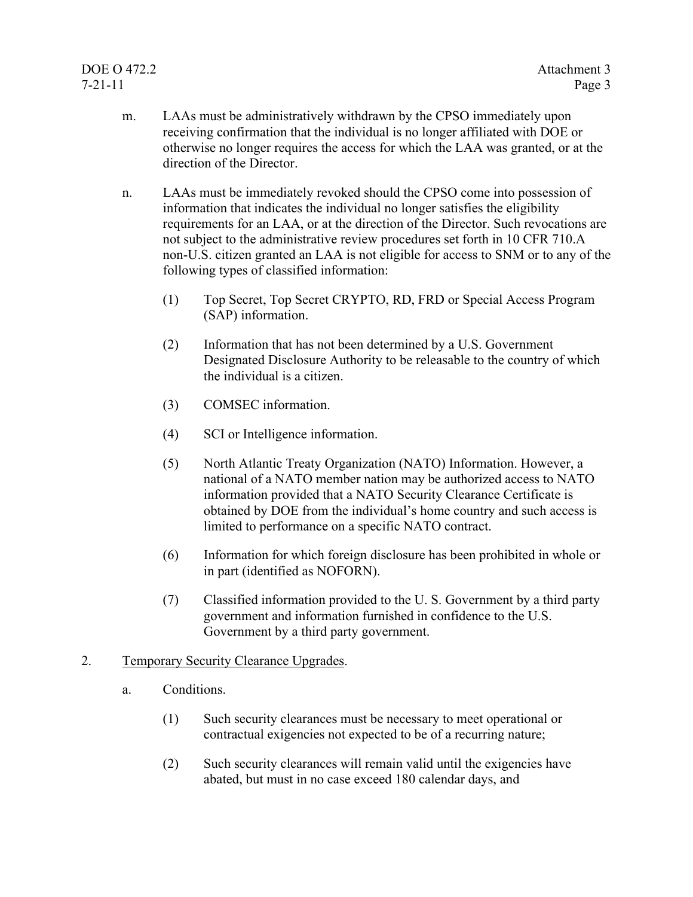m. LAAs must be administratively withdrawn by the CPSO immediately upon receiving confirmation that the individual is no longer affiliated with DOE or otherwise no longer requires the access for which the LAA was granted, or at the direction of the Director.

n. LAAs must be immediately revoked should the CPSO come into possession of information that indicates the individual no longer satisfies the eligibility requirements for an LAA, or at the direction of the Director. Such revocations are not subject to the administrative review procedures set forth in 10 CFR 710.A non-U.S. citizen granted an LAA is not eligible for access to SNM or to any of the following types of classified information:

   (1) Top Secret, Top Secret CRYPTO, RD, FRD or Special Access Program (SAP) information.

   (2) Information that has not been determined by a U.S. Government Designated Disclosure Authority to be releasable to the country of which the individual is a citizen.

   (3) COMSEC information.

   (4) SCI or Intelligence information.

   (5) North Atlantic Treaty Organization (NATO) Information. However, a national of a NATO member nation may be authorized access to NATO information provided that a NATO Security Clearance Certificate is obtained by DOE from the individual's home country and such access is limited to performance on a specific NATO contract.

   (6) Information for which foreign disclosure has been prohibited in whole or in part (identified as NOFORN).

   (7) Classified information provided to the U. S. Government by a third party government and information furnished in confidence to the U.S. Government by a third party government.

2. Temporary Security Clearance Upgrades.

   a. Conditions.

      (1) Such security clearances must be necessary to meet operational or contractual exigencies not expected to be of a recurring nature;

      (2) Such security clearances will remain valid until the exigencies have abated, but must in no case exceed 180 calendar days, and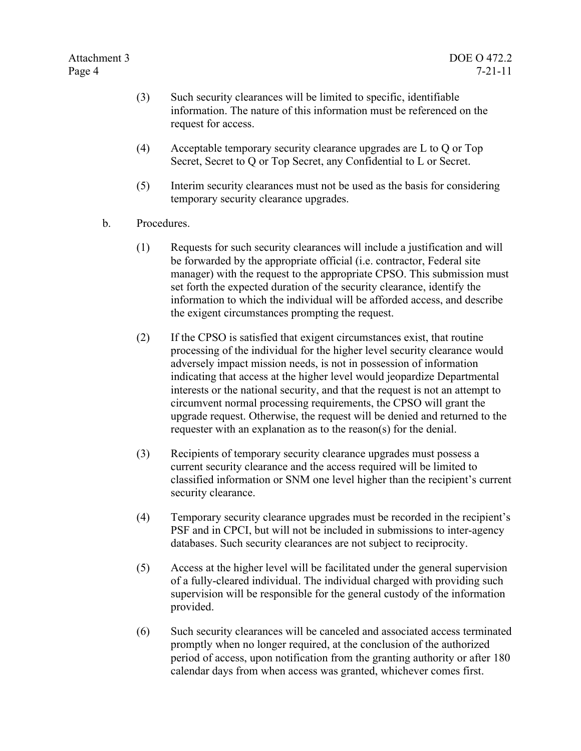(3) Such security clearances will be limited to specific, identifiable information. The nature of this information must be referenced on the request for access.

(4) Acceptable temporary security clearance upgrades are L to Q or Top Secret, Secret to Q or Top Secret, any Confidential to L or Secret.

(5) Interim security clearances must not be used as the basis for considering temporary security clearance upgrades.

b. Procedures.

(1) Requests for such security clearances will include a justification and will be forwarded by the appropriate official (i.e. contractor, Federal site manager) with the request to the appropriate CPSO. This submission must set forth the expected duration of the security clearance, identify the information to which the individual will be afforded access, and describe the exigent circumstances prompting the request.

(2) If the CPSO is satisfied that exigent circumstances exist, that routine processing of the individual for the higher level security clearance would adversely impact mission needs, is not in possession of information indicating that access at the higher level would jeopardize Departmental interests or the national security, and that the request is not an attempt to circumvent normal processing requirements, the CPSO will grant the upgrade request. Otherwise, the request will be denied and returned to the requester with an explanation as to the reason(s) for the denial.

(3) Recipients of temporary security clearance upgrades must possess a current security clearance and the access required will be limited to classified information or SNM one level higher than the recipient's current security clearance.

(4) Temporary security clearance upgrades must be recorded in the recipient's PSF and in CPCI, but will not be included in submissions to inter-agency databases. Such security clearances are not subject to reciprocity.

(5) Access at the higher level will be facilitated under the general supervision of a fully-cleared individual. The individual charged with providing such supervision will be responsible for the general custody of the information provided.

(6) Such security clearances will be canceled and associated access terminated promptly when no longer required, at the conclusion of the authorized period of access, upon notification from the granting authority or after 180 calendar days from when access was granted, whichever comes first.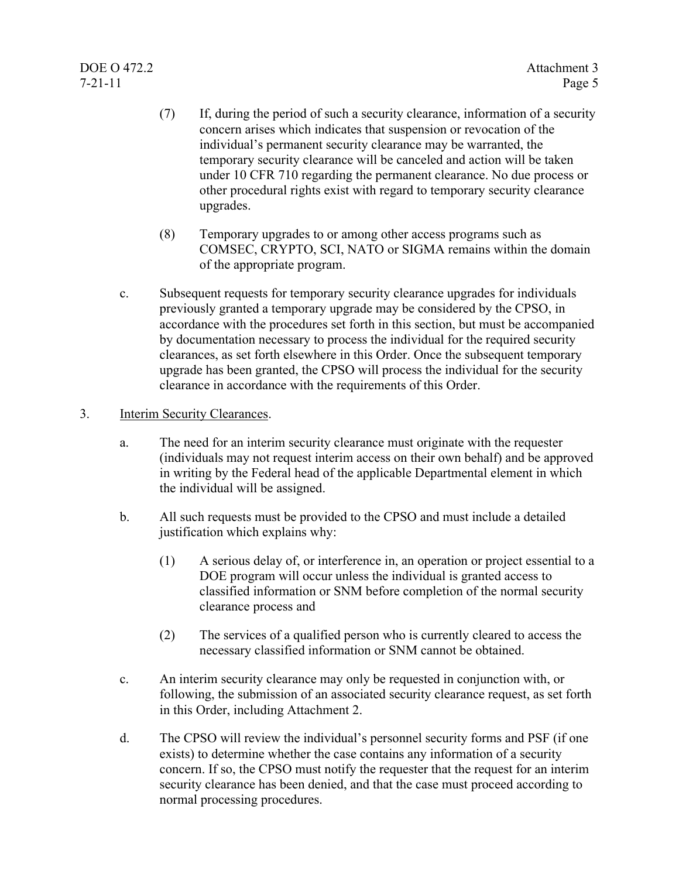(7) If, during the period of such a security clearance, information of a security concern arises which indicates that suspension or revocation of the individual's permanent security clearance may be warranted, the temporary security clearance will be canceled and action will be taken under 10 CFR 710 regarding the permanent clearance. No due process or other procedural rights exist with regard to temporary security clearance upgrades.

(8) Temporary upgrades to or among other access programs such as COMSEC, CRYPTO, SCI, NATO or SIGMA remains within the domain of the appropriate program.

c. Subsequent requests for temporary security clearance upgrades for individuals previously granted a temporary upgrade may be considered by the CPSO, in accordance with the procedures set forth in this section, but must be accompanied by documentation necessary to process the individual for the required security clearances, as set forth elsewhere in this Order. Once the subsequent temporary upgrade has been granted, the CPSO will process the individual for the security clearance in accordance with the requirements of this Order.

3. Interim Security Clearances.

a. The need for an interim security clearance must originate with the requester (individuals may not request interim access on their own behalf) and be approved in writing by the Federal head of the applicable Departmental element in which the individual will be assigned.

b. All such requests must be provided to the CPSO and must include a detailed justification which explains why:

(1) A serious delay of, or interference in, an operation or project essential to a DOE program will occur unless the individual is granted access to classified information or SNM before completion of the normal security clearance process and

(2) The services of a qualified person who is currently cleared to access the necessary classified information or SNM cannot be obtained.

c. An interim security clearance may only be requested in conjunction with, or following, the submission of an associated security clearance request, as set forth in this Order, including Attachment 2.

d. The CPSO will review the individual's personnel security forms and PSF (if one exists) to determine whether the case contains any information of a security concern. If so, the CPSO must notify the requester that the request for an interim security clearance has been denied, and that the case must proceed according to normal processing procedures.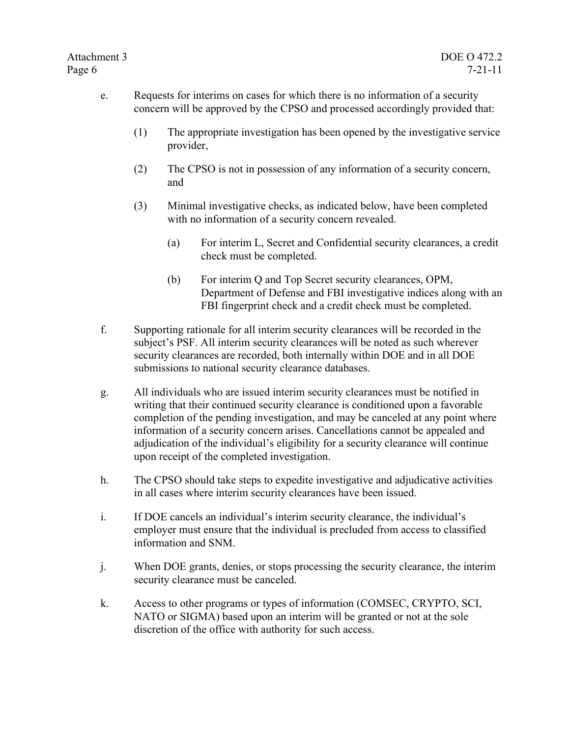e. Requests for interims on cases for which there is no information of a security concern will be approved by the CPSO and processed accordingly provided that:

   (1) The appropriate investigation has been opened by the investigative service provider,

   (2) The CPSO is not in possession of any information of a security concern, and

   (3) Minimal investigative checks, as indicated below, have been completed with no information of a security concern revealed.

      (a) For interim L, Secret and Confidential security clearances, a credit check must be completed.

      (b) For interim Q and Top Secret security clearances, OPM, Department of Defense and FBI investigative indices along with an FBI fingerprint check and a credit check must be completed.

f. Supporting rationale for all interim security clearances will be recorded in the subject's PSF. All interim security clearances will be noted as such wherever security clearances are recorded, both internally within DOE and in all DOE submissions to national security clearance databases.

g. All individuals who are issued interim security clearances must be notified in writing that their continued security clearance is conditioned upon a favorable completion of the pending investigation, and may be canceled at any point where information of a security concern arises. Cancellations cannot be appealed and adjudication of the individual's eligibility for a security clearance will continue upon receipt of the completed investigation.

h. The CPSO should take steps to expedite investigative and adjudicative activities in all cases where interim security clearances have been issued.

i. If DOE cancels an individual's interim security clearance, the individual's employer must ensure that the individual is precluded from access to classified information and SNM.

j. When DOE grants, denies, or stops processing the security clearance, the interim security clearance must be canceled.

k. Access to other programs or types of information (COMSEC, CRYPTO, SCI, NATO or SIGMA) based upon an interim will be granted or not at the sole discretion of the office with authority for such access.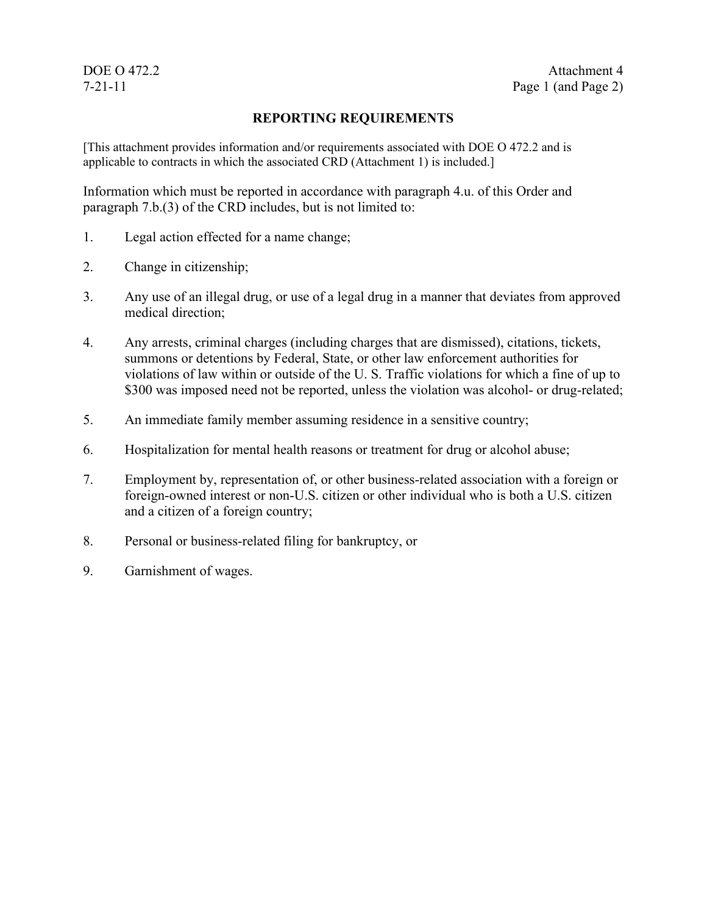## REPORTING REQUIREMENTS

[This attachment provides information and/or requirements associated with DOE O 472.2 and is applicable to contracts in which the associated CRD (Attachment 1) is included.]

Information which must be reported in accordance with paragraph 4.u. of this Order and paragraph 7.b.(3) of the CRD includes, but is not limited to:

1. Legal action effected for a name change;
2. Change in citizenship;
3. Any use of an illegal drug, or use of a legal drug in a manner that deviates from approved medical direction;
4. Any arrests, criminal charges (including charges that are dismissed), citations, tickets, summons or detentions by Federal, State, or other law enforcement authorities for violations of law within or outside of the U. S. Traffic violations for which a fine of up to $300 was imposed need not be reported, unless the violation was alcohol- or drug-related;
5. An immediate family member assuming residence in a sensitive country;
6. Hospitalization for mental health reasons or treatment for drug or alcohol abuse;
7. Employment by, representation of, or other business-related association with a foreign or foreign-owned interest or non-U.S. citizen or other individual who is both a U.S. citizen and a citizen of a foreign country;
8. Personal or business-related filing for bankruptcy, or
9. Garnishment of wages.